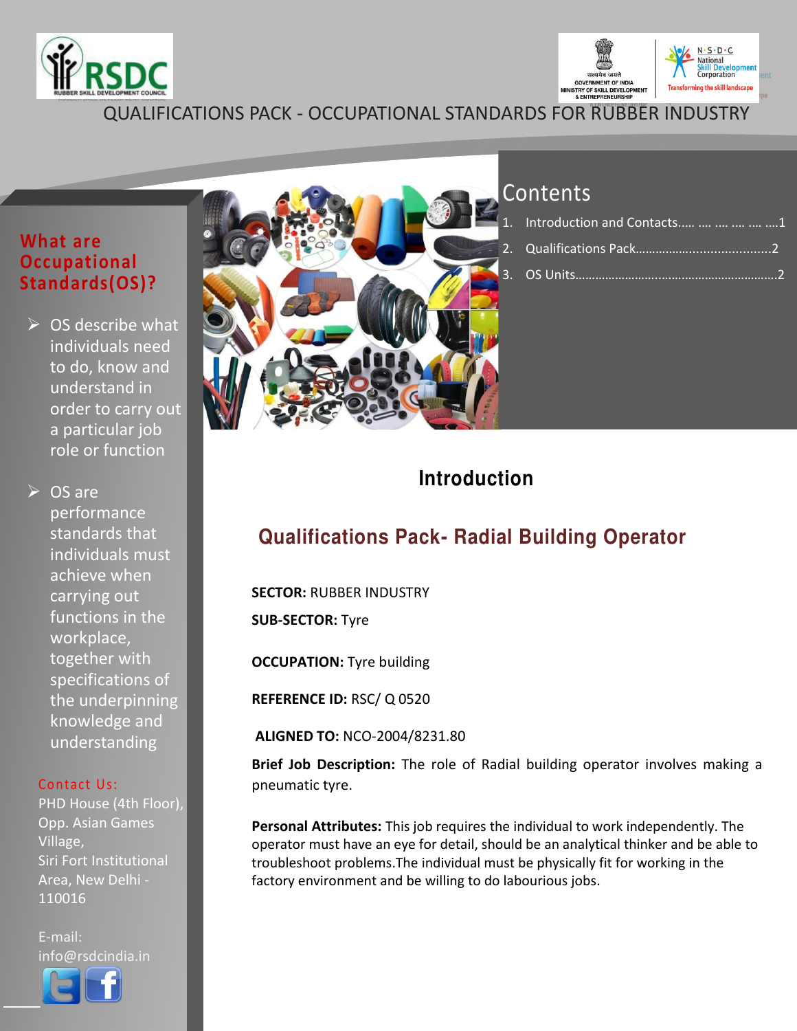# QUALIFICATIONS PACK - OCCUPATIONAL STANDARDS FOR RUBBER INDUSTRY

## What are Occupational Standards(OS)?

- OS describe what individuals need to do, know and understand in order to carry out a particular job role or function
- OS are performance standards that individuals must achieve when carrying out functions in the workplace, together with specifications of the underpinning knowledge and understanding

Contact Us:
PHD House (4th Floor), Opp. Asian Games Village,
Siri Fort Institutional Area, New Delhi - 110016

E-mail: info@rsdcindia.in

## Contents

1. Introduction and Contacts..... .... .... .... .... ....1
2. Qualifications Pack.......................................2
3. OS Units.........................................................2

## Introduction

### Qualifications Pack- Radial Building Operator

**SECTOR:** RUBBER INDUSTRY

**SUB-SECTOR:** Tyre

**OCCUPATION:** Tyre building

**REFERENCE ID:** RSC/ Q 0520

**ALIGNED TO:** NCO-2004/8231.80

**Brief Job Description:** The role of Radial building operator involves making a pneumatic tyre.

**Personal Attributes:** This job requires the individual to work independently. The operator must have an eye for detail, should be an analytical thinker and be able to troubleshoot problems.The individual must be physically fit for working in the factory environment and be willing to do labourious jobs.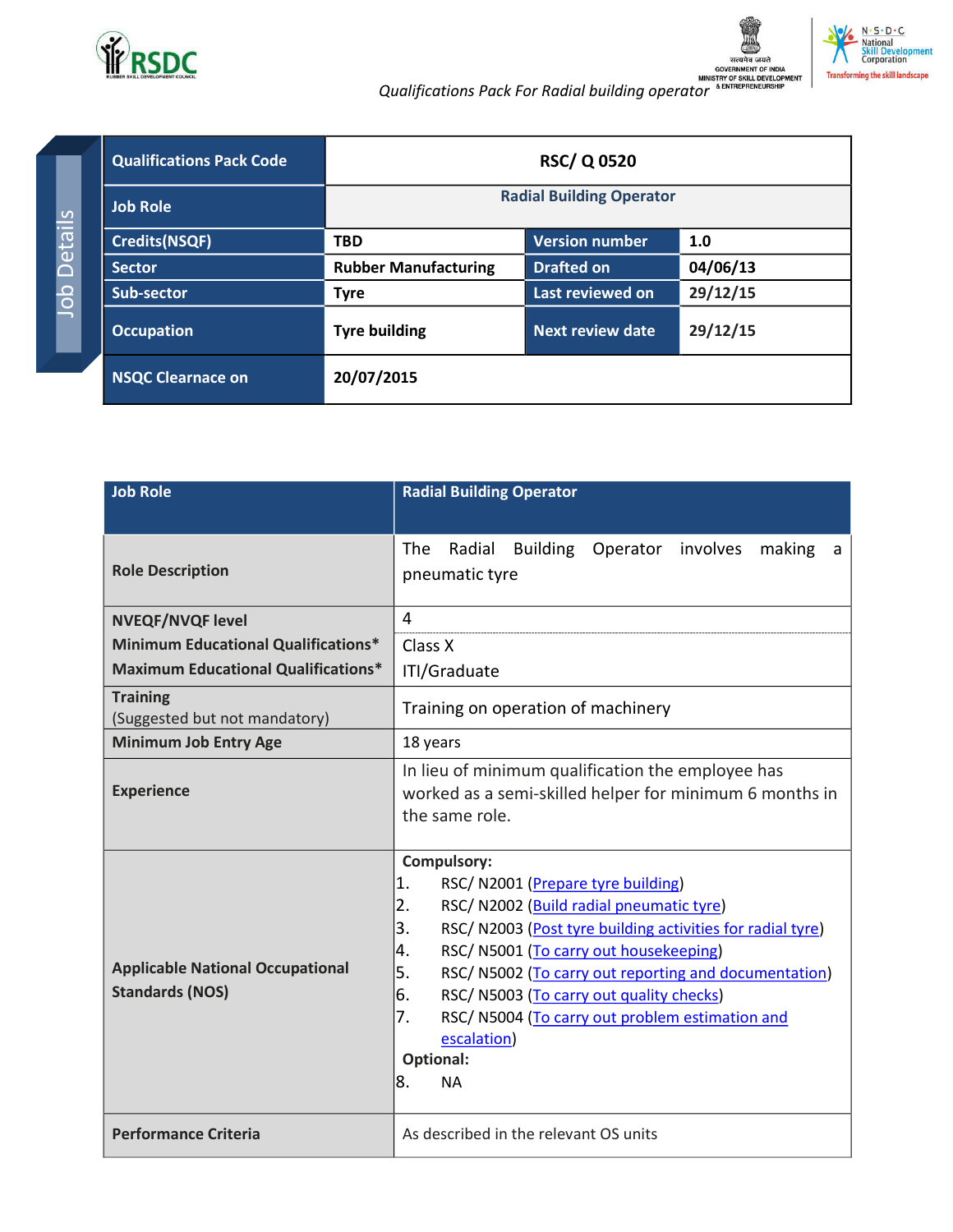| Qualifications Pack Code | RSC/ Q 0520 | | |
|---|---|---|---|
| Job Role | Radial Building Operator | | |
| Credits(NSQF) | TBD | Version number | 1.0 |
| Sector | Rubber Manufacturing | Drafted on | 04/06/13 |
| Sub-sector | Tyre | Last reviewed on | 29/12/15 |
| Occupation | Tyre building | Next review date | 29/12/15 |
| NSQC Clearnace on | 20/07/2015 | | |

| Job Role | Radial Building Operator |
|---|---|
| Role Description | The Radial Building Operator involves making a pneumatic tyre |
| NVEQF/NVQF level | 4 |
| Minimum Educational Qualifications* | Class X |
| Maximum Educational Qualifications* | ITI/Graduate |
| Training (Suggested but not mandatory) | Training on operation of machinery |
| Minimum Job Entry Age | 18 years |
| Experience | In lieu of minimum qualification the employee has worked as a semi-skilled helper for minimum 6 months in the same role. |
| Applicable National Occupational Standards (NOS) | **Compulsory:**<br>1. RSC/ N2001 (Prepare tyre building)<br>2. RSC/ N2002 (Build radial pneumatic tyre)<br>3. RSC/ N2003 (Post tyre building activities for radial tyre)<br>4. RSC/ N5001 (To carry out housekeeping)<br>5. RSC/ N5002 (To carry out reporting and documentation)<br>6. RSC/ N5003 (To carry out quality checks)<br>7. RSC/ N5004 (To carry out problem estimation and escalation)<br>**Optional:**<br>8. NA |
| Performance Criteria | As described in the relevant OS units |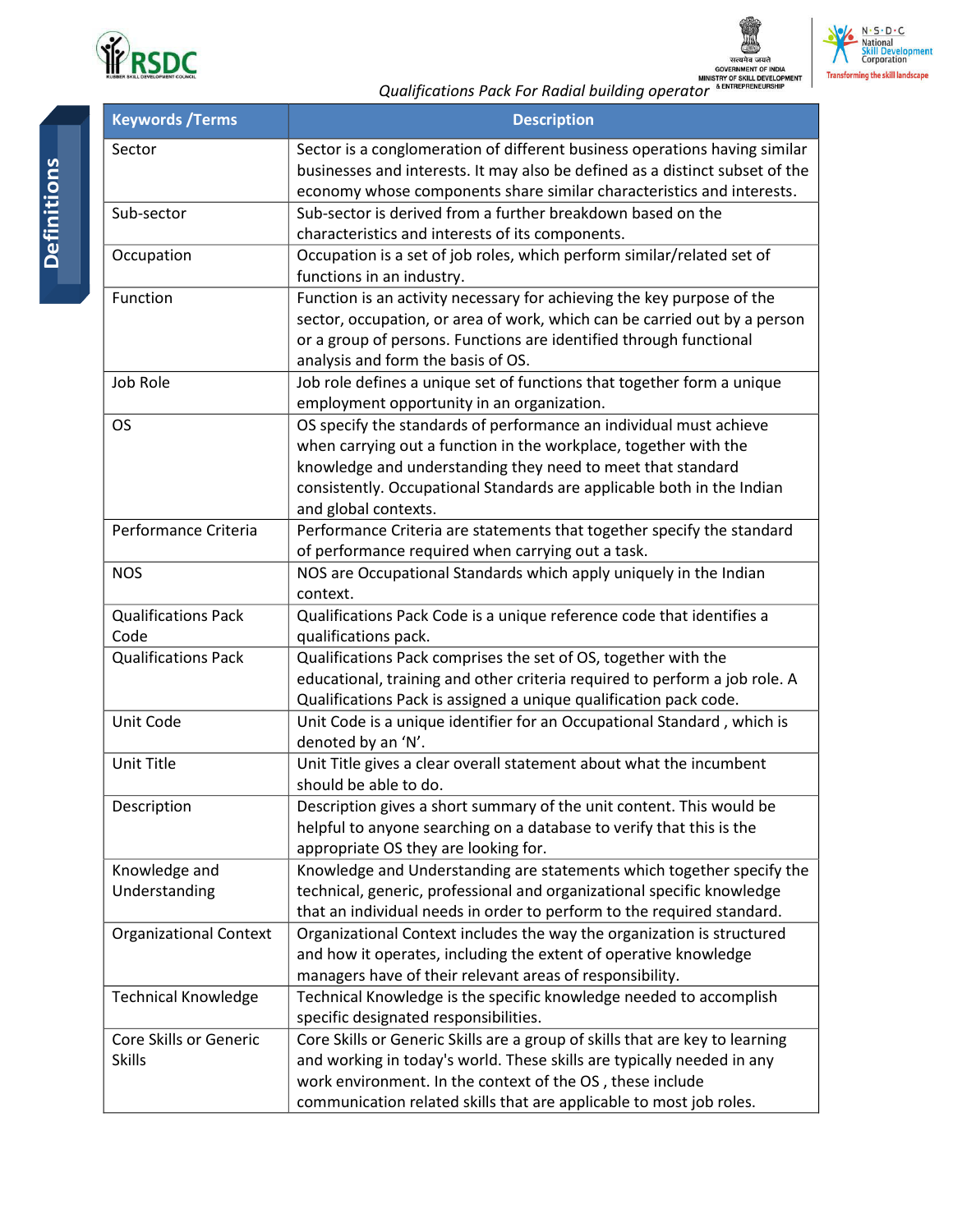Definitions

| Keywords /Terms | Description |
|---|---|
| Sector | Sector is a conglomeration of different business operations having similar businesses and interests. It may also be defined as a distinct subset of the economy whose components share similar characteristics and interests. |
| Sub-sector | Sub-sector is derived from a further breakdown based on the characteristics and interests of its components. |
| Occupation | Occupation is a set of job roles, which perform similar/related set of functions in an industry. |
| Function | Function is an activity necessary for achieving the key purpose of the sector, occupation, or area of work, which can be carried out by a person or a group of persons. Functions are identified through functional analysis and form the basis of OS. |
| Job Role | Job role defines a unique set of functions that together form a unique employment opportunity in an organization. |
| OS | OS specify the standards of performance an individual must achieve when carrying out a function in the workplace, together with the knowledge and understanding they need to meet that standard consistently. Occupational Standards are applicable both in the Indian and global contexts. |
| Performance Criteria | Performance Criteria are statements that together specify the standard of performance required when carrying out a task. |
| NOS | NOS are Occupational Standards which apply uniquely in the Indian context. |
| Qualifications Pack Code | Qualifications Pack Code is a unique reference code that identifies a qualifications pack. |
| Qualifications Pack | Qualifications Pack comprises the set of OS, together with the educational, training and other criteria required to perform a job role. A Qualifications Pack is assigned a unique qualification pack code. |
| Unit Code | Unit Code is a unique identifier for an Occupational Standard , which is denoted by an 'N'. |
| Unit Title | Unit Title gives a clear overall statement about what the incumbent should be able to do. |
| Description | Description gives a short summary of the unit content. This would be helpful to anyone searching on a database to verify that this is the appropriate OS they are looking for. |
| Knowledge and Understanding | Knowledge and Understanding are statements which together specify the technical, generic, professional and organizational specific knowledge that an individual needs in order to perform to the required standard. |
| Organizational Context | Organizational Context includes the way the organization is structured and how it operates, including the extent of operative knowledge managers have of their relevant areas of responsibility. |
| Technical Knowledge | Technical Knowledge is the specific knowledge needed to accomplish specific designated responsibilities. |
| Core Skills or Generic Skills | Core Skills or Generic Skills are a group of skills that are key to learning and working in today's world. These skills are typically needed in any work environment. In the context of the OS , these include communication related skills that are applicable to most job roles. |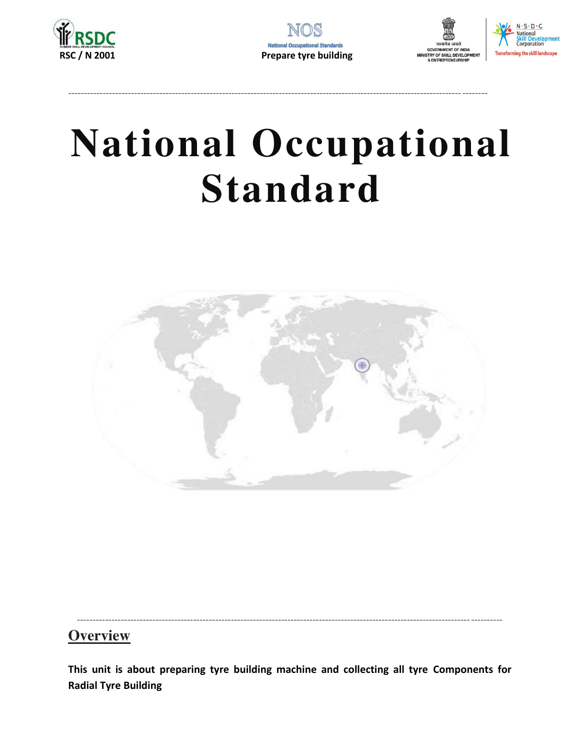# National Occupational Standard

## Overview

**This unit is about preparing tyre building machine and collecting all tyre Components for Radial Tyre Building**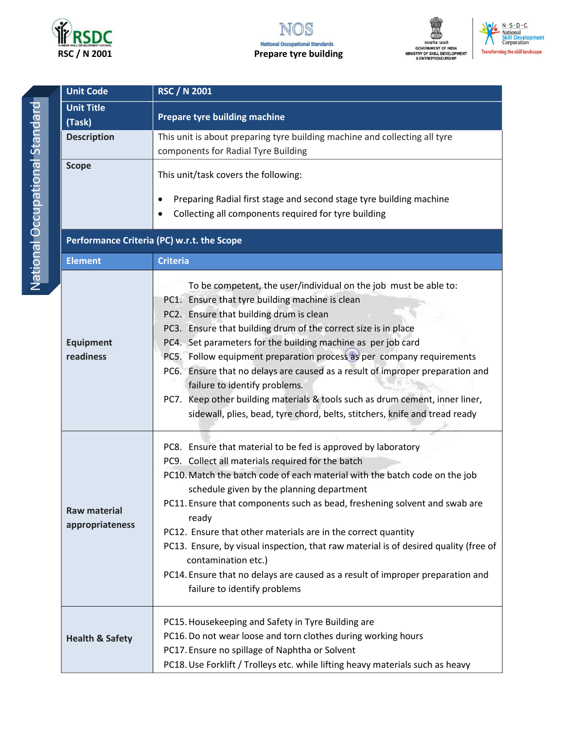| Unit Code | RSC / N 2001 |
|---|---|
| Unit Title (Task) | **Prepare tyre building machine** |
| Description | This unit is about preparing tyre building machine and collecting all tyre components for Radial Tyre Building |
| Scope | This unit/task covers the following:<br><br>• Preparing Radial first stage and second stage tyre building machine<br>• Collecting all components required for tyre building |
| **Performance Criteria (PC) w.r.t. the Scope** | |
| **Element** | **Criteria** |
| Equipment readiness | To be competent, the user/individual on the job must be able to:<br>PC1. Ensure that tyre building machine is clean<br>PC2. Ensure that building drum is clean<br>PC3. Ensure that building drum of the correct size is in place<br>PC4. Set parameters for the building machine as per job card<br>PC5. Follow equipment preparation process as per company requirements<br>PC6. Ensure that no delays are caused as a result of improper preparation and failure to identify problems.<br>PC7. Keep other building materials & tools such as drum cement, inner liner, sidewall, plies, bead, tyre chord, belts, stitchers, knife and tread ready |
| Raw material appropriateness | PC8. Ensure that material to be fed is approved by laboratory<br>PC9. Collect all materials required for the batch<br>PC10. Match the batch code of each material with the batch code on the job schedule given by the planning department<br>PC11. Ensure that components such as bead, freshening solvent and swab are ready<br>PC12. Ensure that other materials are in the correct quantity<br>PC13. Ensure, by visual inspection, that raw material is of desired quality (free of contamination etc.)<br>PC14. Ensure that no delays are caused as a result of improper preparation and failure to identify problems |
| Health & Safety | PC15. Housekeeping and Safety in Tyre Building are<br>PC16. Do not wear loose and torn clothes during working hours<br>PC17. Ensure no spillage of Naphtha or Solvent<br>PC18. Use Forklift / Trolleys etc. while lifting heavy materials such as heavy |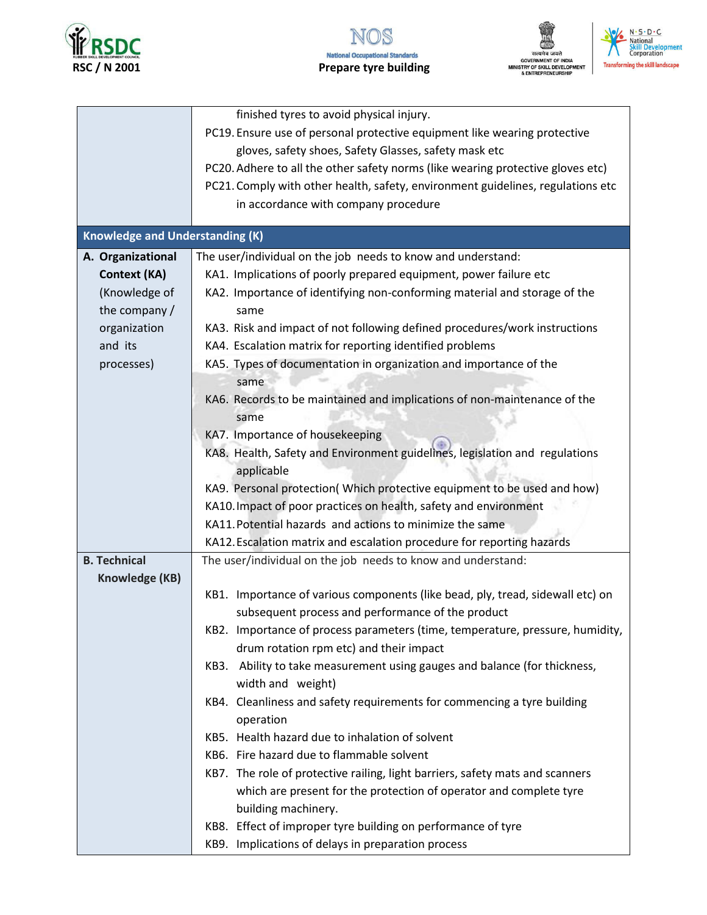| | |
|---|---|
| | finished tyres to avoid physical injury.<br>PC19. Ensure use of personal protective equipment like wearing protective gloves, safety shoes, Safety Glasses, safety mask etc<br>PC20. Adhere to all the other safety norms (like wearing protective gloves etc)<br>PC21. Comply with other health, safety, environment guidelines, regulations etc in accordance with company procedure |
| **Knowledge and Understanding (K)** | |
| **A. Organizational Context (KA)** (Knowledge of the company / organization and its processes) | The user/individual on the job needs to know and understand:<br>KA1. Implications of poorly prepared equipment, power failure etc<br>KA2. Importance of identifying non-conforming material and storage of the same<br>KA3. Risk and impact of not following defined procedures/work instructions<br>KA4. Escalation matrix for reporting identified problems<br>KA5. Types of documentation in organization and importance of the same<br>KA6. Records to be maintained and implications of non-maintenance of the same<br>KA7. Importance of housekeeping<br>KA8. Health, Safety and Environment guidelines, legislation and regulations applicable<br>KA9. Personal protection( Which protective equipment to be used and how)<br>KA10. Impact of poor practices on health, safety and environment<br>KA11. Potential hazards and actions to minimize the same<br>KA12. Escalation matrix and escalation procedure for reporting hazards |
| **B. Technical Knowledge (KB)** | The user/individual on the job needs to know and understand:<br>KB1. Importance of various components (like bead, ply, tread, sidewall etc) on subsequent process and performance of the product<br>KB2. Importance of process parameters (time, temperature, pressure, humidity, drum rotation rpm etc) and their impact<br>KB3. Ability to take measurement using gauges and balance (for thickness, width and weight)<br>KB4. Cleanliness and safety requirements for commencing a tyre building operation<br>KB5. Health hazard due to inhalation of solvent<br>KB6. Fire hazard due to flammable solvent<br>KB7. The role of protective railing, light barriers, safety mats and scanners which are present for the protection of operator and complete tyre building machinery.<br>KB8. Effect of improper tyre building on performance of tyre<br>KB9. Implications of delays in preparation process |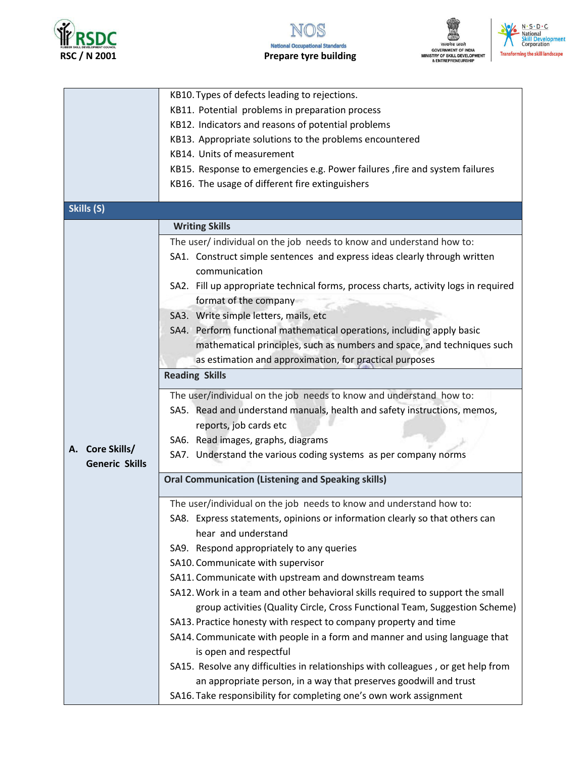| | |
|---|---|
| | KB10. Types of defects leading to rejections.<br>KB11. Potential problems in preparation process<br>KB12. Indicators and reasons of potential problems<br>KB13. Appropriate solutions to the problems encountered<br>KB14. Units of measurement<br>KB15. Response to emergencies e.g. Power failures ,fire and system failures<br>KB16. The usage of different fire extinguishers |
| **Skills (S)** | |
| **A. Core Skills/ Generic Skills** | **Writing Skills** |
| | The user/ individual on the job needs to know and understand how to:<br>SA1. Construct simple sentences and express ideas clearly through written communication<br>SA2. Fill up appropriate technical forms, process charts, activity logs in required format of the company<br>SA3. Write simple letters, mails, etc<br>SA4. Perform functional mathematical operations, including apply basic mathematical principles, such as numbers and space, and techniques such as estimation and approximation, for practical purposes |
| | **Reading Skills** |
| | The user/individual on the job needs to know and understand how to:<br>SA5. Read and understand manuals, health and safety instructions, memos, reports, job cards etc<br>SA6. Read images, graphs, diagrams<br>SA7. Understand the various coding systems as per company norms |
| | **Oral Communication (Listening and Speaking skills)** |
| | The user/individual on the job needs to know and understand how to:<br>SA8. Express statements, opinions or information clearly so that others can hear and understand<br>SA9. Respond appropriately to any queries<br>SA10. Communicate with supervisor<br>SA11. Communicate with upstream and downstream teams<br>SA12. Work in a team and other behavioral skills required to support the small group activities (Quality Circle, Cross Functional Team, Suggestion Scheme)<br>SA13. Practice honesty with respect to company property and time<br>SA14. Communicate with people in a form and manner and using language that is open and respectful<br>SA15. Resolve any difficulties in relationships with colleagues , or get help from an appropriate person, in a way that preserves goodwill and trust<br>SA16. Take responsibility for completing one's own work assignment |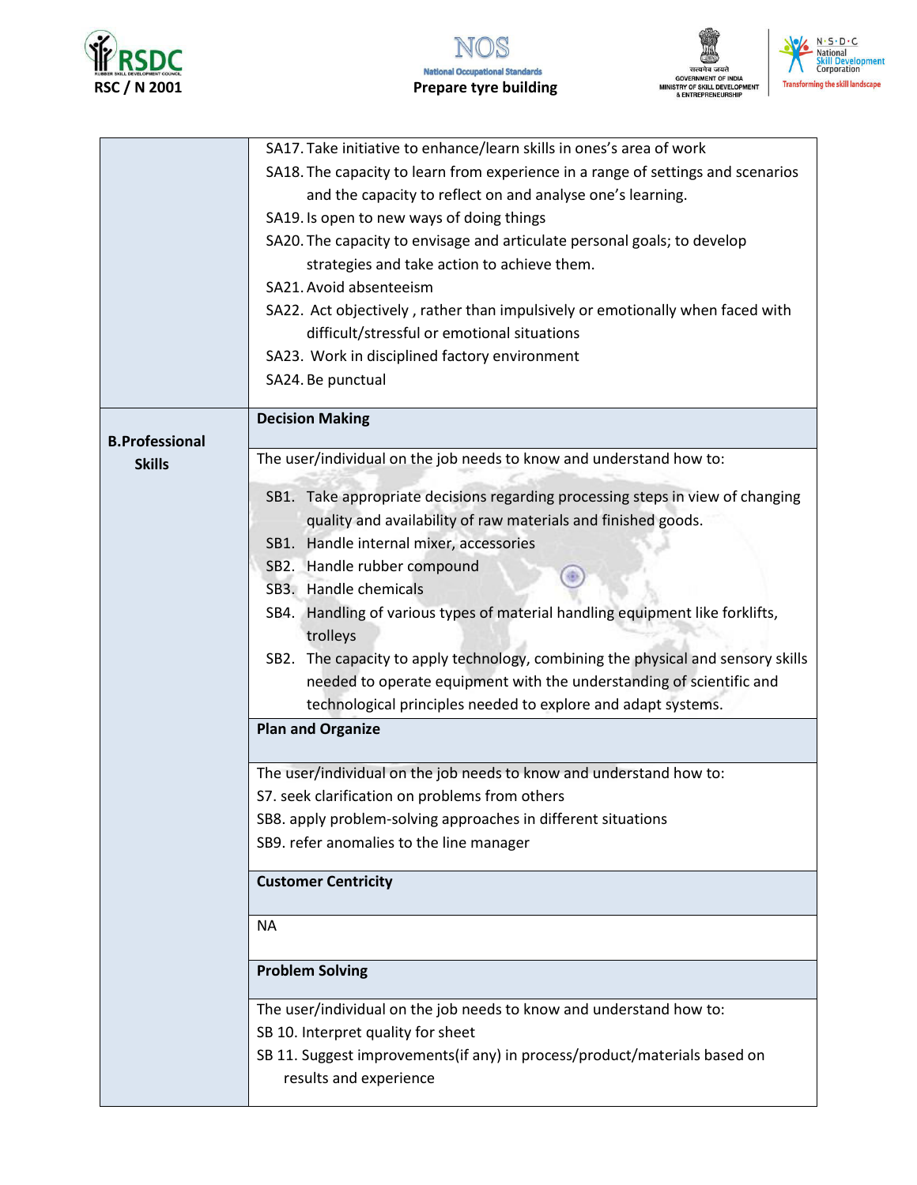| | |
|---|---|
| | SA17. Take initiative to enhance/learn skills in ones's area of work<br>SA18. The capacity to learn from experience in a range of settings and scenarios and the capacity to reflect on and analyse one's learning.<br>SA19. Is open to new ways of doing things<br>SA20. The capacity to envisage and articulate personal goals; to develop strategies and take action to achieve them.<br>SA21. Avoid absenteeism<br>SA22. Act objectively , rather than impulsively or emotionally when faced with difficult/stressful or emotional situations<br>SA23. Work in disciplined factory environment<br>SA24. Be punctual |
| **B.Professional Skills** | **Decision Making** |
| | The user/individual on the job needs to know and understand how to:<br>SB1. Take appropriate decisions regarding processing steps in view of changing quality and availability of raw materials and finished goods.<br>SB1. Handle internal mixer, accessories<br>SB2. Handle rubber compound<br>SB3. Handle chemicals<br>SB4. Handling of various types of material handling equipment like forklifts, trolleys<br>SB2. The capacity to apply technology, combining the physical and sensory skills needed to operate equipment with the understanding of scientific and technological principles needed to explore and adapt systems. |
| | **Plan and Organize** |
| | The user/individual on the job needs to know and understand how to:<br>S7. seek clarification on problems from others<br>SB8. apply problem-solving approaches in different situations<br>SB9. refer anomalies to the line manager |
| | **Customer Centricity** |
| | NA |
| | **Problem Solving** |
| | The user/individual on the job needs to know and understand how to:<br>SB 10. Interpret quality for sheet<br>SB 11. Suggest improvements(if any) in process/product/materials based on results and experience |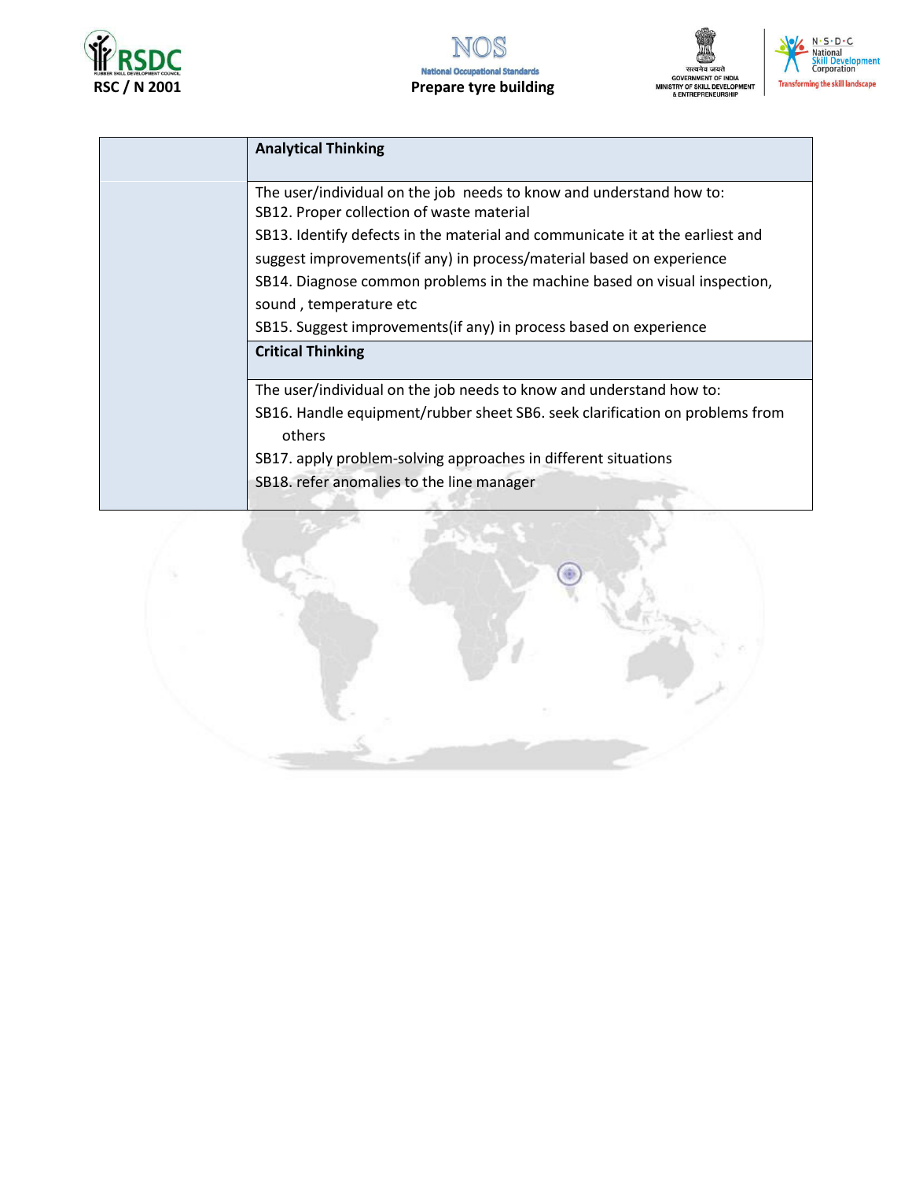| | **Analytical Thinking** |
|---|---|
| | The user/individual on the job needs to know and understand how to:<br>SB12. Proper collection of waste material<br>SB13. Identify defects in the material and communicate it at the earliest and suggest improvements(if any) in process/material based on experience<br>SB14. Diagnose common problems in the machine based on visual inspection, sound , temperature etc<br>SB15. Suggest improvements(if any) in process based on experience |
| | **Critical Thinking** |
| | The user/individual on the job needs to know and understand how to:<br>SB16. Handle equipment/rubber sheet SB6. seek clarification on problems from others<br>SB17. apply problem-solving approaches in different situations<br>SB18. refer anomalies to the line manager |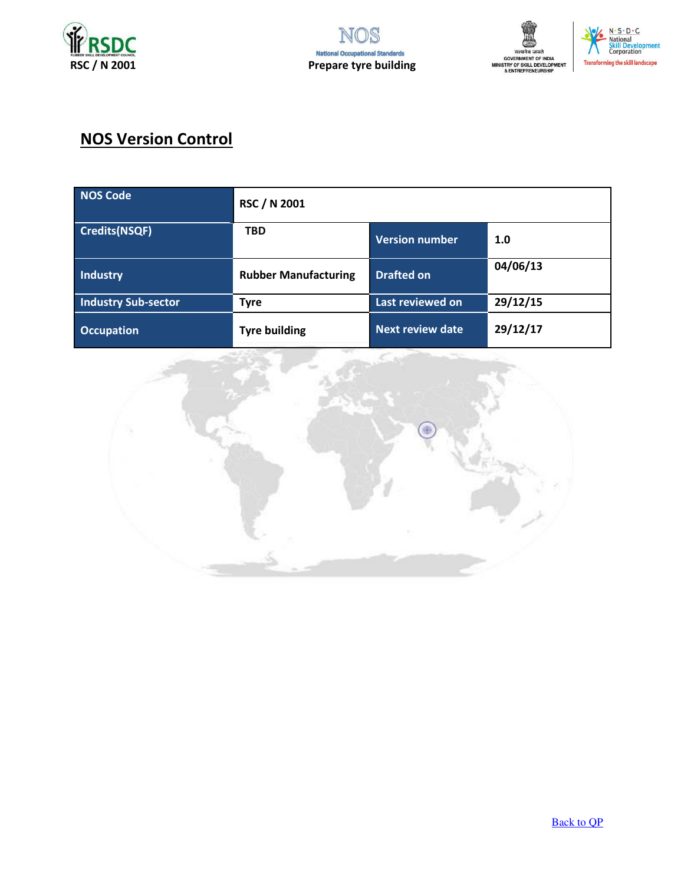## NOS Version Control

| NOS Code | RSC / N 2001 | | |
|---|---|---|---|
| Credits(NSQF) | TBD | Version number | 1.0 |
| Industry | Rubber Manufacturing | Drafted on | 04/06/13 |
| Industry Sub-sector | Tyre | Last reviewed on | 29/12/15 |
| Occupation | Tyre building | Next review date | 29/12/17 |

Back to QP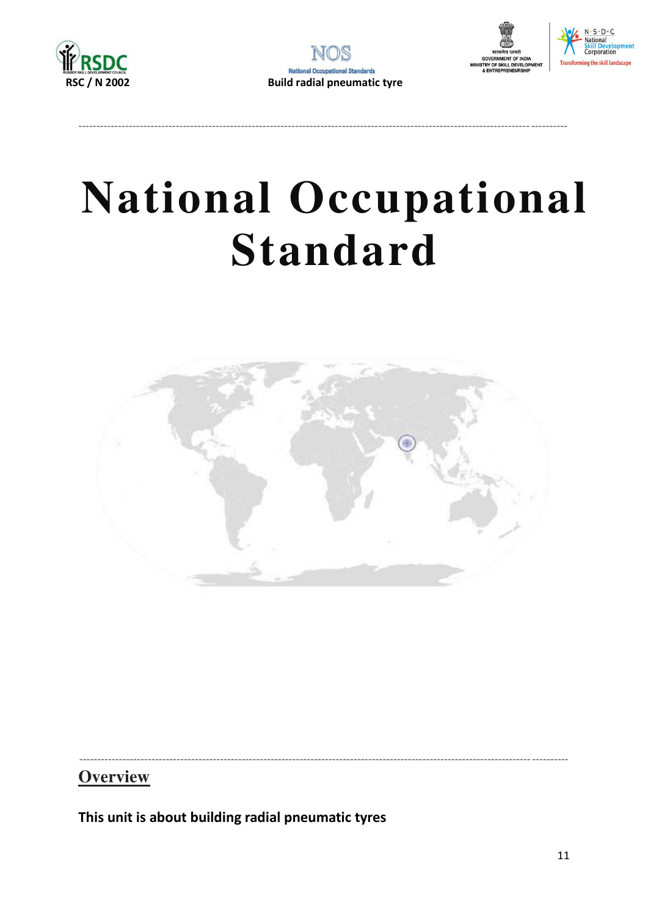# National Occupational Standard

## Overview

**This unit is about building radial pneumatic tyres**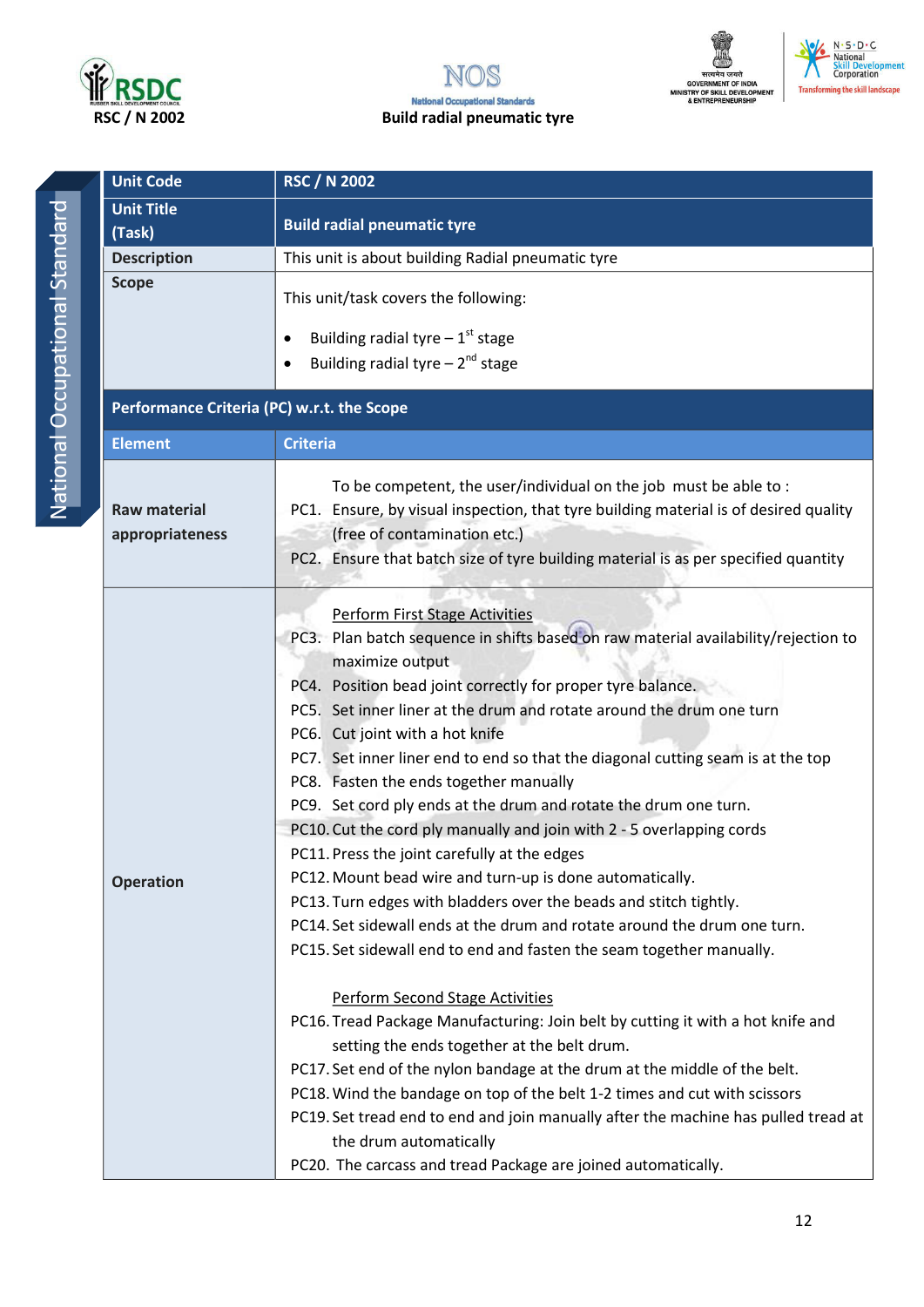| Unit Code | RSC / N 2002 |
|---|---|
| Unit Title (Task) | Build radial pneumatic tyre |
| Description | This unit is about building Radial pneumatic tyre |
| Scope | This unit/task covers the following:<br>• Building radial tyre – 1st stage<br>• Building radial tyre – 2nd stage |
| **Performance Criteria (PC) w.r.t. the Scope** | |
| **Element** | **Criteria** |
| Raw material appropriateness | To be competent, the user/individual on the job must be able to :<br>PC1. Ensure, by visual inspection, that tyre building material is of desired quality (free of contamination etc.)<br>PC2. Ensure that batch size of tyre building material is as per specified quantity |
| Operation | Perform First Stage Activities<br>PC3. Plan batch sequence in shifts based on raw material availability/rejection to maximize output<br>PC4. Position bead joint correctly for proper tyre balance.<br>PC5. Set inner liner at the drum and rotate around the drum one turn<br>PC6. Cut joint with a hot knife<br>PC7. Set inner liner end to end so that the diagonal cutting seam is at the top<br>PC8. Fasten the ends together manually<br>PC9. Set cord ply ends at the drum and rotate the drum one turn.<br>PC10. Cut the cord ply manually and join with 2 - 5 overlapping cords<br>PC11. Press the joint carefully at the edges<br>PC12. Mount bead wire and turn-up is done automatically.<br>PC13. Turn edges with bladders over the beads and stitch tightly.<br>PC14. Set sidewall ends at the drum and rotate around the drum one turn.<br>PC15. Set sidewall end to end and fasten the seam together manually.<br><br>Perform Second Stage Activities<br>PC16. Tread Package Manufacturing: Join belt by cutting it with a hot knife and setting the ends together at the belt drum.<br>PC17. Set end of the nylon bandage at the drum at the middle of the belt.<br>PC18. Wind the bandage on top of the belt 1-2 times and cut with scissors<br>PC19. Set tread end to end and join manually after the machine has pulled tread at the drum automatically<br>PC20. The carcass and tread Package are joined automatically. |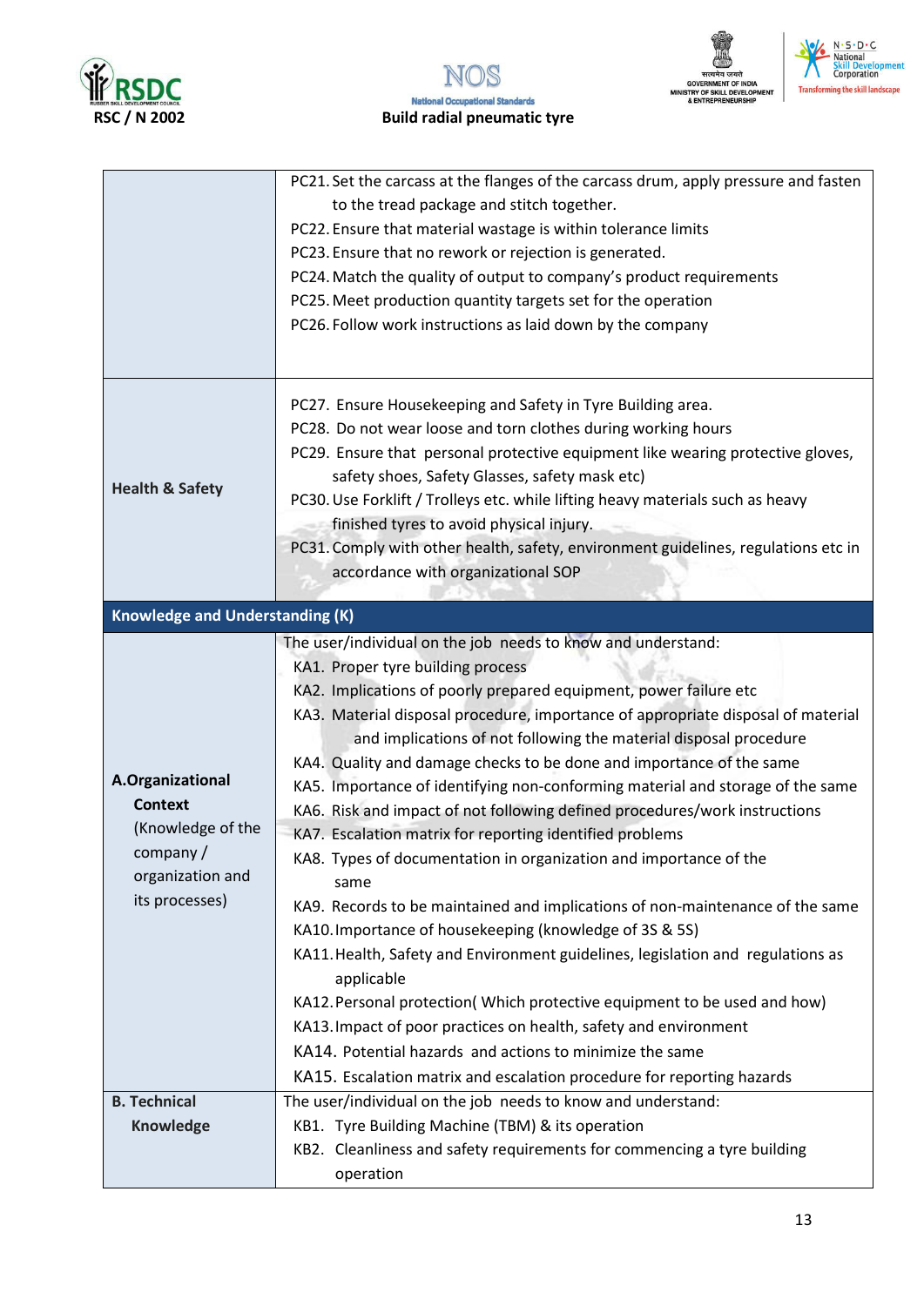| | |
|---|---|
| | PC21. Set the carcass at the flanges of the carcass drum, apply pressure and fasten to the tread package and stitch together.<br>PC22. Ensure that material wastage is within tolerance limits<br>PC23. Ensure that no rework or rejection is generated.<br>PC24. Match the quality of output to company's product requirements<br>PC25. Meet production quantity targets set for the operation<br>PC26. Follow work instructions as laid down by the company |
| **Health & Safety** | PC27. Ensure Housekeeping and Safety in Tyre Building area.<br>PC28. Do not wear loose and torn clothes during working hours<br>PC29. Ensure that personal protective equipment like wearing protective gloves, safety shoes, Safety Glasses, safety mask etc)<br>PC30. Use Forklift / Trolleys etc. while lifting heavy materials such as heavy finished tyres to avoid physical injury.<br>PC31. Comply with other health, safety, environment guidelines, regulations etc in accordance with organizational SOP |
| **Knowledge and Understanding (K)** | |
| **A.Organizational Context** (Knowledge of the company / organization and its processes) | The user/individual on the job needs to know and understand:<br>KA1. Proper tyre building process<br>KA2. Implications of poorly prepared equipment, power failure etc<br>KA3. Material disposal procedure, importance of appropriate disposal of material and implications of not following the material disposal procedure<br>KA4. Quality and damage checks to be done and importance of the same<br>KA5. Importance of identifying non-conforming material and storage of the same<br>KA6. Risk and impact of not following defined procedures/work instructions<br>KA7. Escalation matrix for reporting identified problems<br>KA8. Types of documentation in organization and importance of the same<br>KA9. Records to be maintained and implications of non-maintenance of the same<br>KA10. Importance of housekeeping (knowledge of 3S & 5S)<br>KA11. Health, Safety and Environment guidelines, legislation and regulations as applicable<br>KA12. Personal protection( Which protective equipment to be used and how)<br>KA13. Impact of poor practices on health, safety and environment<br>KA14. Potential hazards and actions to minimize the same<br>KA15. Escalation matrix and escalation procedure for reporting hazards |
| **B. Technical Knowledge** | The user/individual on the job needs to know and understand:<br>KB1. Tyre Building Machine (TBM) & its operation<br>KB2. Cleanliness and safety requirements for commencing a tyre building operation |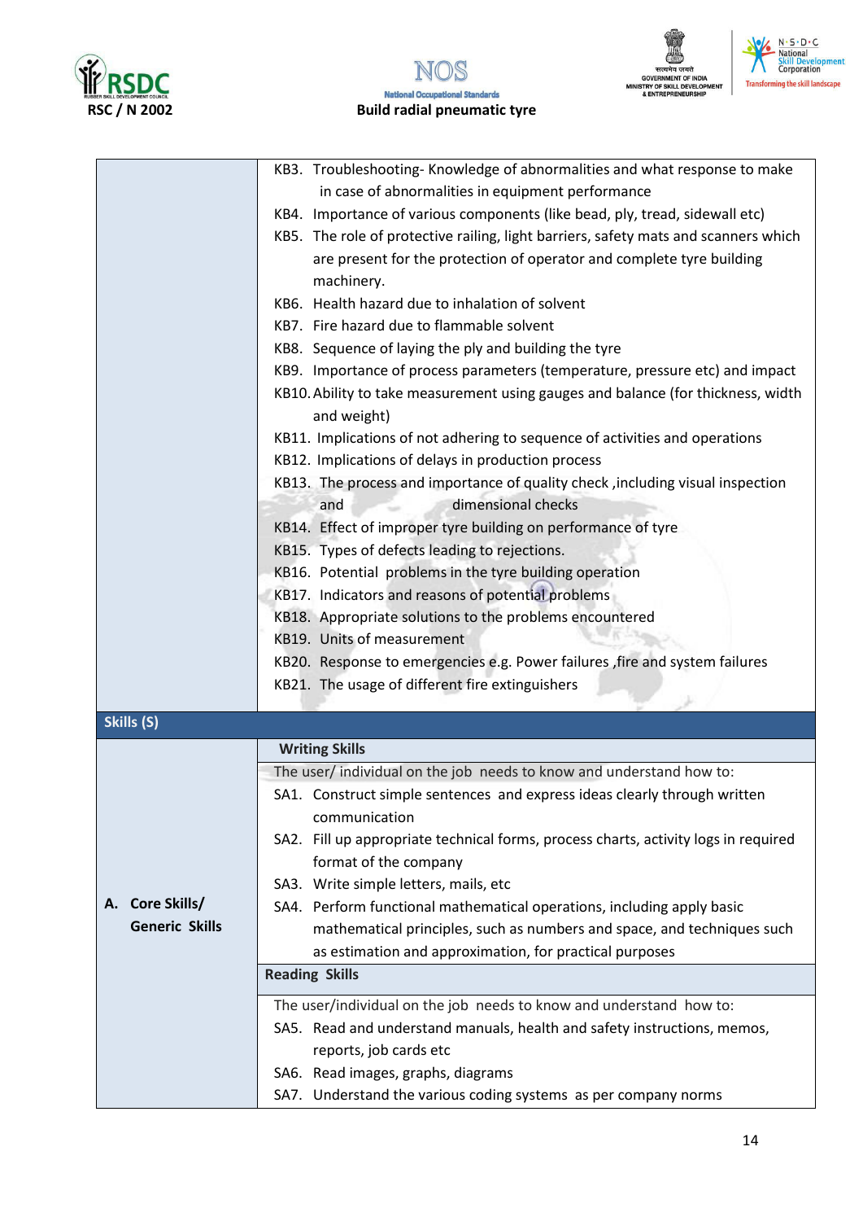| | |
|---|---|
| | KB3. Troubleshooting- Knowledge of abnormalities and what response to make in case of abnormalities in equipment performance<br>KB4. Importance of various components (like bead, ply, tread, sidewall etc)<br>KB5. The role of protective railing, light barriers, safety mats and scanners which are present for the protection of operator and complete tyre building machinery.<br>KB6. Health hazard due to inhalation of solvent<br>KB7. Fire hazard due to flammable solvent<br>KB8. Sequence of laying the ply and building the tyre<br>KB9. Importance of process parameters (temperature, pressure etc) and impact<br>KB10. Ability to take measurement using gauges and balance (for thickness, width and weight)<br>KB11. Implications of not adhering to sequence of activities and operations<br>KB12. Implications of delays in production process<br>KB13. The process and importance of quality check ,including visual inspection and dimensional checks<br>KB14. Effect of improper tyre building on performance of tyre<br>KB15. Types of defects leading to rejections.<br>KB16. Potential problems in the tyre building operation<br>KB17. Indicators and reasons of potential problems<br>KB18. Appropriate solutions to the problems encountered<br>KB19. Units of measurement<br>KB20. Response to emergencies e.g. Power failures ,fire and system failures<br>KB21. The usage of different fire extinguishers |
| **Skills (S)** | |
| **A. Core Skills/ Generic Skills** | **Writing Skills**<br>The user/ individual on the job needs to know and understand how to:<br>SA1. Construct simple sentences and express ideas clearly through written communication<br>SA2. Fill up appropriate technical forms, process charts, activity logs in required format of the company<br>SA3. Write simple letters, mails, etc<br>SA4. Perform functional mathematical operations, including apply basic mathematical principles, such as numbers and space, and techniques such as estimation and approximation, for practical purposes |
| | **Reading Skills**<br>The user/individual on the job needs to know and understand how to:<br>SA5. Read and understand manuals, health and safety instructions, memos, reports, job cards etc<br>SA6. Read images, graphs, diagrams<br>SA7. Understand the various coding systems as per company norms |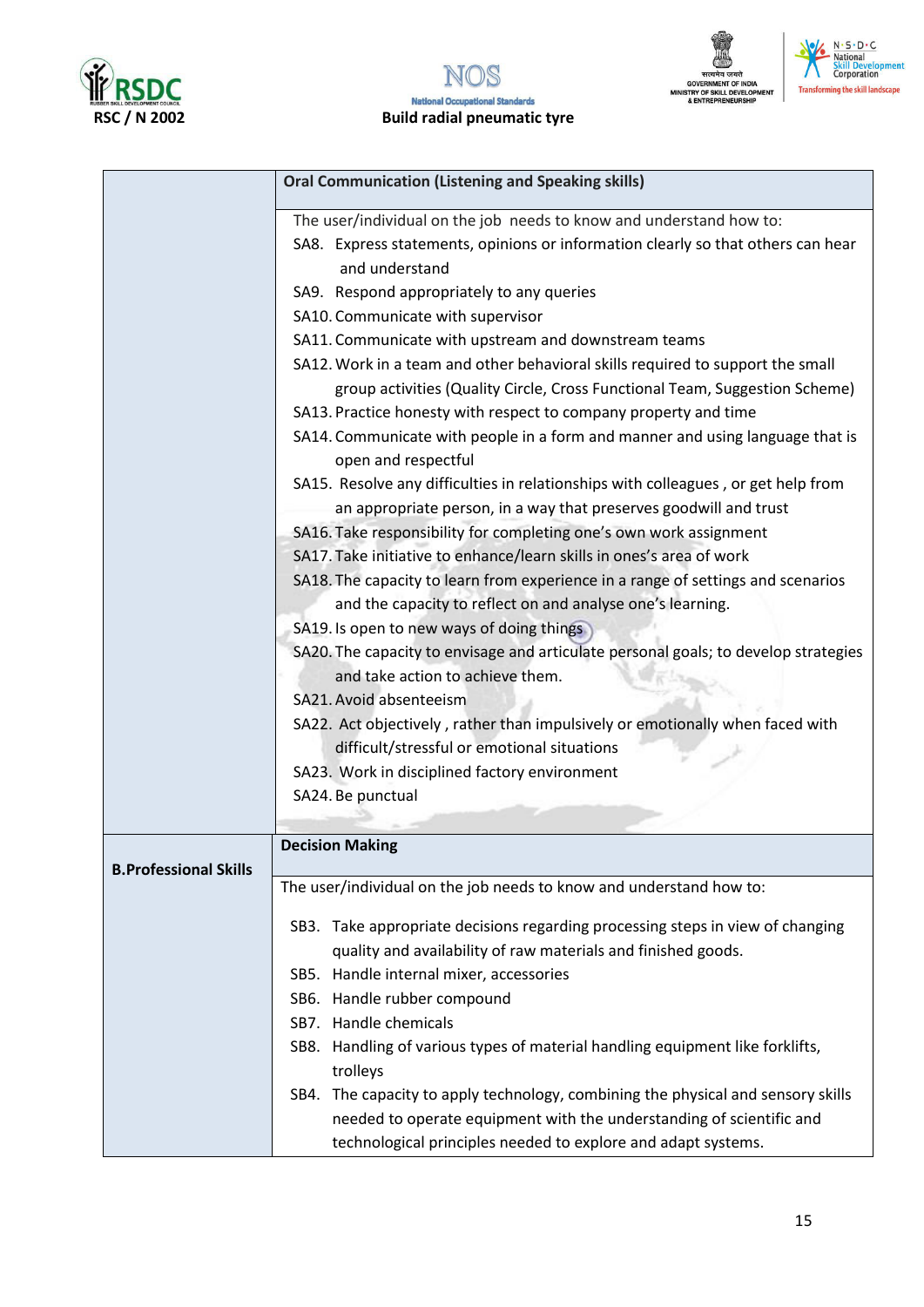| | |
|---|---|
| | **Oral Communication (Listening and Speaking skills)** |
| | The user/individual on the job needs to know and understand how to:<br>SA8. Express statements, opinions or information clearly so that others can hear and understand<br>SA9. Respond appropriately to any queries<br>SA10. Communicate with supervisor<br>SA11. Communicate with upstream and downstream teams<br>SA12. Work in a team and other behavioral skills required to support the small group activities (Quality Circle, Cross Functional Team, Suggestion Scheme)<br>SA13. Practice honesty with respect to company property and time<br>SA14. Communicate with people in a form and manner and using language that is open and respectful<br>SA15. Resolve any difficulties in relationships with colleagues , or get help from an appropriate person, in a way that preserves goodwill and trust<br>SA16. Take responsibility for completing one's own work assignment<br>SA17. Take initiative to enhance/learn skills in ones's area of work<br>SA18. The capacity to learn from experience in a range of settings and scenarios and the capacity to reflect on and analyse one's learning.<br>SA19. Is open to new ways of doing things<br>SA20. The capacity to envisage and articulate personal goals; to develop strategies and take action to achieve them.<br>SA21. Avoid absenteeism<br>SA22. Act objectively , rather than impulsively or emotionally when faced with difficult/stressful or emotional situations<br>SA23. Work in disciplined factory environment<br>SA24. Be punctual |
| **B.Professional Skills** | **Decision Making** |
| | The user/individual on the job needs to know and understand how to:<br>SB3. Take appropriate decisions regarding processing steps in view of changing quality and availability of raw materials and finished goods.<br>SB5. Handle internal mixer, accessories<br>SB6. Handle rubber compound<br>SB7. Handle chemicals<br>SB8. Handling of various types of material handling equipment like forklifts, trolleys<br>SB4. The capacity to apply technology, combining the physical and sensory skills needed to operate equipment with the understanding of scientific and technological principles needed to explore and adapt systems. |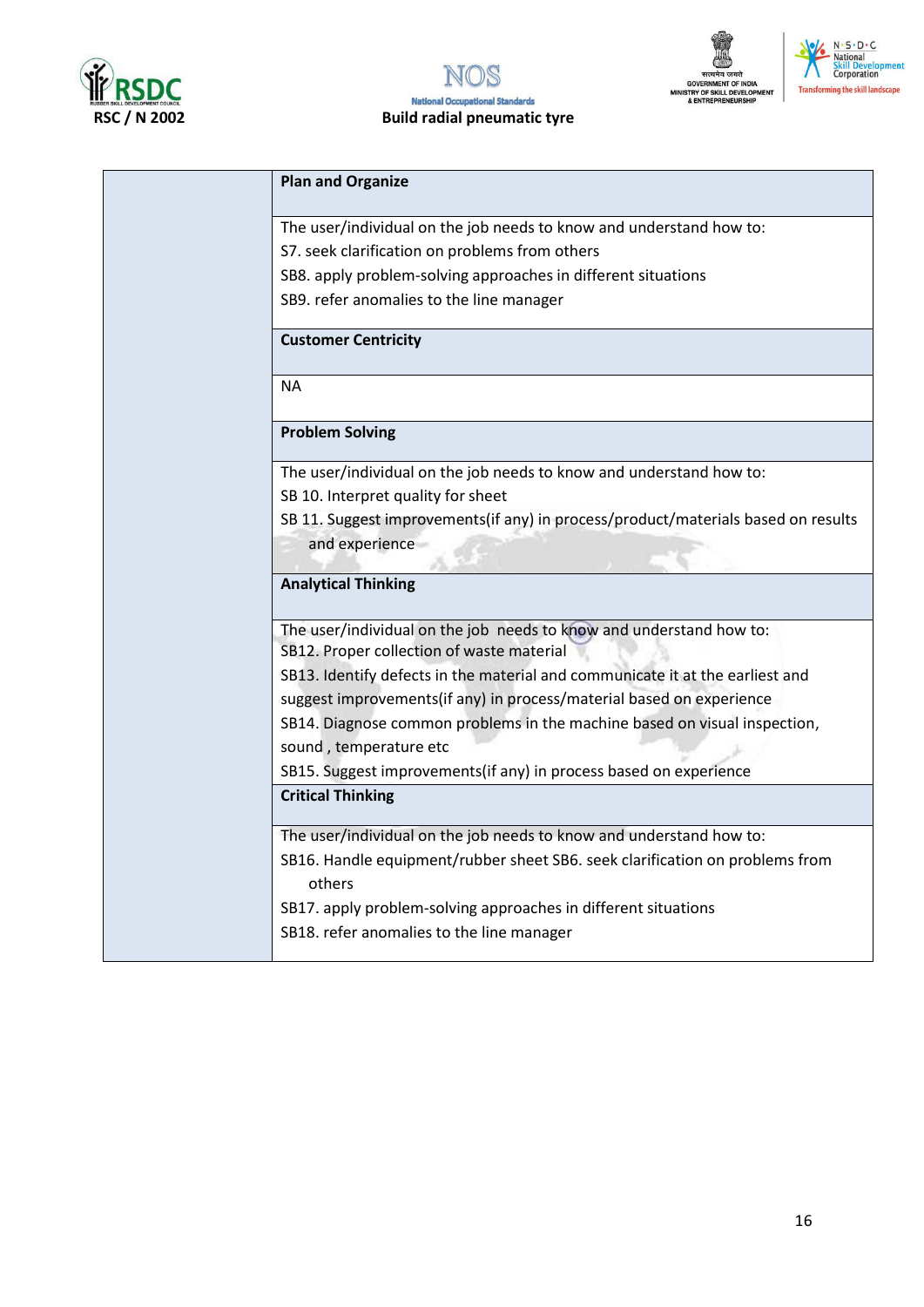| | |
|---|---|
| | **Plan and Organize** |
| | The user/individual on the job needs to know and understand how to:<br>S7. seek clarification on problems from others<br>SB8. apply problem-solving approaches in different situations<br>SB9. refer anomalies to the line manager |
| | **Customer Centricity** |
| | NA |
| | **Problem Solving** |
| | The user/individual on the job needs to know and understand how to:<br>SB 10. Interpret quality for sheet<br>SB 11. Suggest improvements(if any) in process/product/materials based on results and experience |
| | **Analytical Thinking** |
| | The user/individual on the job needs to know and understand how to:<br>SB12. Proper collection of waste material<br>SB13. Identify defects in the material and communicate it at the earliest and suggest improvements(if any) in process/material based on experience<br>SB14. Diagnose common problems in the machine based on visual inspection, sound , temperature etc<br>SB15. Suggest improvements(if any) in process based on experience |
| | **Critical Thinking** |
| | The user/individual on the job needs to know and understand how to:<br>SB16. Handle equipment/rubber sheet SB6. seek clarification on problems from others<br>SB17. apply problem-solving approaches in different situations<br>SB18. refer anomalies to the line manager |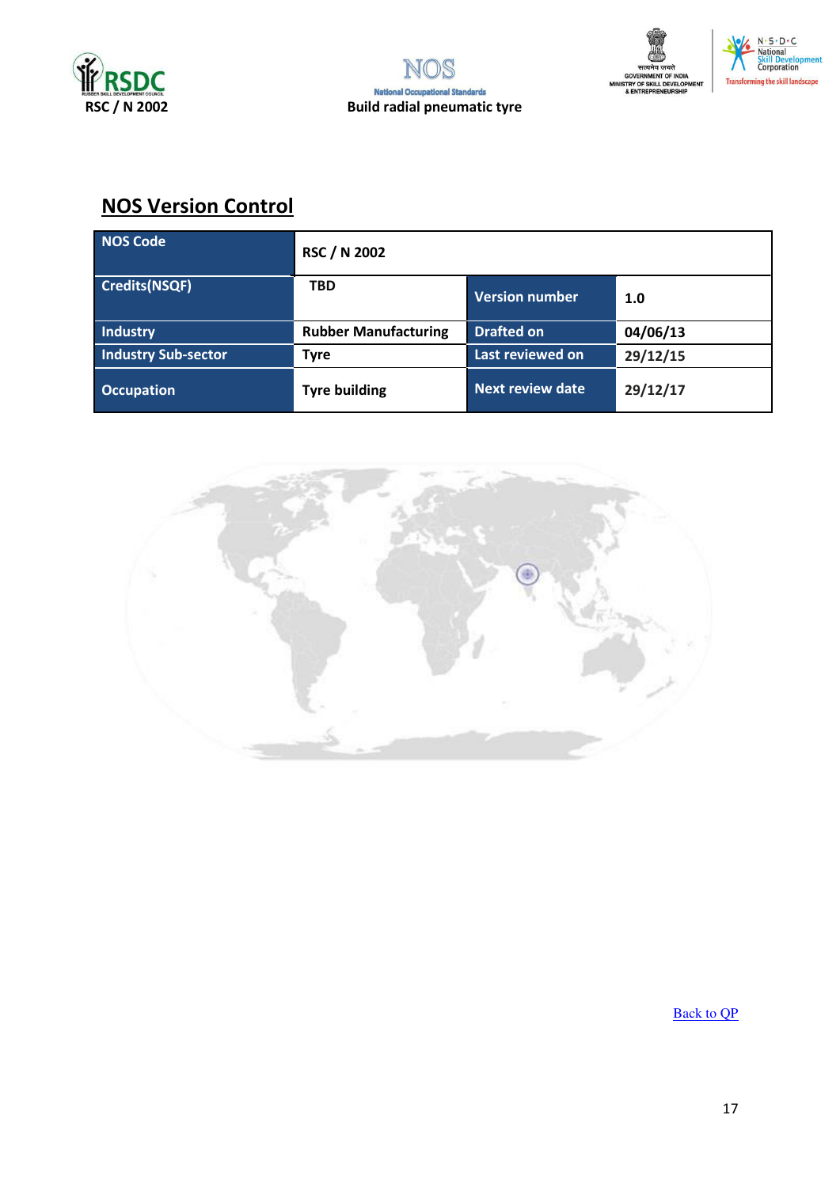## NOS Version Control

| NOS Code | RSC / N 2002 | | |
|---|---|---|---|
| Credits(NSQF) | TBD | Version number | 1.0 |
| Industry | Rubber Manufacturing | Drafted on | 04/06/13 |
| Industry Sub-sector | Tyre | Last reviewed on | 29/12/15 |
| Occupation | Tyre building | Next review date | 29/12/17 |

Back to QP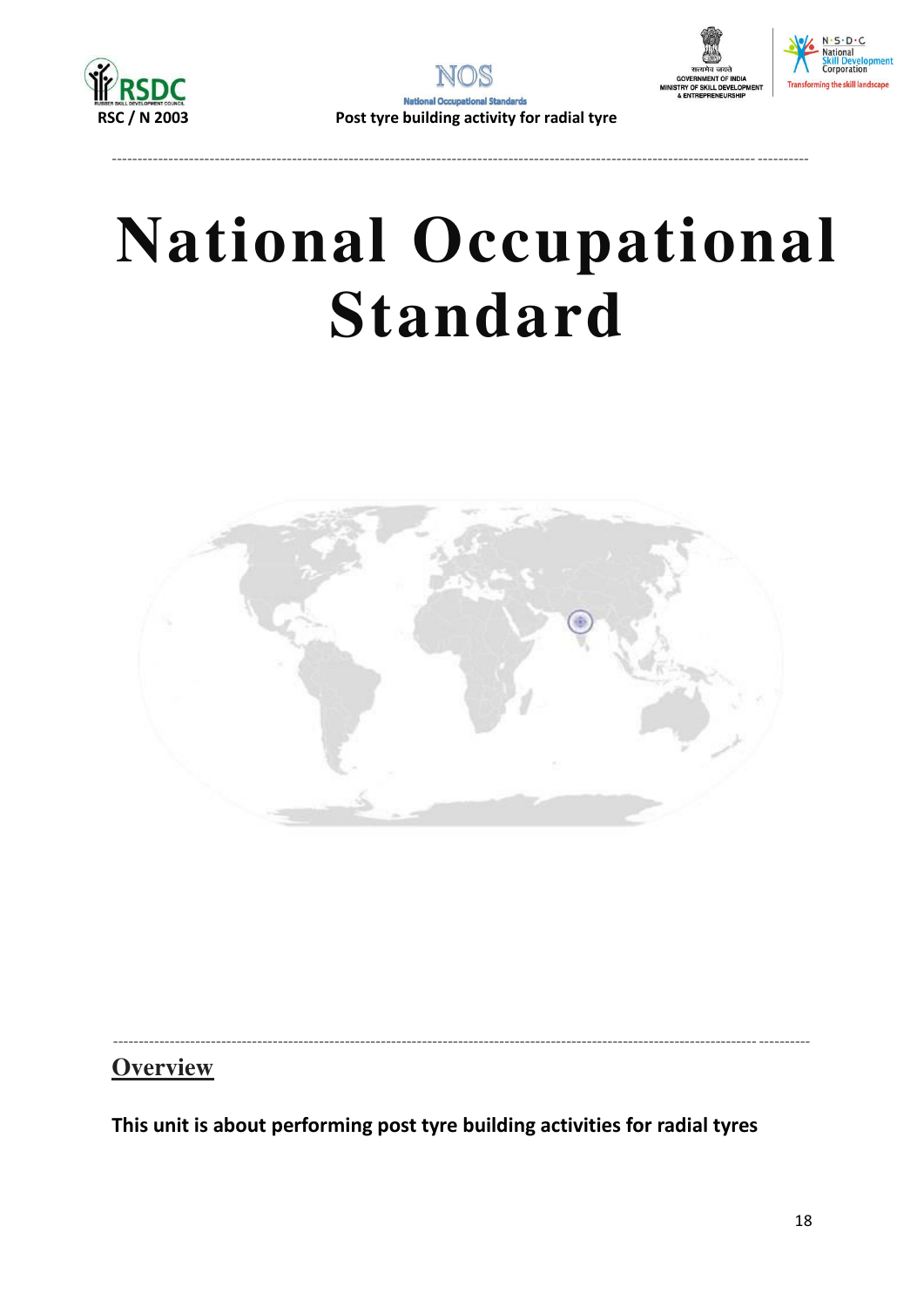# National Occupational Standard

## Overview

**This unit is about performing post tyre building activities for radial tyres**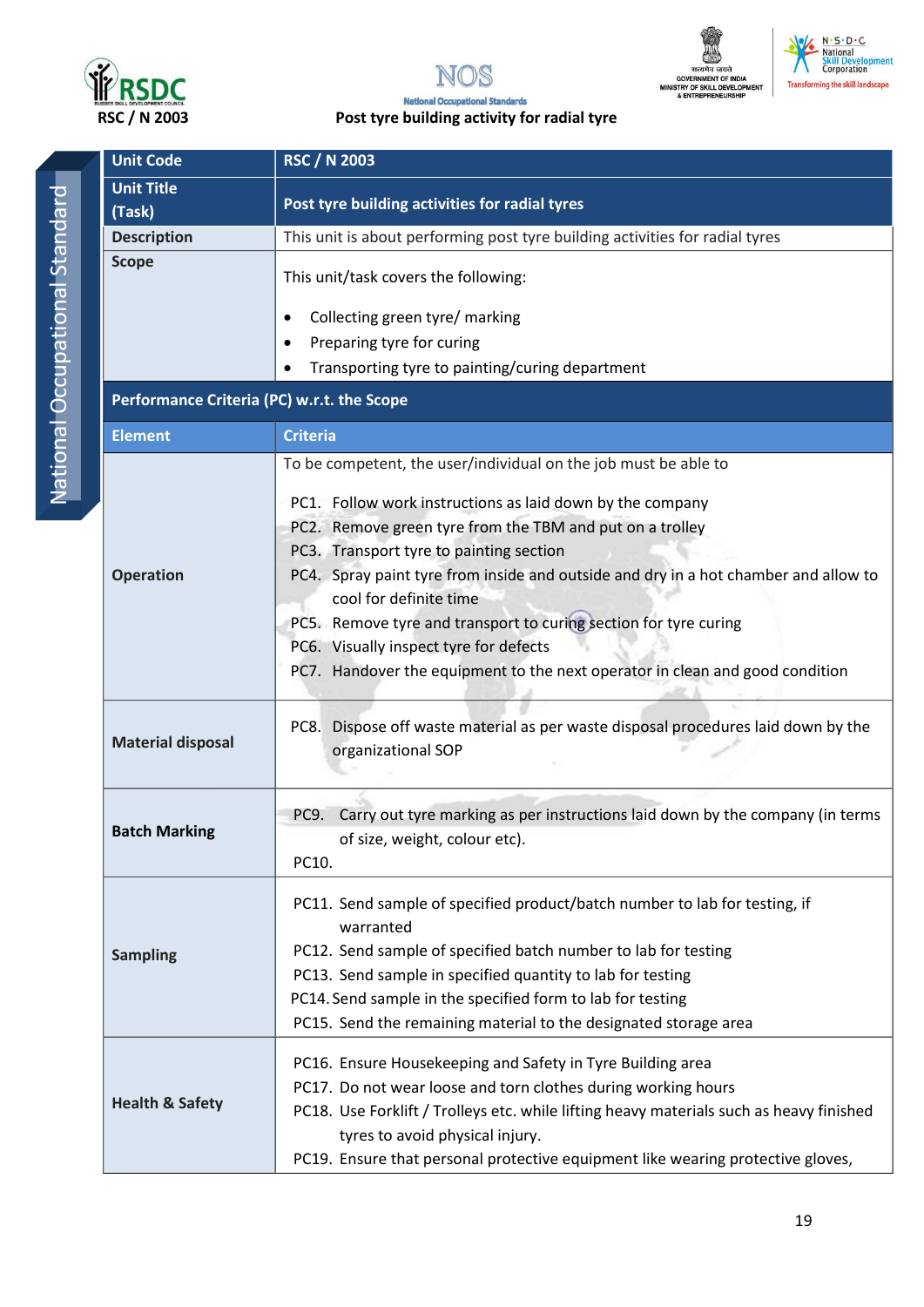RSC / N 2003

**Post tyre building activity for radial tyre**

| Unit Code | RSC / N 2003 |
|---|---|
| Unit Title (Task) | Post tyre building activities for radial tyres |
| Description | This unit is about performing post tyre building activities for radial tyres |
| Scope | This unit/task covers the following:<br>• Collecting green tyre/ marking<br>• Preparing tyre for curing<br>• Transporting tyre to painting/curing department |
| **Performance Criteria (PC) w.r.t. the Scope** | |
| **Element** | **Criteria** |
| **Operation** | To be competent, the user/individual on the job must be able to<br>PC1. Follow work instructions as laid down by the company<br>PC2. Remove green tyre from the TBM and put on a trolley<br>PC3. Transport tyre to painting section<br>PC4. Spray paint tyre from inside and outside and dry in a hot chamber and allow to cool for definite time<br>PC5. Remove tyre and transport to curing section for tyre curing<br>PC6. Visually inspect tyre for defects<br>PC7. Handover the equipment to the next operator in clean and good condition |
| **Material disposal** | PC8. Dispose off waste material as per waste disposal procedures laid down by the organizational SOP |
| **Batch Marking** | PC9. Carry out tyre marking as per instructions laid down by the company (in terms of size, weight, colour etc).<br>PC10. |
| **Sampling** | PC11. Send sample of specified product/batch number to lab for testing, if warranted<br>PC12. Send sample of specified batch number to lab for testing<br>PC13. Send sample in specified quantity to lab for testing<br>PC14. Send sample in the specified form to lab for testing<br>PC15. Send the remaining material to the designated storage area |
| **Health & Safety** | PC16. Ensure Housekeeping and Safety in Tyre Building area<br>PC17. Do not wear loose and torn clothes during working hours<br>PC18. Use Forklift / Trolleys etc. while lifting heavy materials such as heavy finished tyres to avoid physical injury.<br>PC19. Ensure that personal protective equipment like wearing protective gloves, |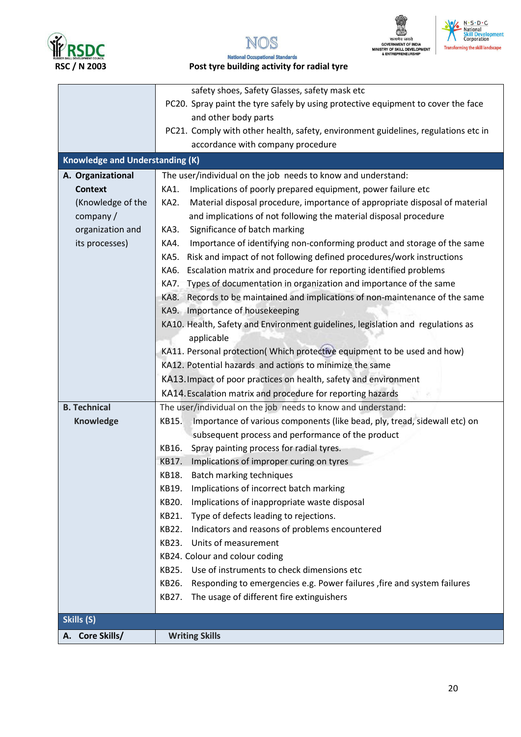| | |
|---|---|
| | safety shoes, Safety Glasses, safety mask etc<br>PC20. Spray paint the tyre safely by using protective equipment to cover the face and other body parts<br>PC21. Comply with other health, safety, environment guidelines, regulations etc in accordance with company procedure |
| **Knowledge and Understanding (K)** | |
| **A. Organizational Context** (Knowledge of the company / organization and its processes) | The user/individual on the job needs to know and understand:<br>KA1. Implications of poorly prepared equipment, power failure etc<br>KA2. Material disposal procedure, importance of appropriate disposal of material and implications of not following the material disposal procedure<br>KA3. Significance of batch marking<br>KA4. Importance of identifying non-conforming product and storage of the same<br>KA5. Risk and impact of not following defined procedures/work instructions<br>KA6. Escalation matrix and procedure for reporting identified problems<br>KA7. Types of documentation in organization and importance of the same<br>KA8. Records to be maintained and implications of non-maintenance of the same<br>KA9. Importance of housekeeping<br>KA10. Health, Safety and Environment guidelines, legislation and regulations as applicable<br>KA11. Personal protection( Which protective equipment to be used and how)<br>KA12. Potential hazards and actions to minimize the same<br>KA13. Impact of poor practices on health, safety and environment<br>KA14. Escalation matrix and procedure for reporting hazards |
| **B. Technical Knowledge** | The user/individual on the job needs to know and understand:<br>KB15. Importance of various components (like bead, ply, tread, sidewall etc) on subsequent process and performance of the product<br>KB16. Spray painting process for radial tyres.<br>KB17. Implications of improper curing on tyres<br>KB18. Batch marking techniques<br>KB19. Implications of incorrect batch marking<br>KB20. Implications of inappropriate waste disposal<br>KB21. Type of defects leading to rejections.<br>KB22. Indicators and reasons of problems encountered<br>KB23. Units of measurement<br>KB24. Colour and colour coding<br>KB25. Use of instruments to check dimensions etc<br>KB26. Responding to emergencies e.g. Power failures ,fire and system failures<br>KB27. The usage of different fire extinguishers |
| **Skills (S)** | |
| **A. Core Skills/** | **Writing Skills** |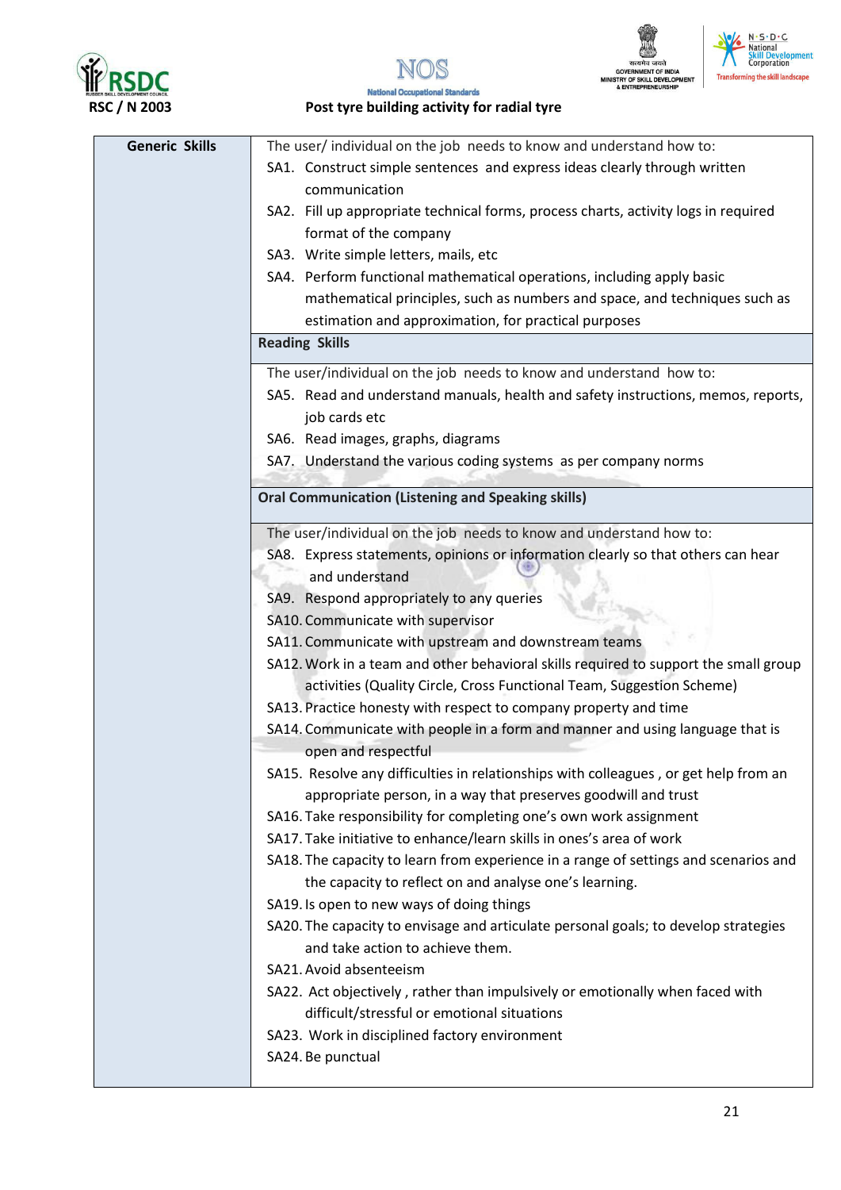| Generic Skills | The user/ individual on the job needs to know and understand how to: |
|---|---|
| | SA1. Construct simple sentences and express ideas clearly through written communication<br>SA2. Fill up appropriate technical forms, process charts, activity logs in required format of the company<br>SA3. Write simple letters, mails, etc<br>SA4. Perform functional mathematical operations, including apply basic mathematical principles, such as numbers and space, and techniques such as estimation and approximation, for practical purposes |
| | **Reading Skills** |
| | The user/individual on the job needs to know and understand how to:<br>SA5. Read and understand manuals, health and safety instructions, memos, reports, job cards etc<br>SA6. Read images, graphs, diagrams<br>SA7. Understand the various coding systems as per company norms |
| | **Oral Communication (Listening and Speaking skills)** |
| | The user/individual on the job needs to know and understand how to:<br>SA8. Express statements, opinions or information clearly so that others can hear and understand<br>SA9. Respond appropriately to any queries<br>SA10. Communicate with supervisor<br>SA11. Communicate with upstream and downstream teams<br>SA12. Work in a team and other behavioral skills required to support the small group activities (Quality Circle, Cross Functional Team, Suggestion Scheme)<br>SA13. Practice honesty with respect to company property and time<br>SA14. Communicate with people in a form and manner and using language that is open and respectful<br>SA15. Resolve any difficulties in relationships with colleagues , or get help from an appropriate person, in a way that preserves goodwill and trust<br>SA16. Take responsibility for completing one's own work assignment<br>SA17. Take initiative to enhance/learn skills in ones's area of work<br>SA18. The capacity to learn from experience in a range of settings and scenarios and the capacity to reflect on and analyse one's learning.<br>SA19. Is open to new ways of doing things<br>SA20. The capacity to envisage and articulate personal goals; to develop strategies and take action to achieve them.<br>SA21. Avoid absenteeism<br>SA22. Act objectively , rather than impulsively or emotionally when faced with difficult/stressful or emotional situations<br>SA23. Work in disciplined factory environment<br>SA24. Be punctual |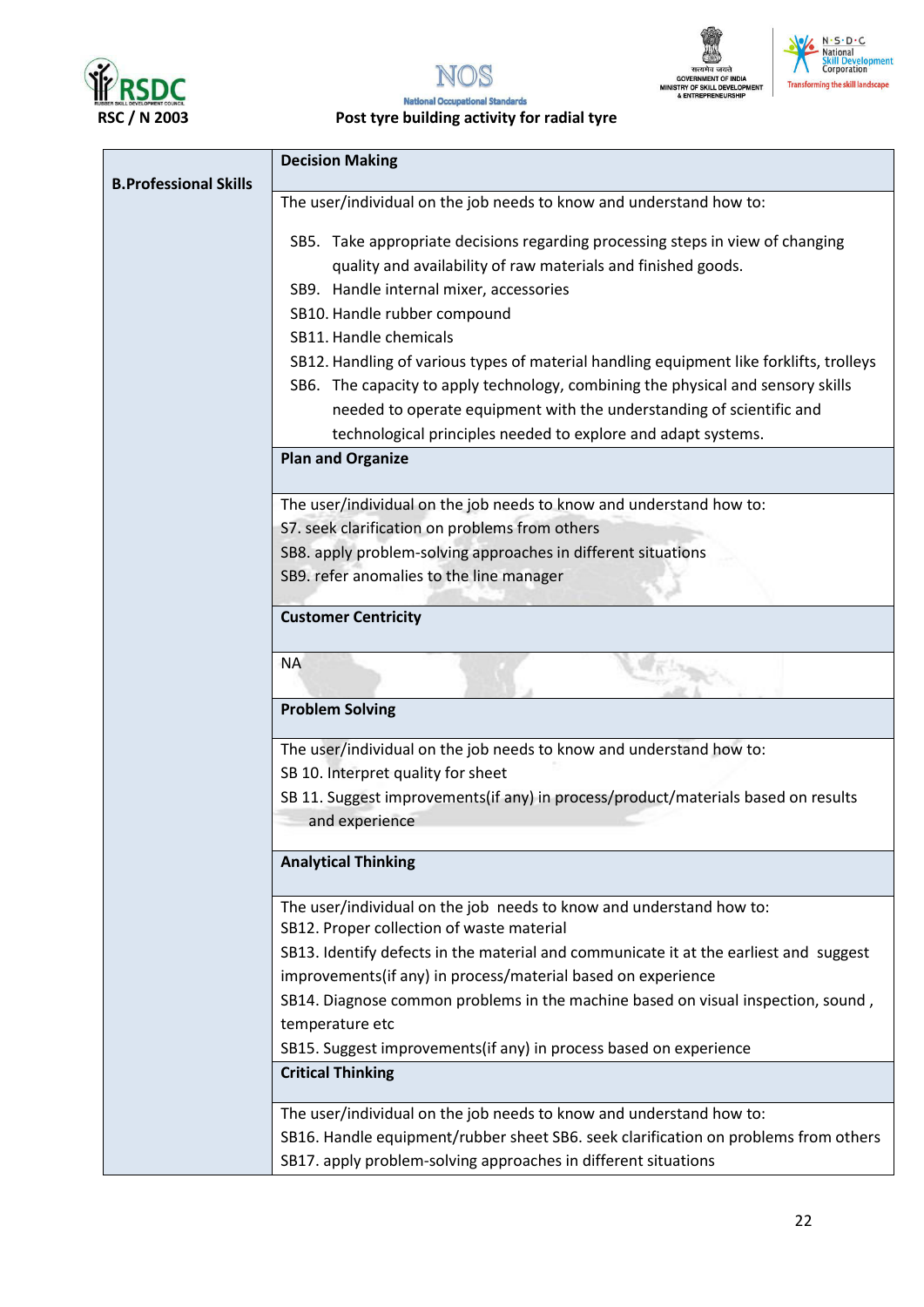| B.Professional Skills | **Decision Making** |
|---|---|
| | The user/individual on the job needs to know and understand how to:<br><br>SB5. Take appropriate decisions regarding processing steps in view of changing quality and availability of raw materials and finished goods.<br>SB9. Handle internal mixer, accessories<br>SB10. Handle rubber compound<br>SB11. Handle chemicals<br>SB12. Handling of various types of material handling equipment like forklifts, trolleys<br>SB6. The capacity to apply technology, combining the physical and sensory skills needed to operate equipment with the understanding of scientific and technological principles needed to explore and adapt systems. |
| | **Plan and Organize** |
| | The user/individual on the job needs to know and understand how to:<br>S7. seek clarification on problems from others<br>SB8. apply problem-solving approaches in different situations<br>SB9. refer anomalies to the line manager |
| | **Customer Centricity** |
| | NA |
| | **Problem Solving** |
| | The user/individual on the job needs to know and understand how to:<br>SB 10. Interpret quality for sheet<br>SB 11. Suggest improvements(if any) in process/product/materials based on results and experience |
| | **Analytical Thinking** |
| | The user/individual on the job needs to know and understand how to:<br>SB12. Proper collection of waste material<br>SB13. Identify defects in the material and communicate it at the earliest and suggest improvements(if any) in process/material based on experience<br>SB14. Diagnose common problems in the machine based on visual inspection, sound , temperature etc<br>SB15. Suggest improvements(if any) in process based on experience |
| | **Critical Thinking** |
| | The user/individual on the job needs to know and understand how to:<br>SB16. Handle equipment/rubber sheet SB6. seek clarification on problems from others<br>SB17. apply problem-solving approaches in different situations |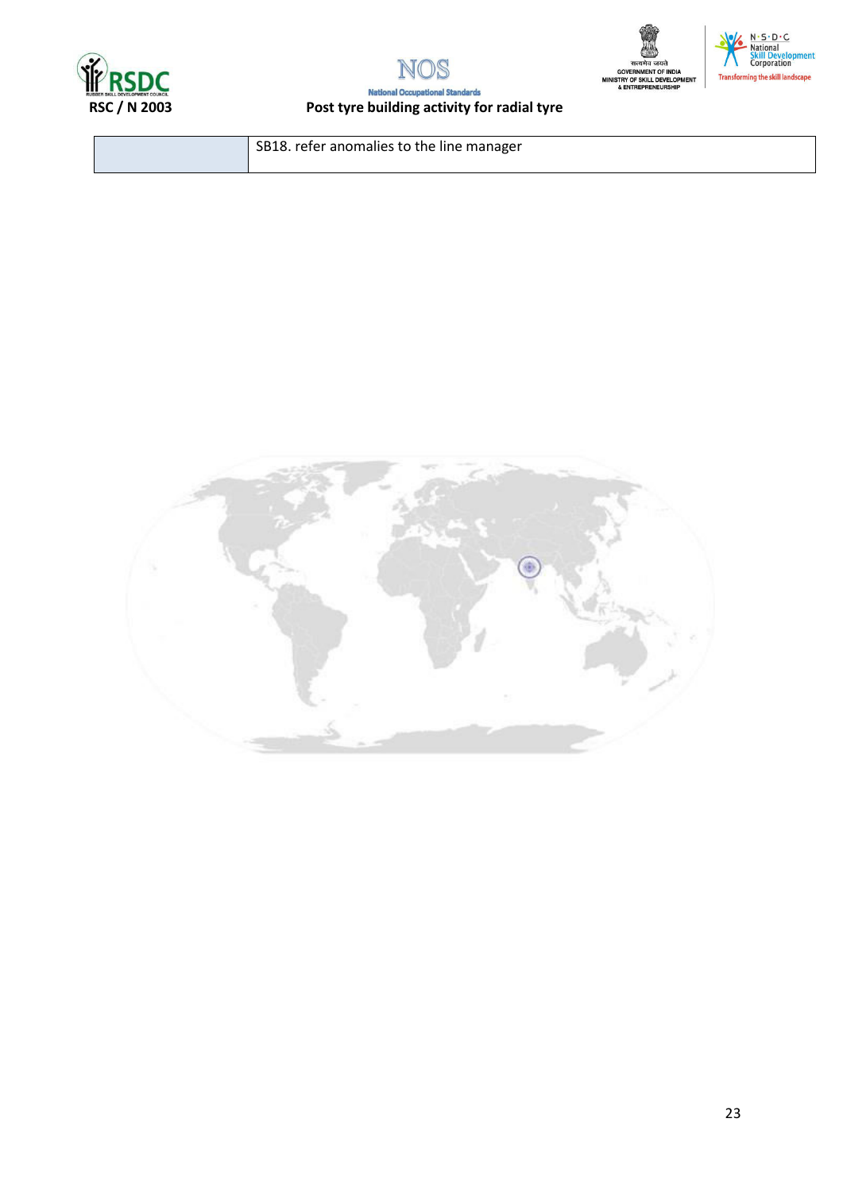| | SB18. refer anomalies to the line manager |
|---|---|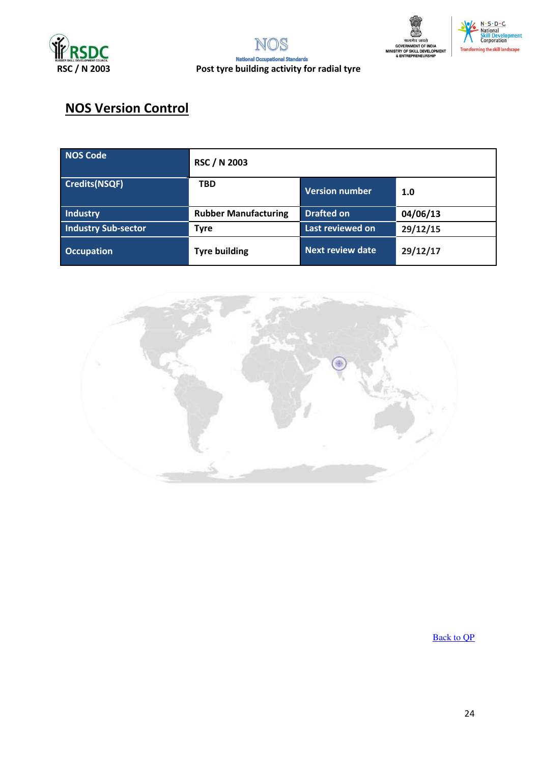## NOS Version Control

| NOS Code | RSC / N 2003 | | |
|---|---|---|---|
| Credits(NSQF) | TBD | Version number | 1.0 |
| Industry | Rubber Manufacturing | Drafted on | 04/06/13 |
| Industry Sub-sector | Tyre | Last reviewed on | 29/12/15 |
| Occupation | Tyre building | Next review date | 29/12/17 |

Back to QP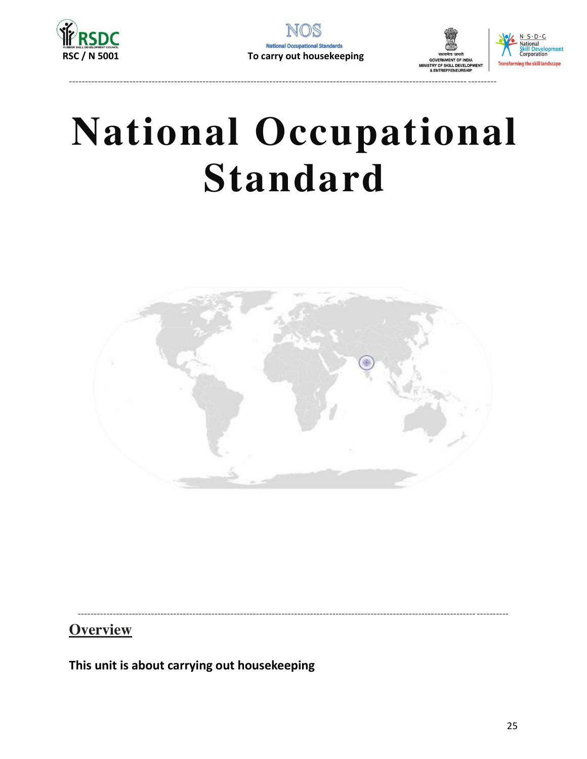# National Occupational Standard

## Overview

**This unit is about carrying out housekeeping**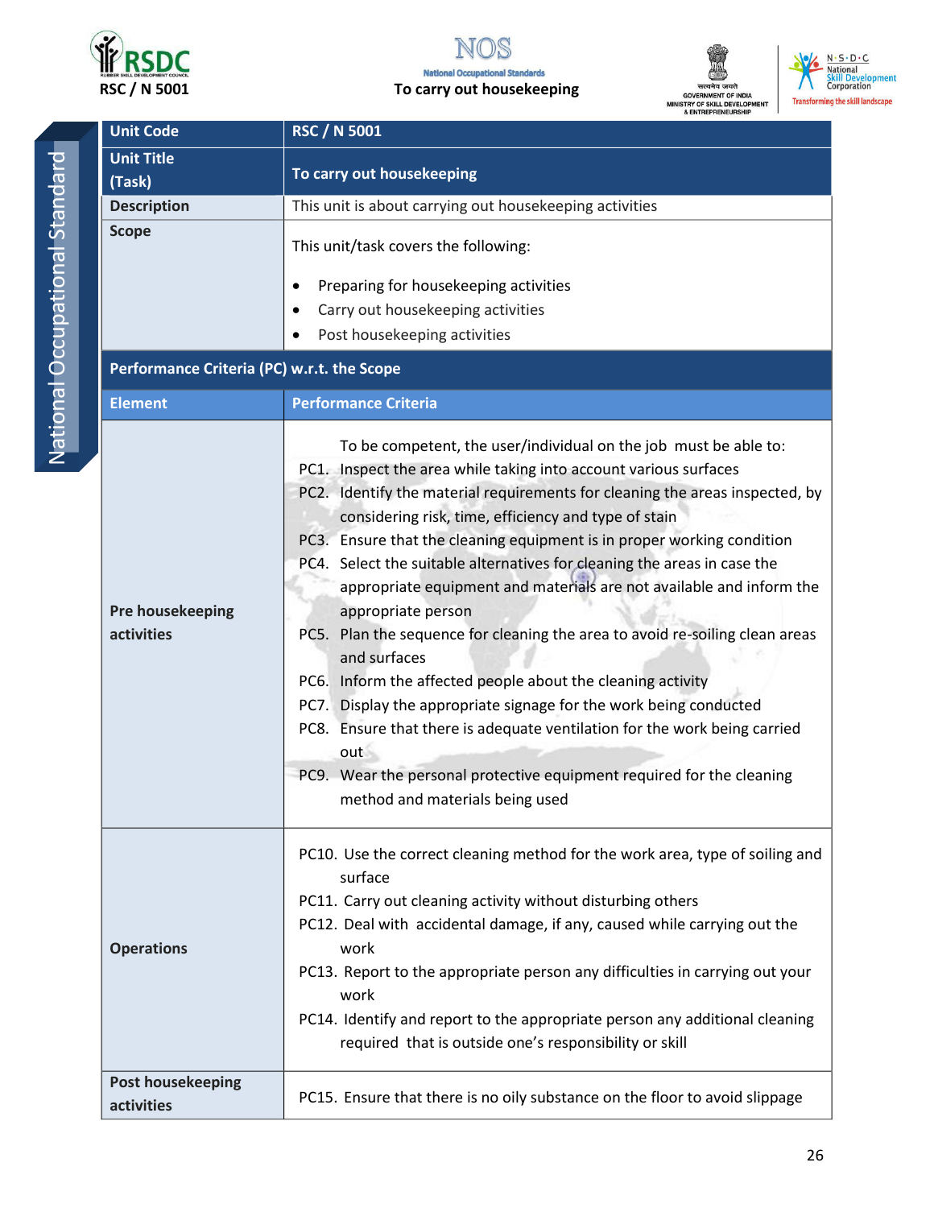| Unit Code | RSC / N 5001 |
|---|---|
| Unit Title (Task) | To carry out housekeeping |
| Description | This unit is about carrying out housekeeping activities |
| Scope | This unit/task covers the following:<br>• Preparing for housekeeping activities<br>• Carry out housekeeping activities<br>• Post housekeeping activities |

| Performance Criteria (PC) w.r.t. the Scope | |
|---|---|
| **Element** | **Performance Criteria** |
| Pre housekeeping activities | To be competent, the user/individual on the job must be able to:<br>PC1. Inspect the area while taking into account various surfaces<br>PC2. Identify the material requirements for cleaning the areas inspected, by considering risk, time, efficiency and type of stain<br>PC3. Ensure that the cleaning equipment is in proper working condition<br>PC4. Select the suitable alternatives for cleaning the areas in case the appropriate equipment and materials are not available and inform the appropriate person<br>PC5. Plan the sequence for cleaning the area to avoid re-soiling clean areas and surfaces<br>PC6. Inform the affected people about the cleaning activity<br>PC7. Display the appropriate signage for the work being conducted<br>PC8. Ensure that there is adequate ventilation for the work being carried out<br>PC9. Wear the personal protective equipment required for the cleaning method and materials being used |
| Operations | PC10. Use the correct cleaning method for the work area, type of soiling and surface<br>PC11. Carry out cleaning activity without disturbing others<br>PC12. Deal with accidental damage, if any, caused while carrying out the work<br>PC13. Report to the appropriate person any difficulties in carrying out your work<br>PC14. Identify and report to the appropriate person any additional cleaning required that is outside one's responsibility or skill |
| Post housekeeping activities | PC15. Ensure that there is no oily substance on the floor to avoid slippage |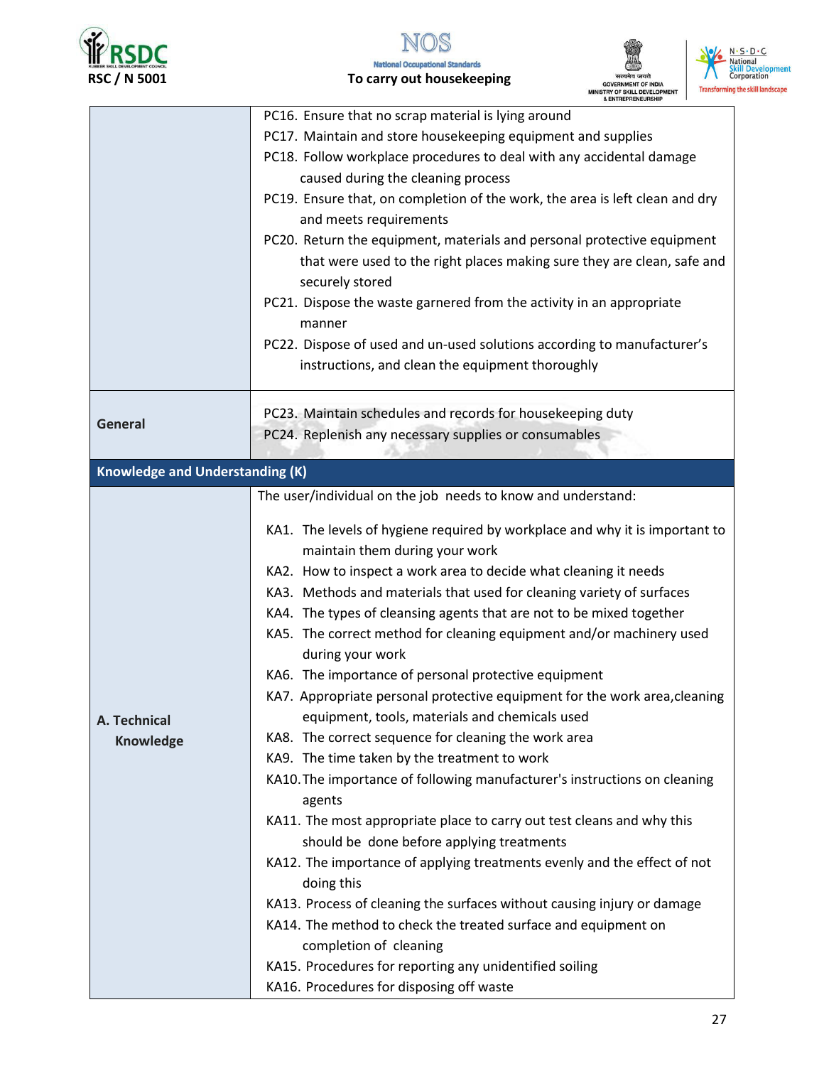| | |
|---|---|
| | PC16. Ensure that no scrap material is lying around<br>PC17. Maintain and store housekeeping equipment and supplies<br>PC18. Follow workplace procedures to deal with any accidental damage caused during the cleaning process<br>PC19. Ensure that, on completion of the work, the area is left clean and dry and meets requirements<br>PC20. Return the equipment, materials and personal protective equipment that were used to the right places making sure they are clean, safe and securely stored<br>PC21. Dispose the waste garnered from the activity in an appropriate manner<br>PC22. Dispose of used and un-used solutions according to manufacturer's instructions, and clean the equipment thoroughly |
| **General** | PC23. Maintain schedules and records for housekeeping duty<br>PC24. Replenish any necessary supplies or consumables |
| **Knowledge and Understanding (K)** | |
| **A. Technical Knowledge** | The user/individual on the job needs to know and understand:<br>KA1. The levels of hygiene required by workplace and why it is important to maintain them during your work<br>KA2. How to inspect a work area to decide what cleaning it needs<br>KA3. Methods and materials that used for cleaning variety of surfaces<br>KA4. The types of cleansing agents that are not to be mixed together<br>KA5. The correct method for cleaning equipment and/or machinery used during your work<br>KA6. The importance of personal protective equipment<br>KA7. Appropriate personal protective equipment for the work area,cleaning equipment, tools, materials and chemicals used<br>KA8. The correct sequence for cleaning the work area<br>KA9. The time taken by the treatment to work<br>KA10. The importance of following manufacturer's instructions on cleaning agents<br>KA11. The most appropriate place to carry out test cleans and why this should be done before applying treatments<br>KA12. The importance of applying treatments evenly and the effect of not doing this<br>KA13. Process of cleaning the surfaces without causing injury or damage<br>KA14. The method to check the treated surface and equipment on completion of cleaning<br>KA15. Procedures for reporting any unidentified soiling<br>KA16. Procedures for disposing off waste |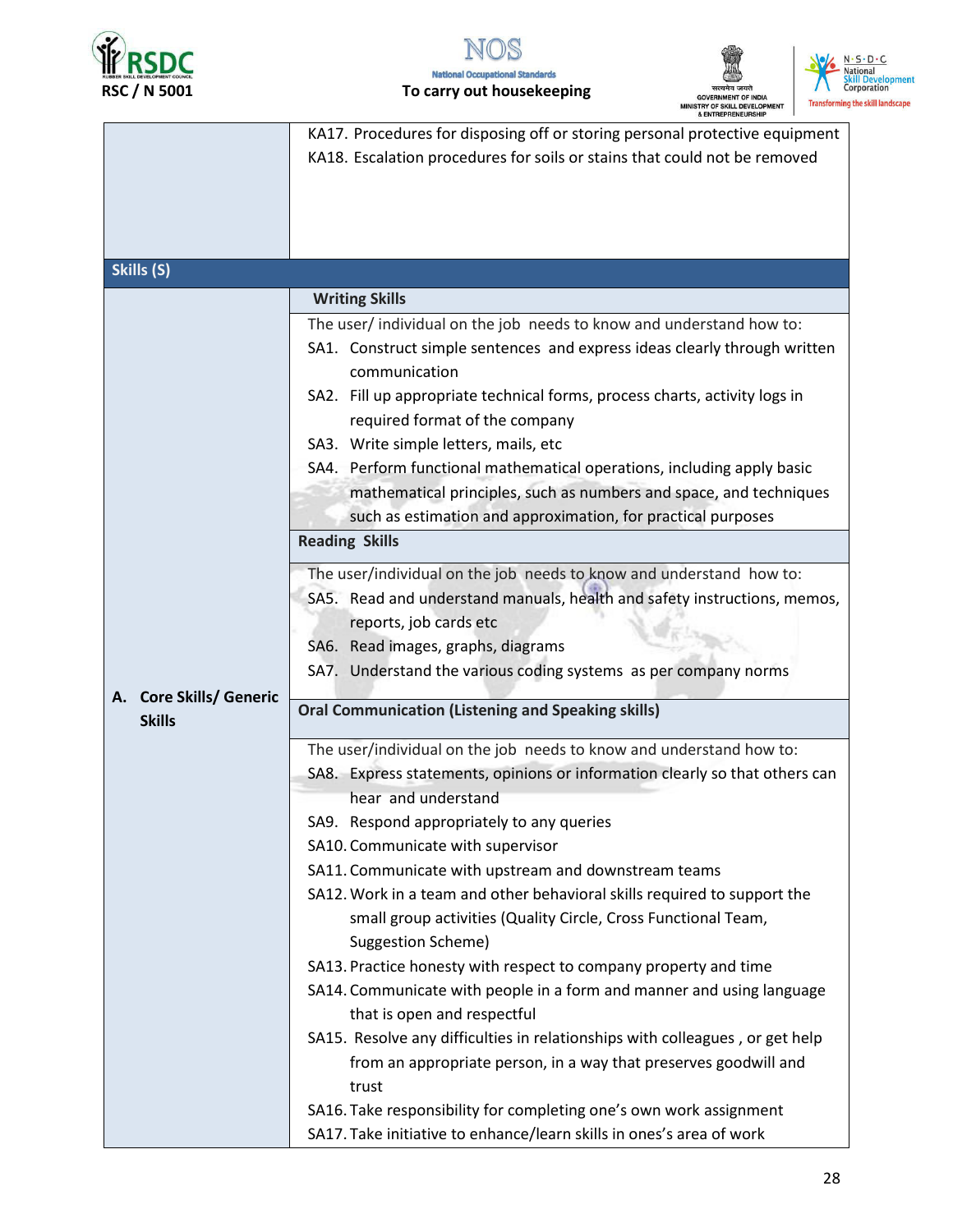| | |
|---|---|
| | KA17. Procedures for disposing off or storing personal protective equipment<br>KA18. Escalation procedures for soils or stains that could not be removed |
| **Skills (S)** | |
| **A. Core Skills/ Generic Skills** | **Writing Skills**<br>The user/ individual on the job needs to know and understand how to:<br>SA1. Construct simple sentences and express ideas clearly through written communication<br>SA2. Fill up appropriate technical forms, process charts, activity logs in required format of the company<br>SA3. Write simple letters, mails, etc<br>SA4. Perform functional mathematical operations, including apply basic mathematical principles, such as numbers and space, and techniques such as estimation and approximation, for practical purposes<br>**Reading Skills**<br>The user/individual on the job needs to know and understand how to:<br>SA5. Read and understand manuals, health and safety instructions, memos, reports, job cards etc<br>SA6. Read images, graphs, diagrams<br>SA7. Understand the various coding systems as per company norms<br>**Oral Communication (Listening and Speaking skills)**<br>The user/individual on the job needs to know and understand how to:<br>SA8. Express statements, opinions or information clearly so that others can hear and understand<br>SA9. Respond appropriately to any queries<br>SA10. Communicate with supervisor<br>SA11. Communicate with upstream and downstream teams<br>SA12. Work in a team and other behavioral skills required to support the small group activities (Quality Circle, Cross Functional Team, Suggestion Scheme)<br>SA13. Practice honesty with respect to company property and time<br>SA14. Communicate with people in a form and manner and using language that is open and respectful<br>SA15. Resolve any difficulties in relationships with colleagues , or get help from an appropriate person, in a way that preserves goodwill and trust<br>SA16. Take responsibility for completing one's own work assignment<br>SA17. Take initiative to enhance/learn skills in ones's area of work |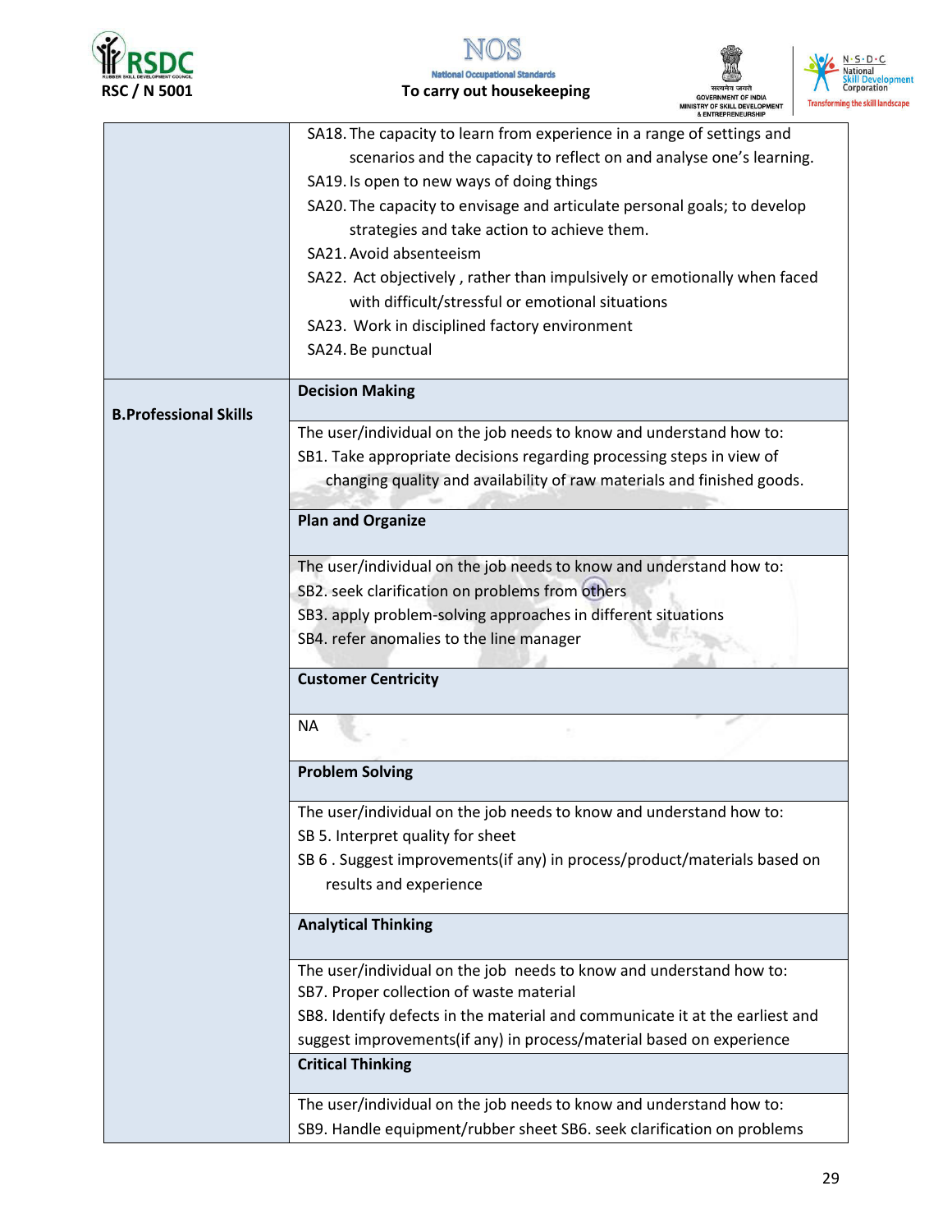| | |
|---|---|
| | SA18. The capacity to learn from experience in a range of settings and scenarios and the capacity to reflect on and analyse one's learning.<br>SA19. Is open to new ways of doing things<br>SA20. The capacity to envisage and articulate personal goals; to develop strategies and take action to achieve them.<br>SA21. Avoid absenteeism<br>SA22. Act objectively , rather than impulsively or emotionally when faced with difficult/stressful or emotional situations<br>SA23. Work in disciplined factory environment<br>SA24. Be punctual |
| **B.Professional Skills** | **Decision Making** |
| | The user/individual on the job needs to know and understand how to:<br>SB1. Take appropriate decisions regarding processing steps in view of changing quality and availability of raw materials and finished goods. |
| | **Plan and Organize** |
| | The user/individual on the job needs to know and understand how to:<br>SB2. seek clarification on problems from others<br>SB3. apply problem-solving approaches in different situations<br>SB4. refer anomalies to the line manager |
| | **Customer Centricity** |
| | NA |
| | **Problem Solving** |
| | The user/individual on the job needs to know and understand how to:<br>SB 5. Interpret quality for sheet<br>SB 6 . Suggest improvements(if any) in process/product/materials based on results and experience |
| | **Analytical Thinking** |
| | The user/individual on the job needs to know and understand how to:<br>SB7. Proper collection of waste material<br>SB8. Identify defects in the material and communicate it at the earliest and suggest improvements(if any) in process/material based on experience |
| | **Critical Thinking** |
| | The user/individual on the job needs to know and understand how to:<br>SB9. Handle equipment/rubber sheet SB6. seek clarification on problems |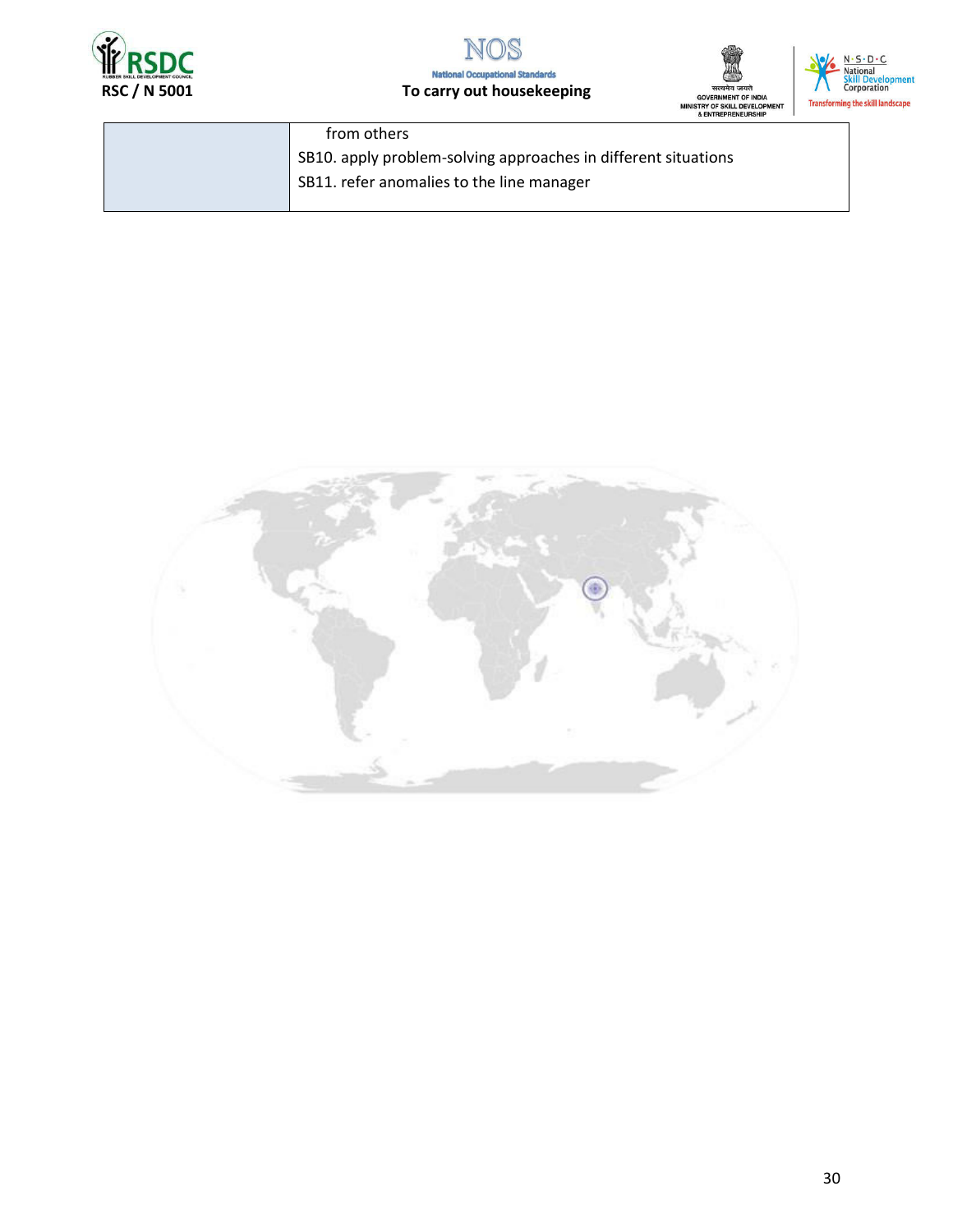|  |  |
|---|---|
|  | from others<br>SB10. apply problem-solving approaches in different situations<br>SB11. refer anomalies to the line manager |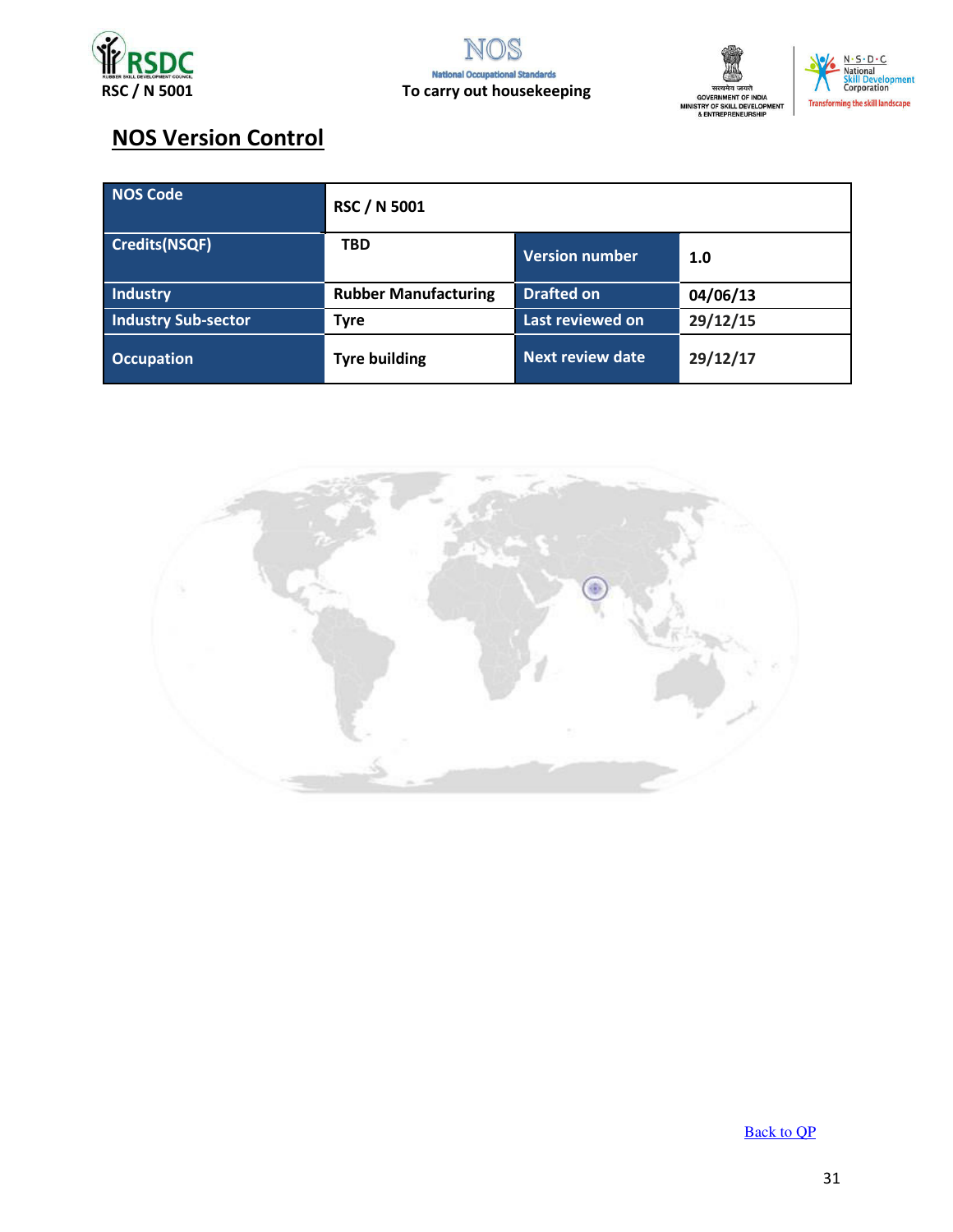## NOS Version Control

| NOS Code | RSC / N 5001 | | |
|---|---|---|---|
| Credits(NSQF) | TBD | Version number | 1.0 |
| Industry | Rubber Manufacturing | Drafted on | 04/06/13 |
| Industry Sub-sector | Tyre | Last reviewed on | 29/12/15 |
| Occupation | Tyre building | Next review date | 29/12/17 |

Back to QP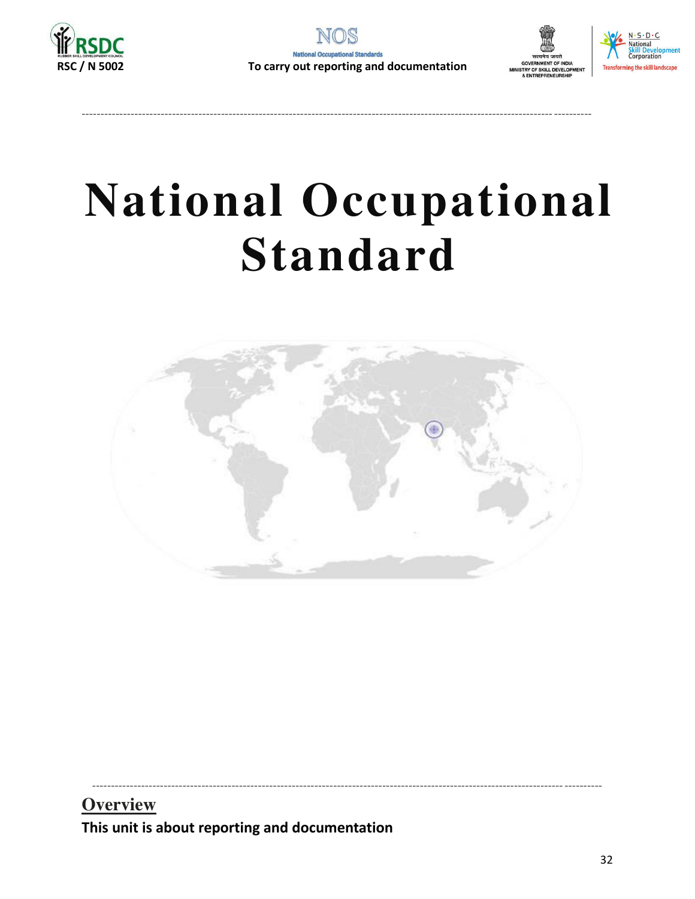# National Occupational Standard

## Overview

**This unit is about reporting and documentation**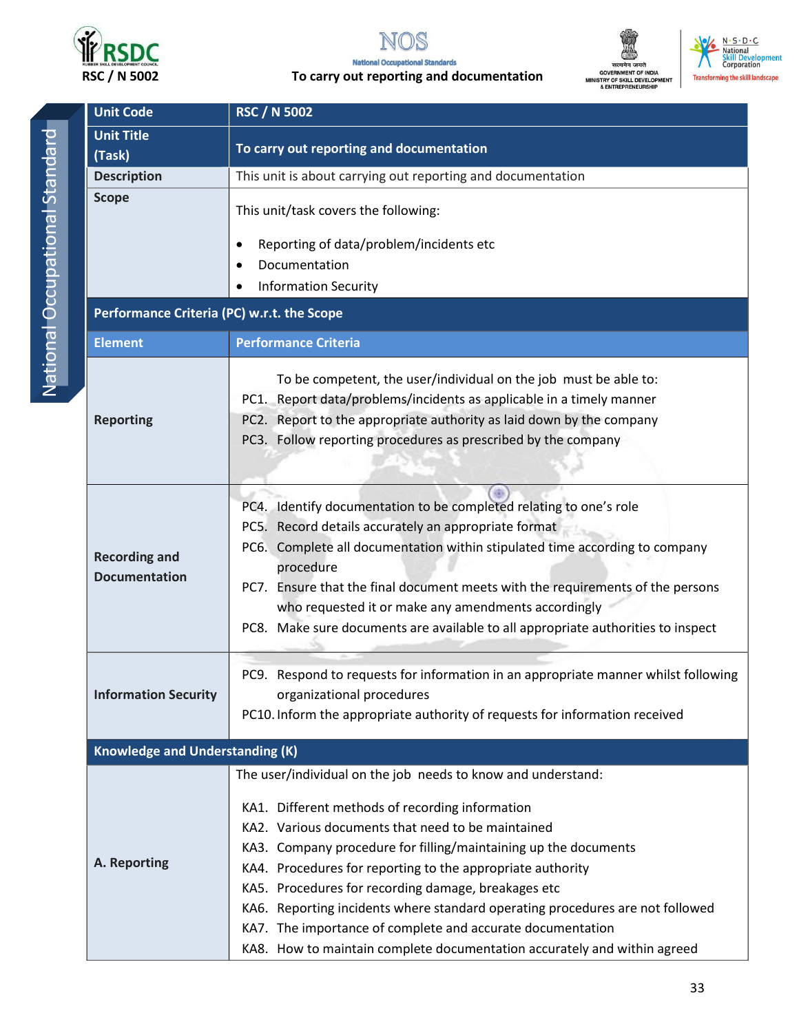| Unit Code | RSC / N 5002 |
|---|---|
| Unit Title (Task) | To carry out reporting and documentation |
| Description | This unit is about carrying out reporting and documentation |
| Scope | This unit/task covers the following:<br><br>• Reporting of data/problem/incidents etc<br>• Documentation<br>• Information Security |
| **Performance Criteria (PC) w.r.t. the Scope** | |
| **Element** | **Performance Criteria** |
| Reporting | To be competent, the user/individual on the job must be able to:<br>PC1. Report data/problems/incidents as applicable in a timely manner<br>PC2. Report to the appropriate authority as laid down by the company<br>PC3. Follow reporting procedures as prescribed by the company |
| Recording and Documentation | PC4. Identify documentation to be completed relating to one's role<br>PC5. Record details accurately an appropriate format<br>PC6. Complete all documentation within stipulated time according to company procedure<br>PC7. Ensure that the final document meets with the requirements of the persons who requested it or make any amendments accordingly<br>PC8. Make sure documents are available to all appropriate authorities to inspect |
| Information Security | PC9. Respond to requests for information in an appropriate manner whilst following organizational procedures<br>PC10. Inform the appropriate authority of requests for information received |
| **Knowledge and Understanding (K)** | |
| A. Reporting | The user/individual on the job needs to know and understand:<br><br>KA1. Different methods of recording information<br>KA2. Various documents that need to be maintained<br>KA3. Company procedure for filling/maintaining up the documents<br>KA4. Procedures for reporting to the appropriate authority<br>KA5. Procedures for recording damage, breakages etc<br>KA6. Reporting incidents where standard operating procedures are not followed<br>KA7. The importance of complete and accurate documentation<br>KA8. How to maintain complete documentation accurately and within agreed |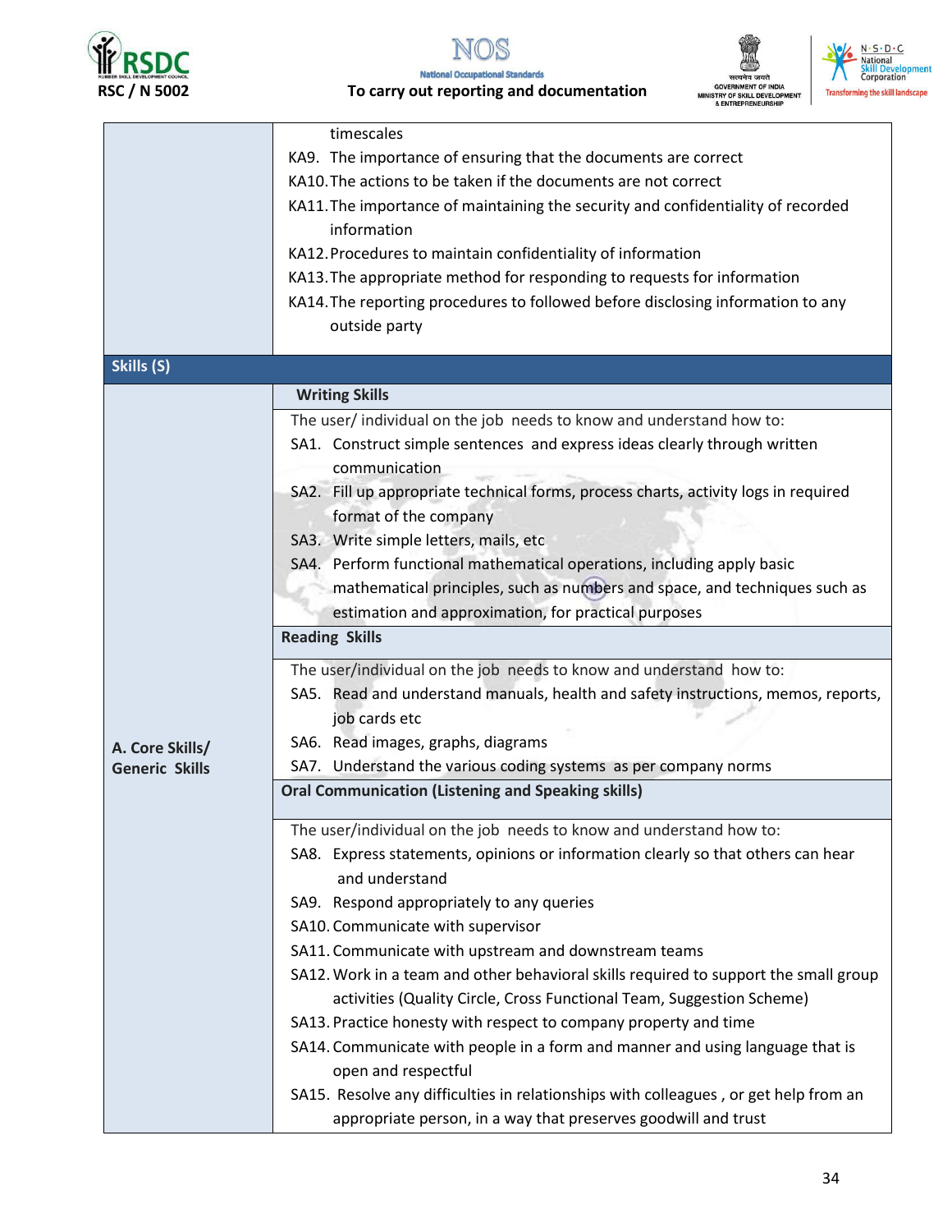| | |
|---|---|
| | timescales<br>KA9. The importance of ensuring that the documents are correct<br>KA10. The actions to be taken if the documents are not correct<br>KA11. The importance of maintaining the security and confidentiality of recorded information<br>KA12. Procedures to maintain confidentiality of information<br>KA13. The appropriate method for responding to requests for information<br>KA14. The reporting procedures to followed before disclosing information to any outside party |
| **Skills (S)** | |
| **A. Core Skills/ Generic Skills** | **Writing Skills**<br>The user/ individual on the job needs to know and understand how to:<br>SA1. Construct simple sentences and express ideas clearly through written communication<br>SA2. Fill up appropriate technical forms, process charts, activity logs in required format of the company<br>SA3. Write simple letters, mails, etc<br>SA4. Perform functional mathematical operations, including apply basic mathematical principles, such as numbers and space, and techniques such as estimation and approximation, for practical purposes |
| | **Reading Skills**<br>The user/individual on the job needs to know and understand how to:<br>SA5. Read and understand manuals, health and safety instructions, memos, reports, job cards etc<br>SA6. Read images, graphs, diagrams<br>SA7. Understand the various coding systems as per company norms |
| | **Oral Communication (Listening and Speaking skills)**<br>The user/individual on the job needs to know and understand how to:<br>SA8. Express statements, opinions or information clearly so that others can hear and understand<br>SA9. Respond appropriately to any queries<br>SA10. Communicate with supervisor<br>SA11. Communicate with upstream and downstream teams<br>SA12. Work in a team and other behavioral skills required to support the small group activities (Quality Circle, Cross Functional Team, Suggestion Scheme)<br>SA13. Practice honesty with respect to company property and time<br>SA14. Communicate with people in a form and manner and using language that is open and respectful<br>SA15. Resolve any difficulties in relationships with colleagues , or get help from an appropriate person, in a way that preserves goodwill and trust |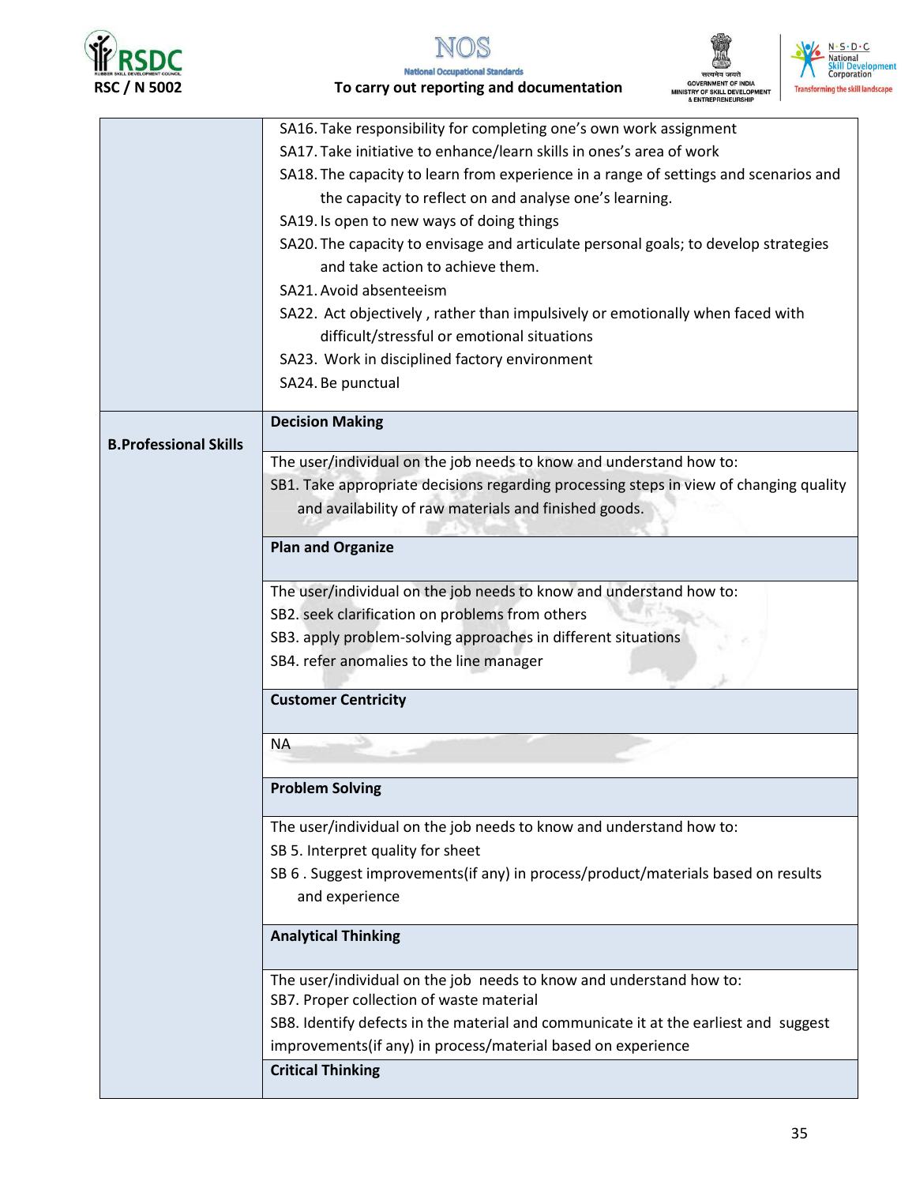| | |
|---|---|
| | SA16. Take responsibility for completing one's own work assignment<br>SA17. Take initiative to enhance/learn skills in ones's area of work<br>SA18. The capacity to learn from experience in a range of settings and scenarios and the capacity to reflect on and analyse one's learning.<br>SA19. Is open to new ways of doing things<br>SA20. The capacity to envisage and articulate personal goals; to develop strategies and take action to achieve them.<br>SA21. Avoid absenteeism<br>SA22. Act objectively , rather than impulsively or emotionally when faced with difficult/stressful or emotional situations<br>SA23. Work in disciplined factory environment<br>SA24. Be punctual |
| **B.Professional Skills** | **Decision Making** |
| | The user/individual on the job needs to know and understand how to:<br>SB1. Take appropriate decisions regarding processing steps in view of changing quality and availability of raw materials and finished goods. |
| | **Plan and Organize** |
| | The user/individual on the job needs to know and understand how to:<br>SB2. seek clarification on problems from others<br>SB3. apply problem-solving approaches in different situations<br>SB4. refer anomalies to the line manager |
| | **Customer Centricity** |
| | NA |
| | **Problem Solving** |
| | The user/individual on the job needs to know and understand how to:<br>SB 5. Interpret quality for sheet<br>SB 6 . Suggest improvements(if any) in process/product/materials based on results and experience |
| | **Analytical Thinking** |
| | The user/individual on the job needs to know and understand how to:<br>SB7. Proper collection of waste material<br>SB8. Identify defects in the material and communicate it at the earliest and suggest improvements(if any) in process/material based on experience |
| | **Critical Thinking** |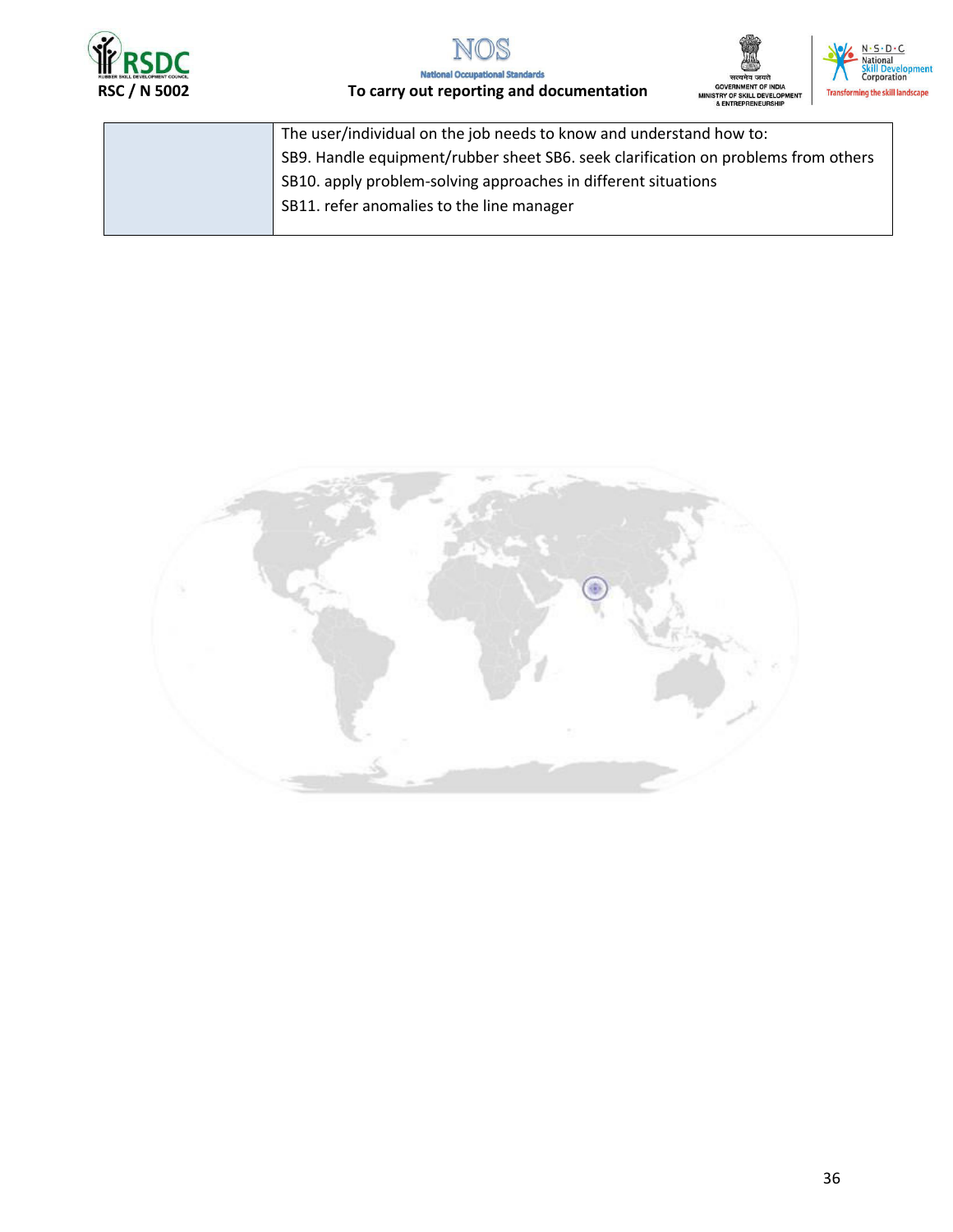|  | The user/individual on the job needs to know and understand how to:<br>SB9. Handle equipment/rubber sheet SB6. seek clarification on problems from others<br>SB10. apply problem-solving approaches in different situations<br>SB11. refer anomalies to the line manager |
|---|---|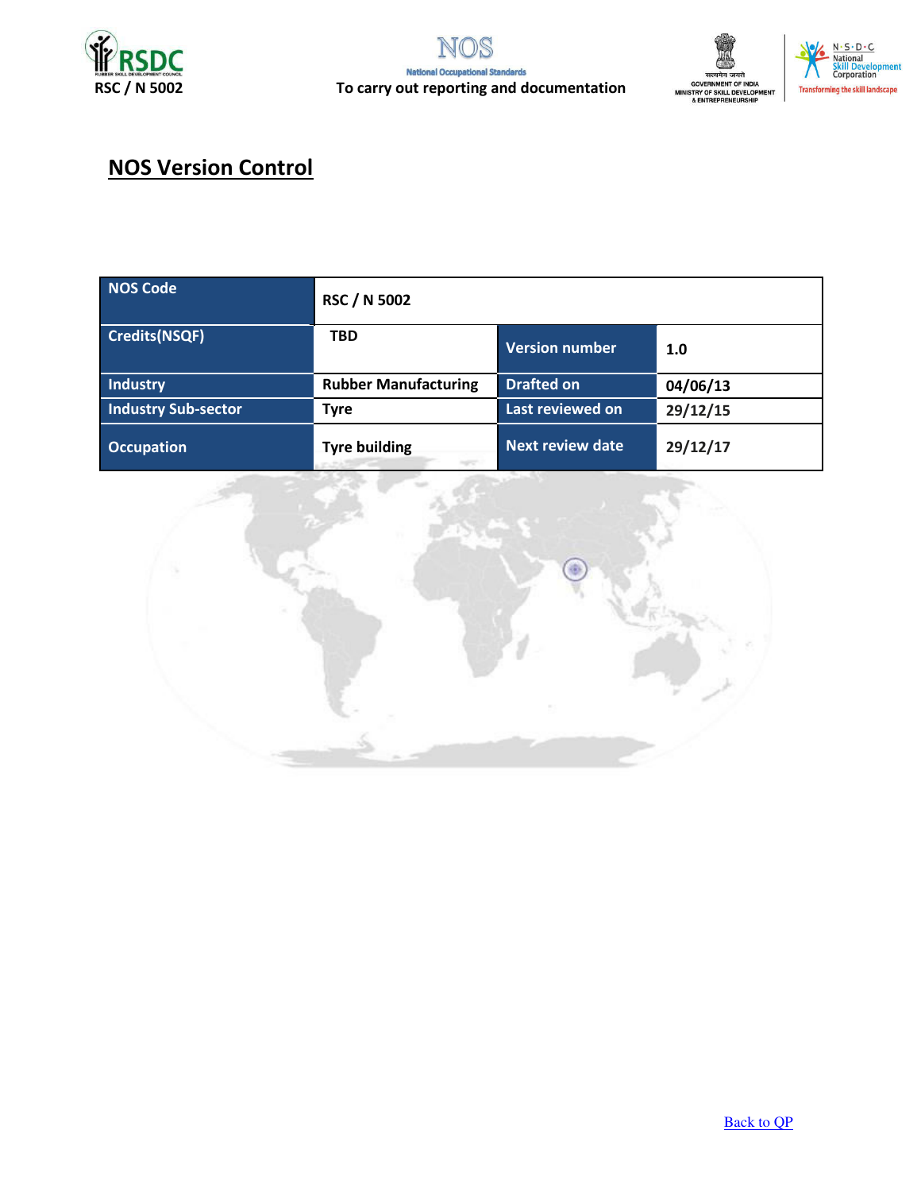## NOS Version Control

| NOS Code | RSC / N 5002 | | |
|---|---|---|---|
| Credits(NSQF) | TBD | Version number | 1.0 |
| Industry | Rubber Manufacturing | Drafted on | 04/06/13 |
| Industry Sub-sector | Tyre | Last reviewed on | 29/12/15 |
| Occupation | Tyre building | Next review date | 29/12/17 |

Back to QP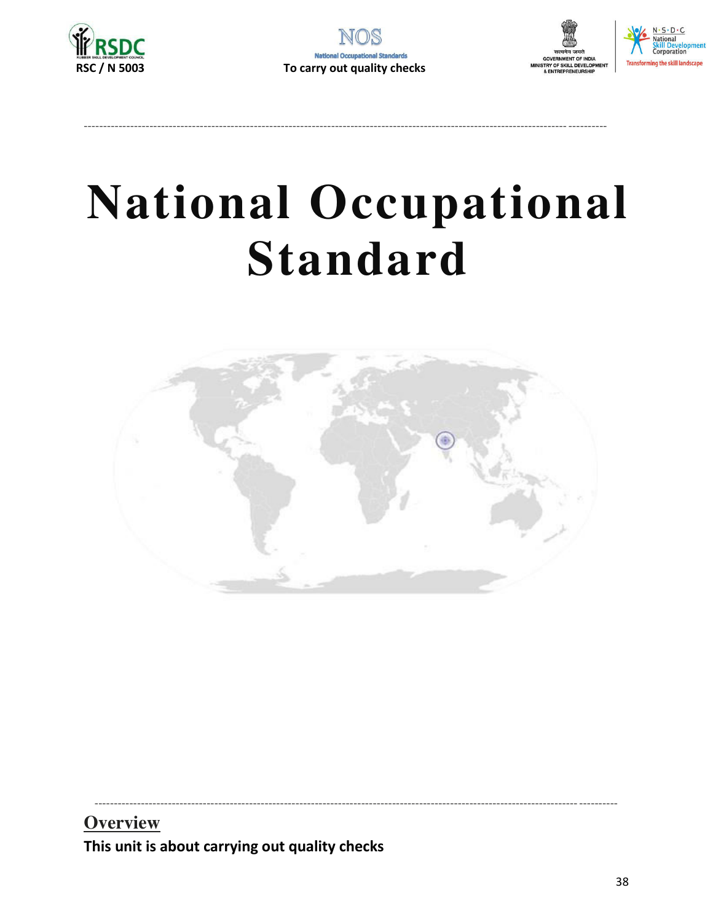# National Occupational Standard

## Overview

**This unit is about carrying out quality checks**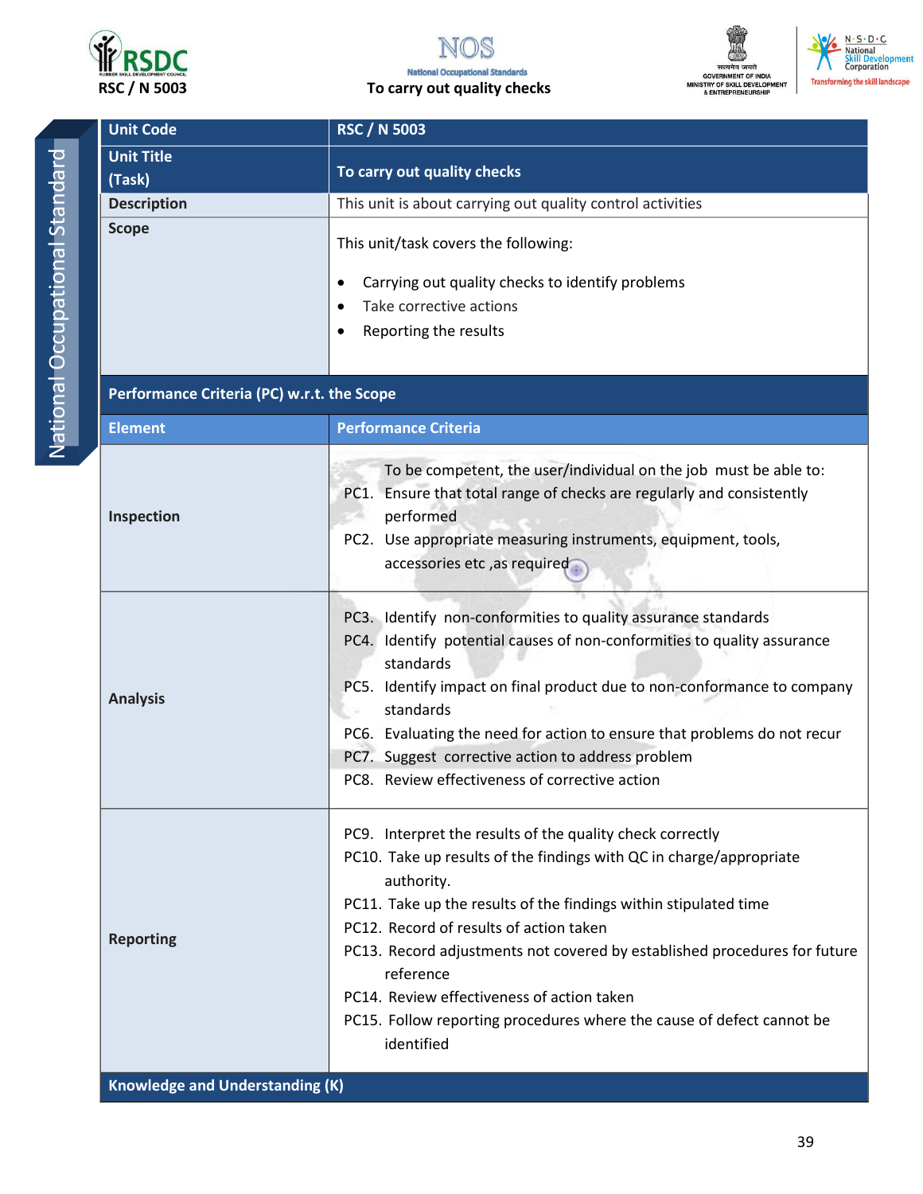| Unit Code | RSC / N 5003 |
|---|---|
| Unit Title (Task) | To carry out quality checks |
| Description | This unit is about carrying out quality control activities |
| Scope | This unit/task covers the following:<br>• Carrying out quality checks to identify problems<br>• Take corrective actions<br>• Reporting the results |
| **Performance Criteria (PC) w.r.t. the Scope** | |
| **Element** | **Performance Criteria** |
| Inspection | To be competent, the user/individual on the job must be able to:<br>PC1. Ensure that total range of checks are regularly and consistently performed<br>PC2. Use appropriate measuring instruments, equipment, tools, accessories etc ,as required |
| Analysis | PC3. Identify non-conformities to quality assurance standards<br>PC4. Identify potential causes of non-conformities to quality assurance standards<br>PC5. Identify impact on final product due to non-conformance to company standards<br>PC6. Evaluating the need for action to ensure that problems do not recur<br>PC7. Suggest corrective action to address problem<br>PC8. Review effectiveness of corrective action |
| Reporting | PC9. Interpret the results of the quality check correctly<br>PC10. Take up results of the findings with QC in charge/appropriate authority.<br>PC11. Take up the results of the findings within stipulated time<br>PC12. Record of results of action taken<br>PC13. Record adjustments not covered by established procedures for future reference<br>PC14. Review effectiveness of action taken<br>PC15. Follow reporting procedures where the cause of defect cannot be identified |
| **Knowledge and Understanding (K)** | |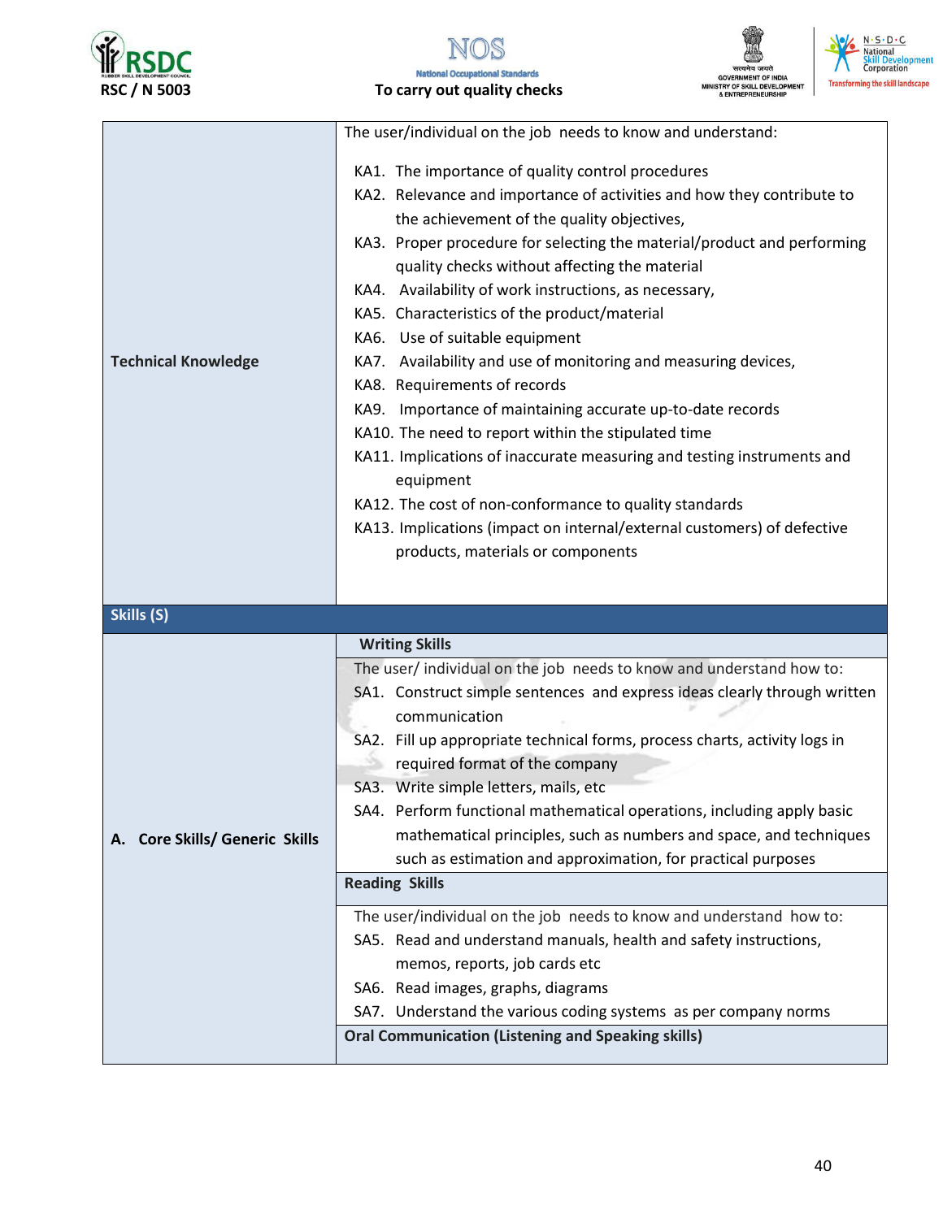| | |
|---|---|
| **Technical Knowledge** | The user/individual on the job needs to know and understand:<br><br>KA1. The importance of quality control procedures<br>KA2. Relevance and importance of activities and how they contribute to the achievement of the quality objectives,<br>KA3. Proper procedure for selecting the material/product and performing quality checks without affecting the material<br>KA4. Availability of work instructions, as necessary,<br>KA5. Characteristics of the product/material<br>KA6. Use of suitable equipment<br>KA7. Availability and use of monitoring and measuring devices,<br>KA8. Requirements of records<br>KA9. Importance of maintaining accurate up-to-date records<br>KA10. The need to report within the stipulated time<br>KA11. Implications of inaccurate measuring and testing instruments and equipment<br>KA12. The cost of non-conformance to quality standards<br>KA13. Implications (impact on internal/external customers) of defective products, materials or components |
| **Skills (S)** | |
| **A. Core Skills/ Generic Skills** | **Writing Skills**<br>The user/ individual on the job needs to know and understand how to:<br>SA1. Construct simple sentences and express ideas clearly through written communication<br>SA2. Fill up appropriate technical forms, process charts, activity logs in required format of the company<br>SA3. Write simple letters, mails, etc<br>SA4. Perform functional mathematical operations, including apply basic mathematical principles, such as numbers and space, and techniques such as estimation and approximation, for practical purposes<br><br>**Reading Skills**<br>The user/individual on the job needs to know and understand how to:<br>SA5. Read and understand manuals, health and safety instructions, memos, reports, job cards etc<br>SA6. Read images, graphs, diagrams<br>SA7. Understand the various coding systems as per company norms<br><br>**Oral Communication (Listening and Speaking skills)** |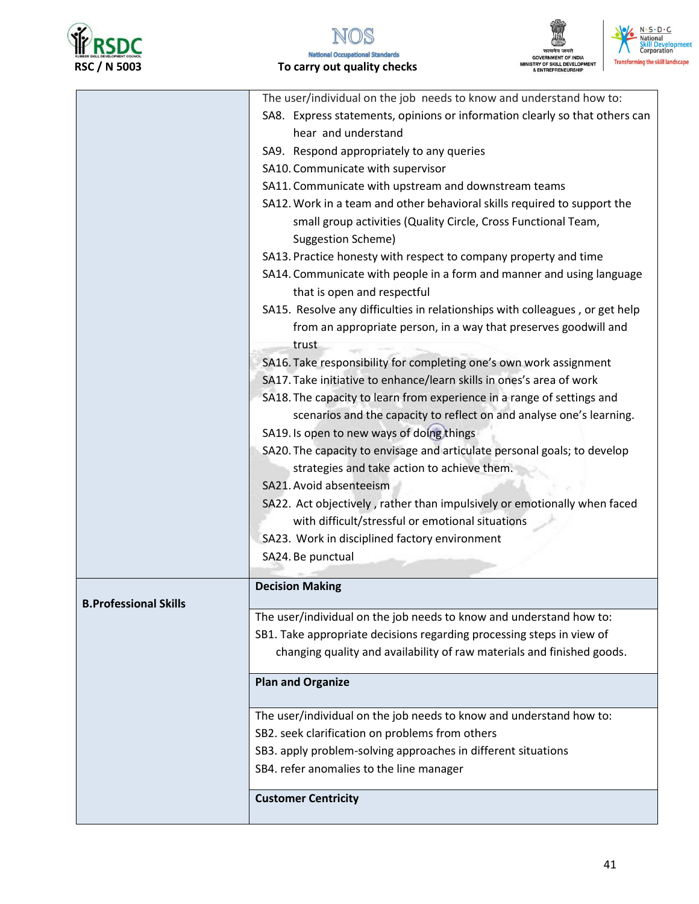| | |
|---|---|
| | The user/individual on the job needs to know and understand how to:<br>SA8. Express statements, opinions or information clearly so that others can hear and understand<br>SA9. Respond appropriately to any queries<br>SA10. Communicate with supervisor<br>SA11. Communicate with upstream and downstream teams<br>SA12. Work in a team and other behavioral skills required to support the small group activities (Quality Circle, Cross Functional Team, Suggestion Scheme)<br>SA13. Practice honesty with respect to company property and time<br>SA14. Communicate with people in a form and manner and using language that is open and respectful<br>SA15. Resolve any difficulties in relationships with colleagues , or get help from an appropriate person, in a way that preserves goodwill and trust<br>SA16. Take responsibility for completing one's own work assignment<br>SA17. Take initiative to enhance/learn skills in ones's area of work<br>SA18. The capacity to learn from experience in a range of settings and scenarios and the capacity to reflect on and analyse one's learning.<br>SA19. Is open to new ways of doing things<br>SA20. The capacity to envisage and articulate personal goals; to develop strategies and take action to achieve them.<br>SA21. Avoid absenteeism<br>SA22. Act objectively , rather than impulsively or emotionally when faced with difficult/stressful or emotional situations<br>SA23. Work in disciplined factory environment<br>SA24. Be punctual |
| **B.Professional Skills** | **Decision Making** |
| | The user/individual on the job needs to know and understand how to:<br>SB1. Take appropriate decisions regarding processing steps in view of changing quality and availability of raw materials and finished goods. |
| | **Plan and Organize** |
| | The user/individual on the job needs to know and understand how to:<br>SB2. seek clarification on problems from others<br>SB3. apply problem-solving approaches in different situations<br>SB4. refer anomalies to the line manager |
| | **Customer Centricity** |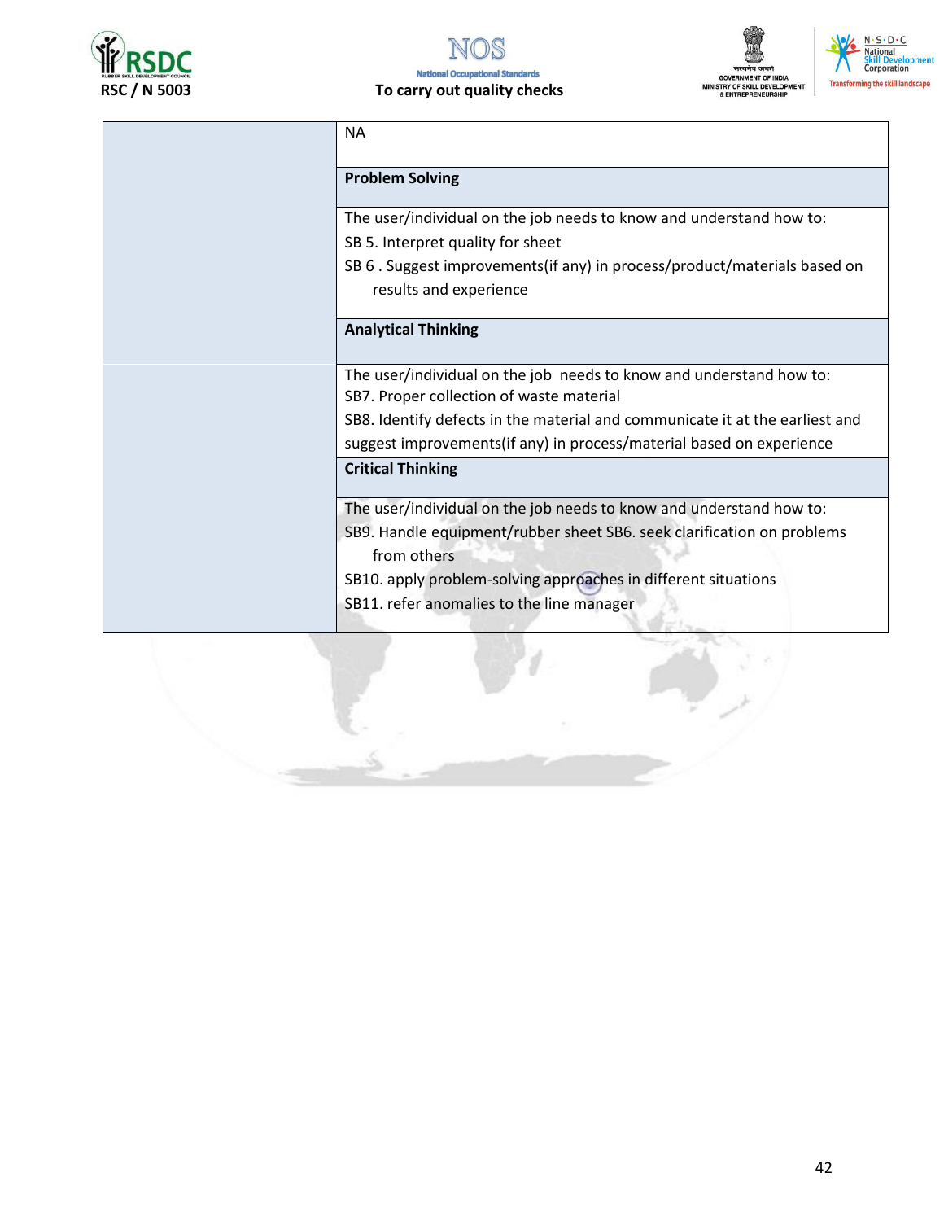| | |
|---|---|
| | NA |
| | **Problem Solving** |
| | The user/individual on the job needs to know and understand how to:<br>SB 5. Interpret quality for sheet<br>SB 6 . Suggest improvements(if any) in process/product/materials based on results and experience |
| | **Analytical Thinking** |
| | The user/individual on the job needs to know and understand how to:<br>SB7. Proper collection of waste material<br>SB8. Identify defects in the material and communicate it at the earliest and suggest improvements(if any) in process/material based on experience |
| | **Critical Thinking** |
| | The user/individual on the job needs to know and understand how to:<br>SB9. Handle equipment/rubber sheet SB6. seek clarification on problems from others<br>SB10. apply problem-solving approaches in different situations<br>SB11. refer anomalies to the line manager |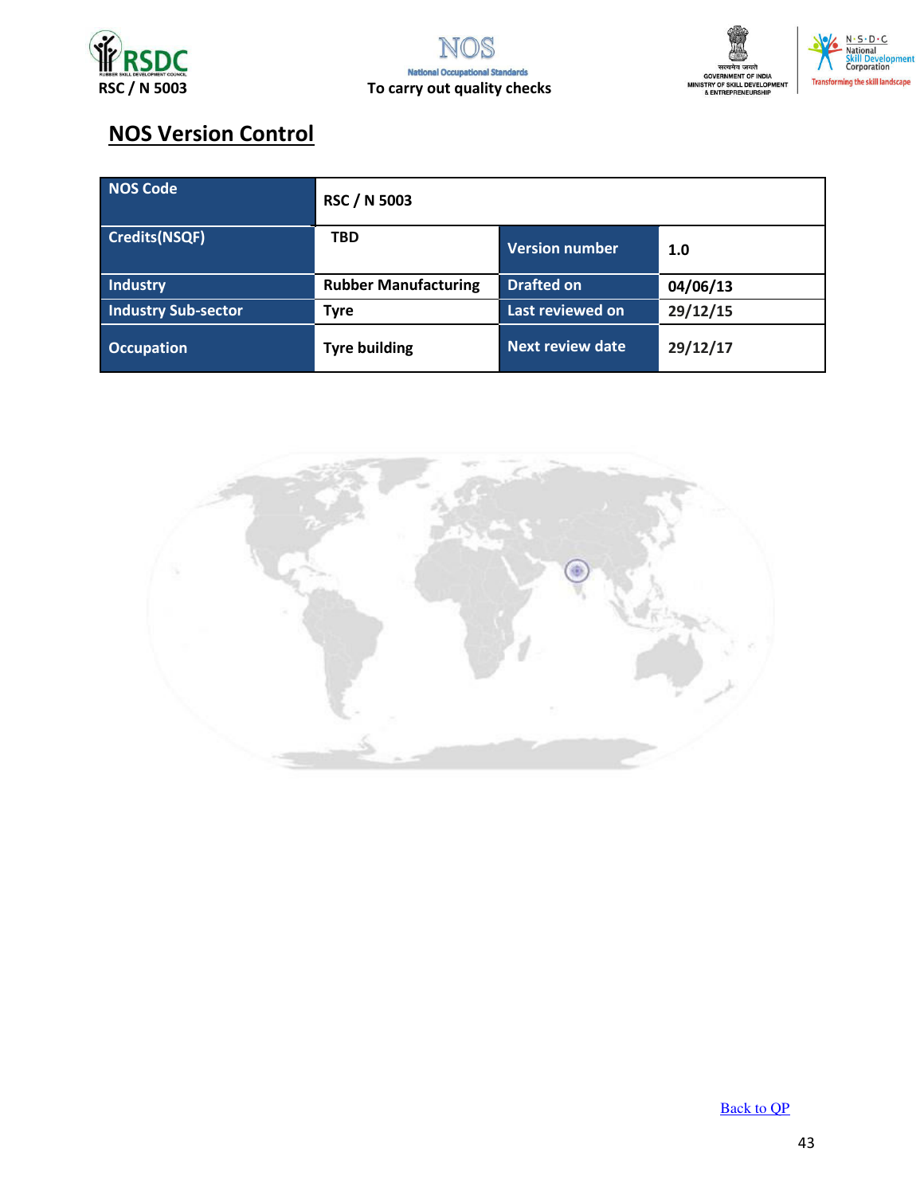## NOS Version Control

| NOS Code | RSC / N 5003 | | |
|---|---|---|---|
| Credits(NSQF) | TBD | Version number | 1.0 |
| Industry | Rubber Manufacturing | Drafted on | 04/06/13 |
| Industry Sub-sector | Tyre | Last reviewed on | 29/12/15 |
| Occupation | Tyre building | Next review date | 29/12/17 |

Back to QP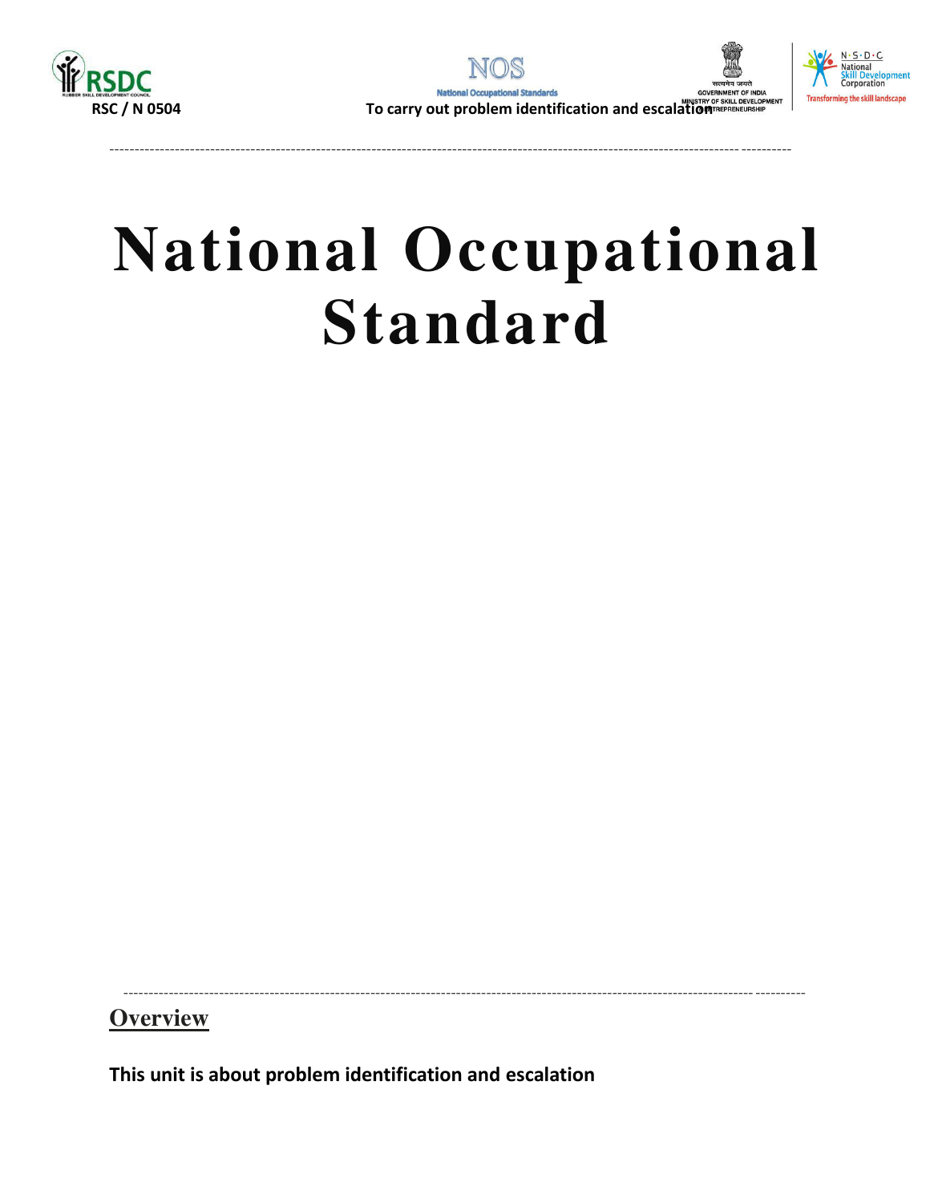# National Occupational Standard

## Overview

**This unit is about problem identification and escalation**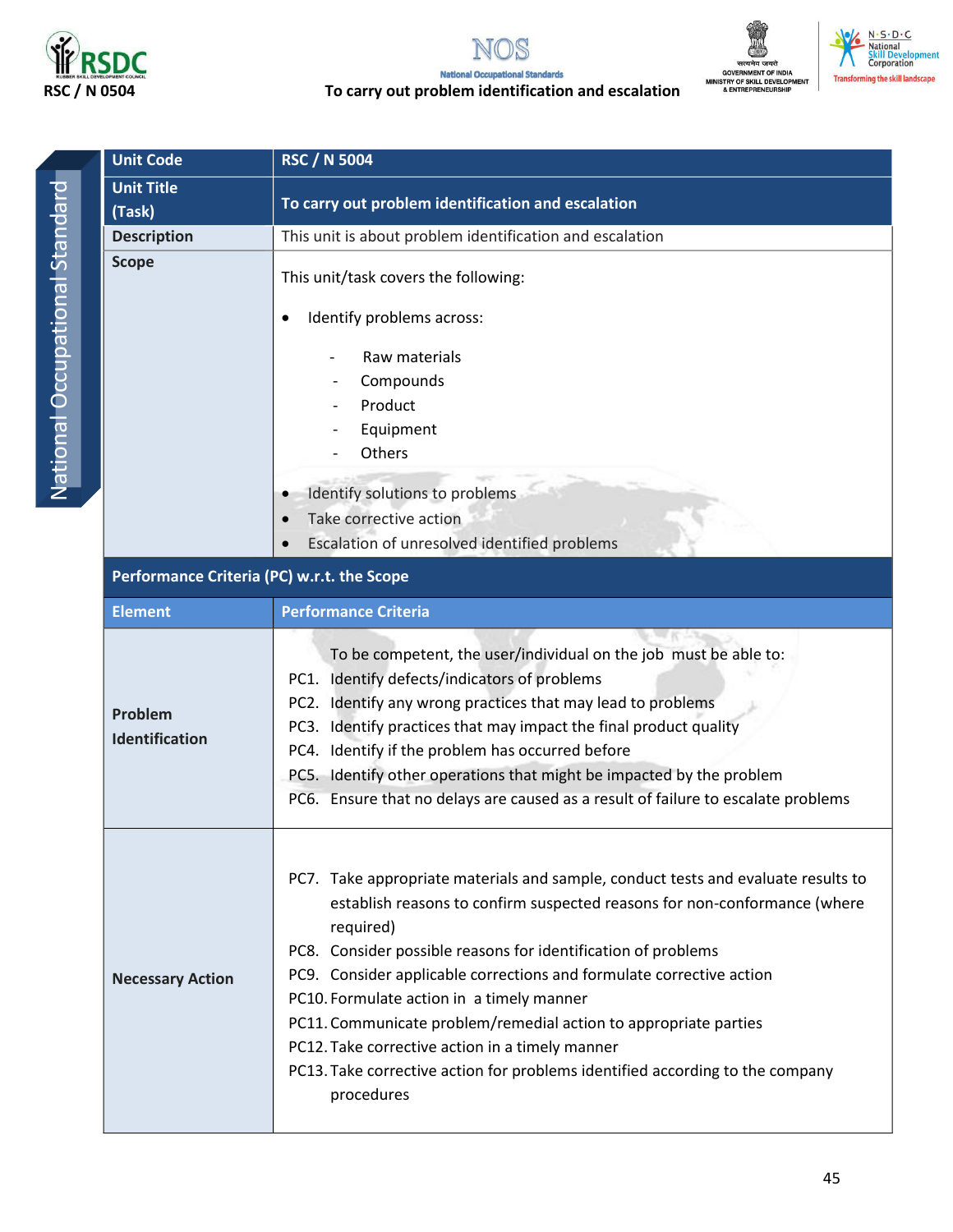| Unit Code | RSC / N 5004 |
|---|---|
| Unit Title (Task) | To carry out problem identification and escalation |
| Description | This unit is about problem identification and escalation |
| Scope | This unit/task covers the following:<br><br>• Identify problems across:<br>&nbsp;&nbsp;- Raw materials<br>&nbsp;&nbsp;- Compounds<br>&nbsp;&nbsp;- Product<br>&nbsp;&nbsp;- Equipment<br>&nbsp;&nbsp;- Others<br><br>• Identify solutions to problems<br>• Take corrective action<br>• Escalation of unresolved identified problems |
| **Performance Criteria (PC) w.r.t. the Scope** | |
| **Element** | **Performance Criteria** |
| Problem Identification | To be competent, the user/individual on the job must be able to:<br>PC1. Identify defects/indicators of problems<br>PC2. Identify any wrong practices that may lead to problems<br>PC3. Identify practices that may impact the final product quality<br>PC4. Identify if the problem has occurred before<br>PC5. Identify other operations that might be impacted by the problem<br>PC6. Ensure that no delays are caused as a result of failure to escalate problems |
| Necessary Action | PC7. Take appropriate materials and sample, conduct tests and evaluate results to establish reasons to confirm suspected reasons for non-conformance (where required)<br>PC8. Consider possible reasons for identification of problems<br>PC9. Consider applicable corrections and formulate corrective action<br>PC10. Formulate action in a timely manner<br>PC11. Communicate problem/remedial action to appropriate parties<br>PC12. Take corrective action in a timely manner<br>PC13. Take corrective action for problems identified according to the company procedures |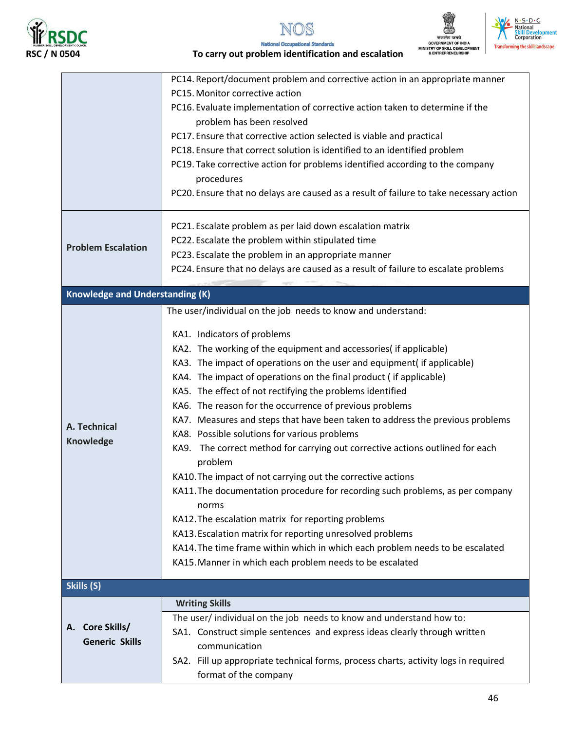| | |
|---|---|
| | PC14. Report/document problem and corrective action in an appropriate manner<br>PC15. Monitor corrective action<br>PC16. Evaluate implementation of corrective action taken to determine if the problem has been resolved<br>PC17. Ensure that corrective action selected is viable and practical<br>PC18. Ensure that correct solution is identified to an identified problem<br>PC19. Take corrective action for problems identified according to the company procedures<br>PC20. Ensure that no delays are caused as a result of failure to take necessary action |
| **Problem Escalation** | PC21. Escalate problem as per laid down escalation matrix<br>PC22. Escalate the problem within stipulated time<br>PC23. Escalate the problem in an appropriate manner<br>PC24. Ensure that no delays are caused as a result of failure to escalate problems |
| **Knowledge and Understanding (K)** | |
| **A. Technical Knowledge** | The user/individual on the job needs to know and understand:<br><br>KA1. Indicators of problems<br>KA2. The working of the equipment and accessories( if applicable)<br>KA3. The impact of operations on the user and equipment( if applicable)<br>KA4. The impact of operations on the final product ( if applicable)<br>KA5. The effect of not rectifying the problems identified<br>KA6. The reason for the occurrence of previous problems<br>KA7. Measures and steps that have been taken to address the previous problems<br>KA8. Possible solutions for various problems<br>KA9. The correct method for carrying out corrective actions outlined for each problem<br>KA10. The impact of not carrying out the corrective actions<br>KA11. The documentation procedure for recording such problems, as per company norms<br>KA12. The escalation matrix for reporting problems<br>KA13. Escalation matrix for reporting unresolved problems<br>KA14. The time frame within which in which each problem needs to be escalated<br>KA15. Manner in which each problem needs to be escalated |
| **Skills (S)** | |
| **A. Core Skills/ Generic Skills** | **Writing Skills**<br>The user/ individual on the job needs to know and understand how to:<br>SA1. Construct simple sentences and express ideas clearly through written communication<br>SA2. Fill up appropriate technical forms, process charts, activity logs in required format of the company |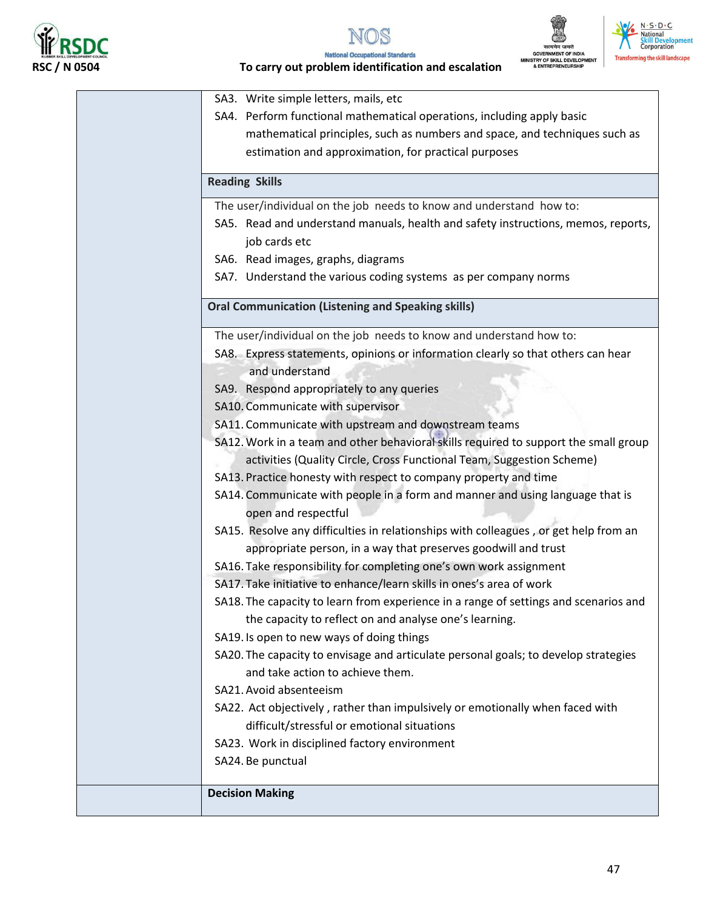| | |
|---|---|
| | SA3. Write simple letters, mails, etc<br>SA4. Perform functional mathematical operations, including apply basic mathematical principles, such as numbers and space, and techniques such as estimation and approximation, for practical purposes |
| | **Reading Skills** |
| | The user/individual on the job needs to know and understand how to:<br>SA5. Read and understand manuals, health and safety instructions, memos, reports, job cards etc<br>SA6. Read images, graphs, diagrams<br>SA7. Understand the various coding systems as per company norms |
| | **Oral Communication (Listening and Speaking skills)** |
| | The user/individual on the job needs to know and understand how to:<br>SA8. Express statements, opinions or information clearly so that others can hear and understand<br>SA9. Respond appropriately to any queries<br>SA10. Communicate with supervisor<br>SA11. Communicate with upstream and downstream teams<br>SA12. Work in a team and other behavioral skills required to support the small group activities (Quality Circle, Cross Functional Team, Suggestion Scheme)<br>SA13. Practice honesty with respect to company property and time<br>SA14. Communicate with people in a form and manner and using language that is open and respectful<br>SA15. Resolve any difficulties in relationships with colleagues , or get help from an appropriate person, in a way that preserves goodwill and trust<br>SA16. Take responsibility for completing one's own work assignment<br>SA17. Take initiative to enhance/learn skills in ones's area of work<br>SA18. The capacity to learn from experience in a range of settings and scenarios and the capacity to reflect on and analyse one's learning.<br>SA19. Is open to new ways of doing things<br>SA20. The capacity to envisage and articulate personal goals; to develop strategies and take action to achieve them.<br>SA21. Avoid absenteeism<br>SA22. Act objectively , rather than impulsively or emotionally when faced with difficult/stressful or emotional situations<br>SA23. Work in disciplined factory environment<br>SA24. Be punctual |
| | **Decision Making** |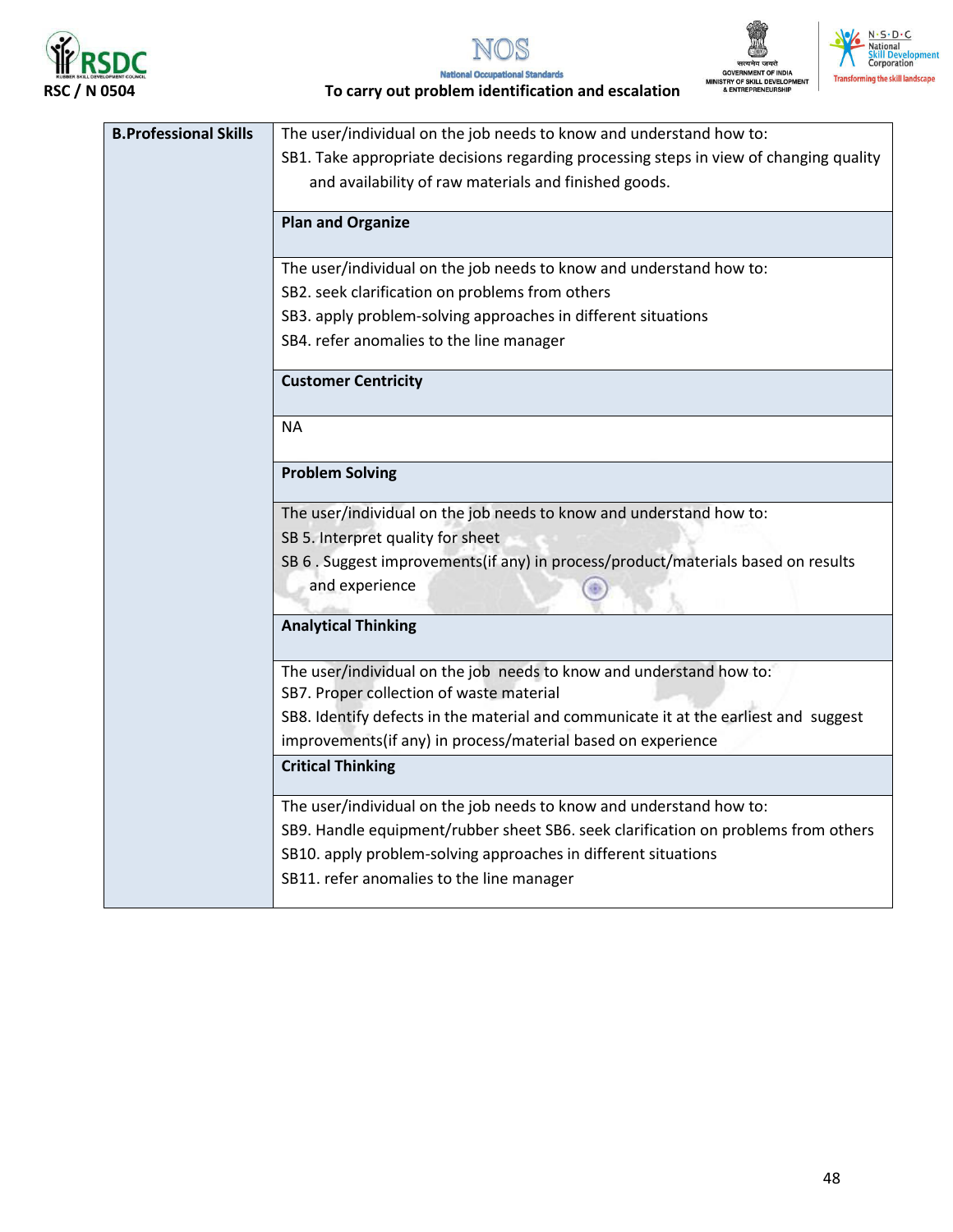| B.Professional Skills | The user/individual on the job needs to know and understand how to:<br>SB1. Take appropriate decisions regarding processing steps in view of changing quality and availability of raw materials and finished goods. |
|---|---|
| | **Plan and Organize** |
| | The user/individual on the job needs to know and understand how to:<br>SB2. seek clarification on problems from others<br>SB3. apply problem-solving approaches in different situations<br>SB4. refer anomalies to the line manager |
| | **Customer Centricity** |
| | NA |
| | **Problem Solving** |
| | The user/individual on the job needs to know and understand how to:<br>SB 5. Interpret quality for sheet<br>SB 6 . Suggest improvements(if any) in process/product/materials based on results and experience |
| | **Analytical Thinking** |
| | The user/individual on the job needs to know and understand how to:<br>SB7. Proper collection of waste material<br>SB8. Identify defects in the material and communicate it at the earliest and suggest improvements(if any) in process/material based on experience |
| | **Critical Thinking** |
| | The user/individual on the job needs to know and understand how to:<br>SB9. Handle equipment/rubber sheet SB6. seek clarification on problems from others<br>SB10. apply problem-solving approaches in different situations<br>SB11. refer anomalies to the line manager |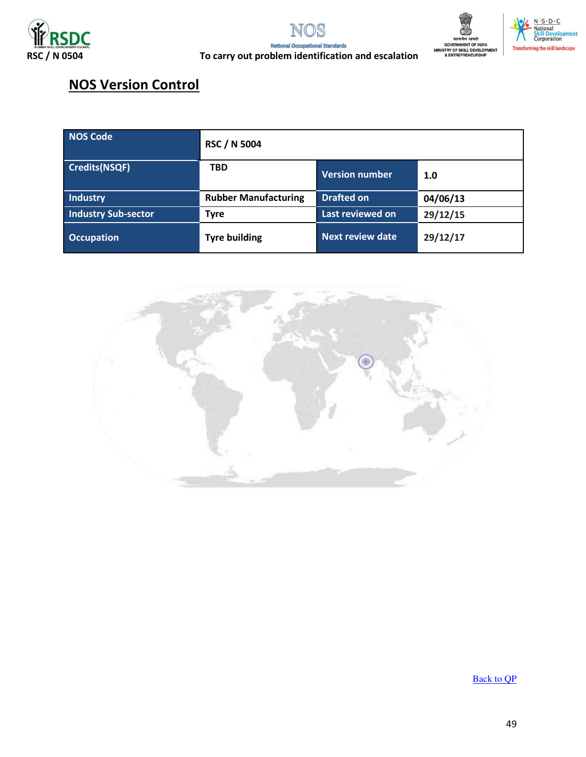## NOS Version Control

| NOS Code | RSC / N 5004 | | |
|---|---|---|---|
| Credits(NSQF) | TBD | Version number | 1.0 |
| Industry | Rubber Manufacturing | Drafted on | 04/06/13 |
| Industry Sub-sector | Tyre | Last reviewed on | 29/12/15 |
| Occupation | Tyre building | Next review date | 29/12/17 |

Back to QP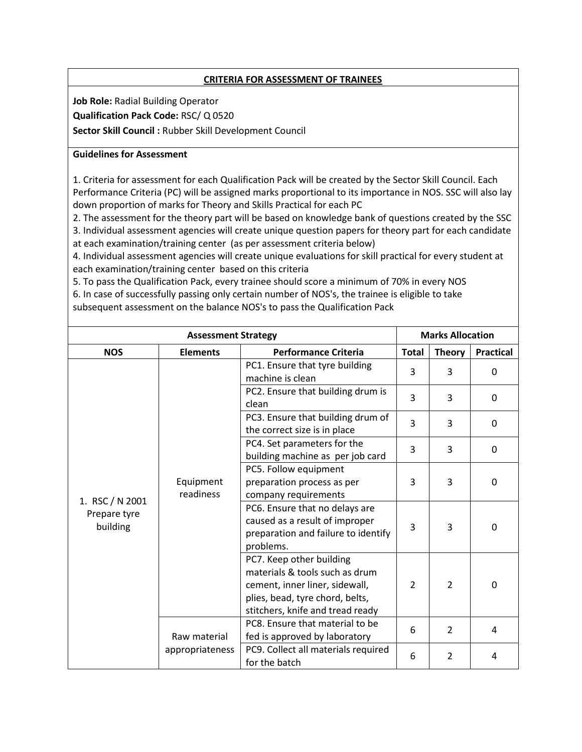**CRITERIA FOR ASSESSMENT OF TRAINEES**

**Job Role:** Radial Building Operator
**Qualification Pack Code:** RSC/ Q 0520
**Sector Skill Council :** Rubber Skill Development Council

**Guidelines for Assessment**

1. Criteria for assessment for each Qualification Pack will be created by the Sector Skill Council. Each Performance Criteria (PC) will be assigned marks proportional to its importance in NOS. SSC will also lay down proportion of marks for Theory and Skills Practical for each PC
2. The assessment for the theory part will be based on knowledge bank of questions created by the SSC
3. Individual assessment agencies will create unique question papers for theory part for each candidate at each examination/training center (as per assessment criteria below)
4. Individual assessment agencies will create unique evaluations for skill practical for every student at each examination/training center based on this criteria
5. To pass the Qualification Pack, every trainee should score a minimum of 70% in every NOS
6. In case of successfully passing only certain number of NOS's, the trainee is eligible to take subsequent assessment on the balance NOS's to pass the Qualification Pack

| Assessment Strategy | | | Marks Allocation | | |
|---|---|---|---|---|---|
| **NOS** | **Elements** | **Performance Criteria** | **Total** | **Theory** | **Practical** |
| 1. RSC / N 2001 Prepare tyre building | Equipment readiness | PC1. Ensure that tyre building machine is clean | 3 | 3 | 0 |
| | | PC2. Ensure that building drum is clean | 3 | 3 | 0 |
| | | PC3. Ensure that building drum of the correct size is in place | 3 | 3 | 0 |
| | | PC4. Set parameters for the building machine as per job card | 3 | 3 | 0 |
| | | PC5. Follow equipment preparation process as per company requirements | 3 | 3 | 0 |
| | | PC6. Ensure that no delays are caused as a result of improper preparation and failure to identify problems. | 3 | 3 | 0 |
| | | PC7. Keep other building materials & tools such as drum cement, inner liner, sidewall, plies, bead, tyre chord, belts, stitchers, knife and tread ready | 2 | 2 | 0 |
| | Raw material appropriateness | PC8. Ensure that material to be fed is approved by laboratory | 6 | 2 | 4 |
| | | PC9. Collect all materials required for the batch | 6 | 2 | 4 |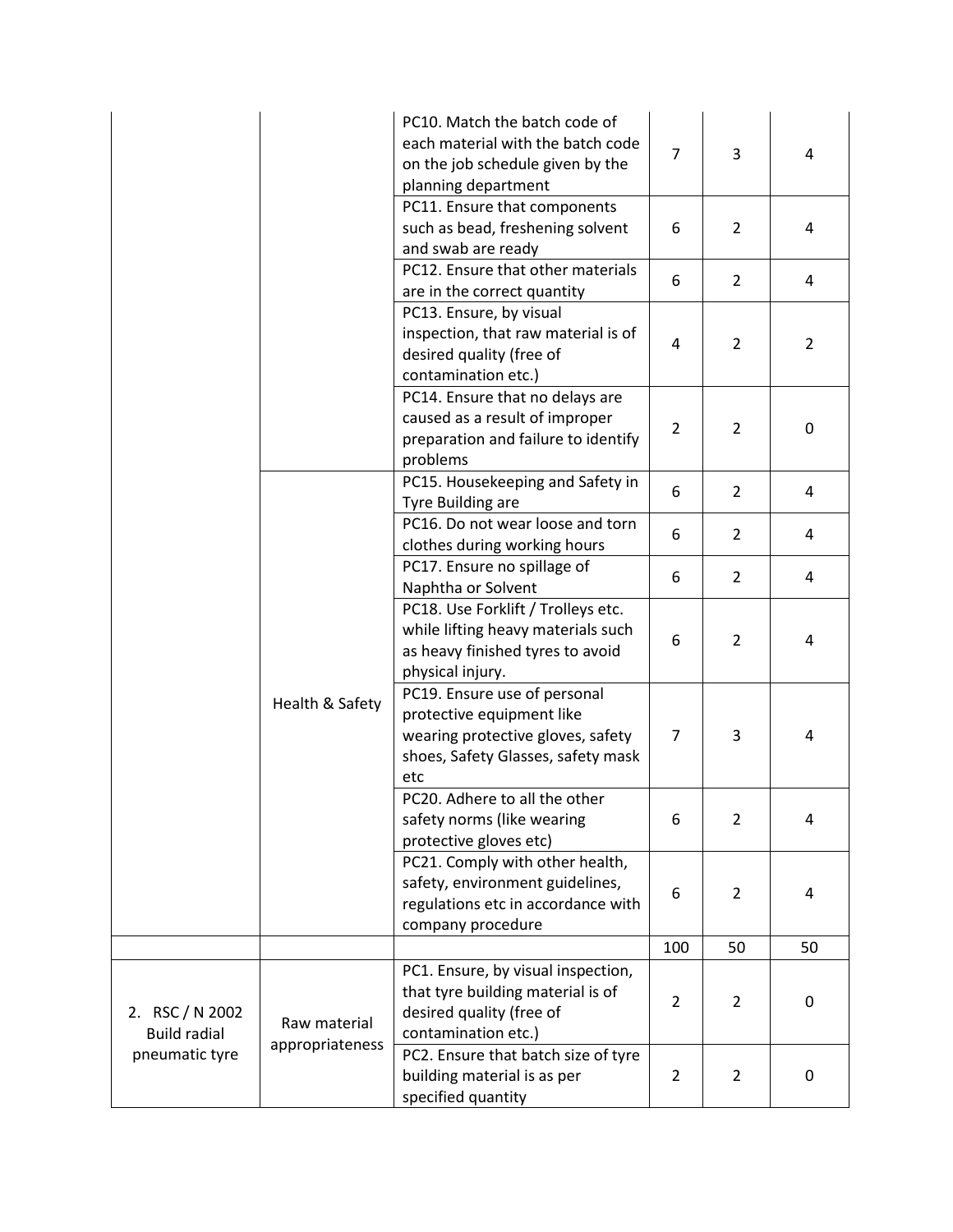| | | PC10. Match the batch code of each material with the batch code on the job schedule given by the planning department | 7 | 3 | 4 |
|---|---|---|---|---|---|
| | | PC11. Ensure that components such as bead, freshening solvent and swab are ready | 6 | 2 | 4 |
| | | PC12. Ensure that other materials are in the correct quantity | 6 | 2 | 4 |
| | | PC13. Ensure, by visual inspection, that raw material is of desired quality (free of contamination etc.) | 4 | 2 | 2 |
| | | PC14. Ensure that no delays are caused as a result of improper preparation and failure to identify problems | 2 | 2 | 0 |
| | Health & Safety | PC15. Housekeeping and Safety in Tyre Building are | 6 | 2 | 4 |
| | | PC16. Do not wear loose and torn clothes during working hours | 6 | 2 | 4 |
| | | PC17. Ensure no spillage of Naphtha or Solvent | 6 | 2 | 4 |
| | | PC18. Use Forklift / Trolleys etc. while lifting heavy materials such as heavy finished tyres to avoid physical injury. | 6 | 2 | 4 |
| | | PC19. Ensure use of personal protective equipment like wearing protective gloves, safety shoes, Safety Glasses, safety mask etc | 7 | 3 | 4 |
| | | PC20. Adhere to all the other safety norms (like wearing protective gloves etc) | 6 | 2 | 4 |
| | | PC21. Comply with other health, safety, environment guidelines, regulations etc in accordance with company procedure | 6 | 2 | 4 |
| | | | 100 | 50 | 50 |
| 2. RSC / N 2002 Build radial pneumatic tyre | Raw material appropriateness | PC1. Ensure, by visual inspection, that tyre building material is of desired quality (free of contamination etc.) | 2 | 2 | 0 |
| | | PC2. Ensure that batch size of tyre building material is as per specified quantity | 2 | 2 | 0 |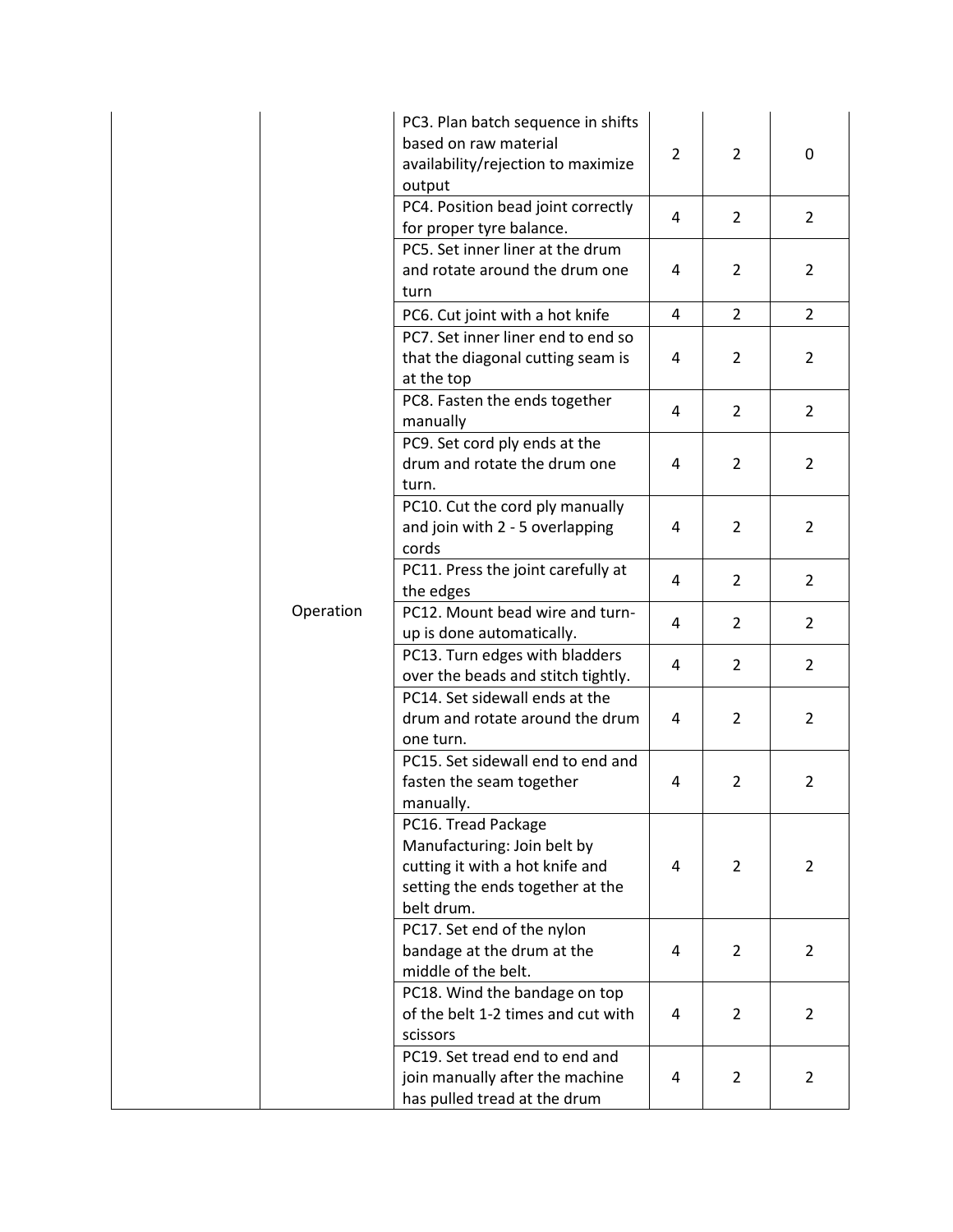|  |  | PC3. Plan batch sequence in shifts based on raw material availability/rejection to maximize output | 2 | 2 | 0 |
|---|---|---|---|---|---|
|  |  | PC4. Position bead joint correctly for proper tyre balance. | 4 | 2 | 2 |
|  |  | PC5. Set inner liner at the drum and rotate around the drum one turn | 4 | 2 | 2 |
|  |  | PC6. Cut joint with a hot knife | 4 | 2 | 2 |
|  |  | PC7. Set inner liner end to end so that the diagonal cutting seam is at the top | 4 | 2 | 2 |
|  |  | PC8. Fasten the ends together manually | 4 | 2 | 2 |
|  |  | PC9. Set cord ply ends at the drum and rotate the drum one turn. | 4 | 2 | 2 |
|  |  | PC10. Cut the cord ply manually and join with 2 - 5 overlapping cords | 4 | 2 | 2 |
|  |  | PC11. Press the joint carefully at the edges | 4 | 2 | 2 |
|  | Operation | PC12. Mount bead wire and turn-up is done automatically. | 4 | 2 | 2 |
|  |  | PC13. Turn edges with bladders over the beads and stitch tightly. | 4 | 2 | 2 |
|  |  | PC14. Set sidewall ends at the drum and rotate around the drum one turn. | 4 | 2 | 2 |
|  |  | PC15. Set sidewall end to end and fasten the seam together manually. | 4 | 2 | 2 |
|  |  | PC16. Tread Package Manufacturing: Join belt by cutting it with a hot knife and setting the ends together at the belt drum. | 4 | 2 | 2 |
|  |  | PC17. Set end of the nylon bandage at the drum at the middle of the belt. | 4 | 2 | 2 |
|  |  | PC18. Wind the bandage on top of the belt 1-2 times and cut with scissors | 4 | 2 | 2 |
|  |  | PC19. Set tread end to end and join manually after the machine has pulled tread at the drum | 4 | 2 | 2 |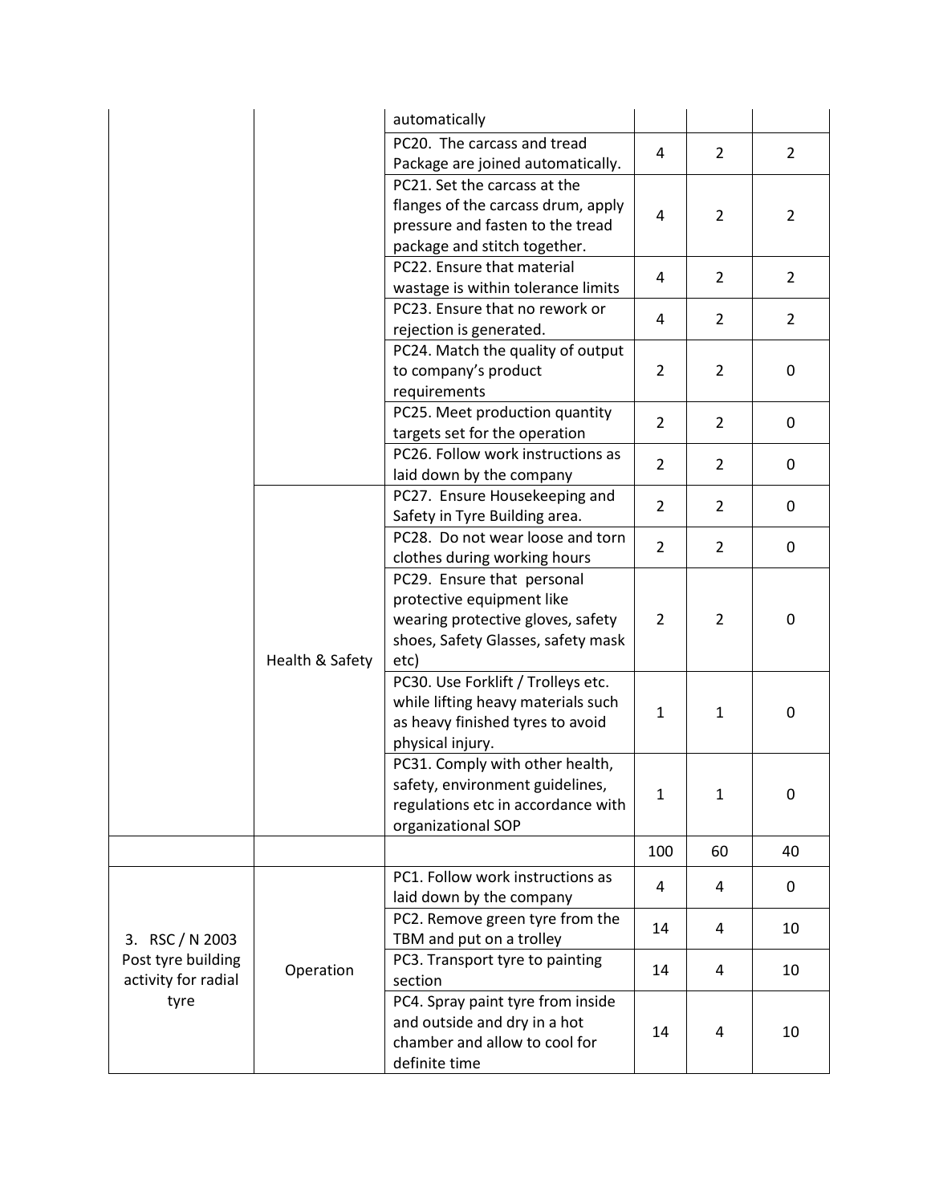| | | automatically | | | |
|---|---|---|---|---|---|
| | | PC20. The carcass and tread Package are joined automatically. | 4 | 2 | 2 |
| | | PC21. Set the carcass at the flanges of the carcass drum, apply pressure and fasten to the tread package and stitch together. | 4 | 2 | 2 |
| | | PC22. Ensure that material wastage is within tolerance limits | 4 | 2 | 2 |
| | | PC23. Ensure that no rework or rejection is generated. | 4 | 2 | 2 |
| | | PC24. Match the quality of output to company's product requirements | 2 | 2 | 0 |
| | | PC25. Meet production quantity targets set for the operation | 2 | 2 | 0 |
| | | PC26. Follow work instructions as laid down by the company | 2 | 2 | 0 |
| | Health & Safety | PC27. Ensure Housekeeping and Safety in Tyre Building area. | 2 | 2 | 0 |
| | | PC28. Do not wear loose and torn clothes during working hours | 2 | 2 | 0 |
| | | PC29. Ensure that personal protective equipment like wearing protective gloves, safety shoes, Safety Glasses, safety mask etc) | 2 | 2 | 0 |
| | | PC30. Use Forklift / Trolleys etc. while lifting heavy materials such as heavy finished tyres to avoid physical injury. | 1 | 1 | 0 |
| | | PC31. Comply with other health, safety, environment guidelines, regulations etc in accordance with organizational SOP | 1 | 1 | 0 |
| | | | 100 | 60 | 40 |
| 3. RSC / N 2003 Post tyre building activity for radial tyre | Operation | PC1. Follow work instructions as laid down by the company | 4 | 4 | 0 |
| | | PC2. Remove green tyre from the TBM and put on a trolley | 14 | 4 | 10 |
| | | PC3. Transport tyre to painting section | 14 | 4 | 10 |
| | | PC4. Spray paint tyre from inside and outside and dry in a hot chamber and allow to cool for definite time | 14 | 4 | 10 |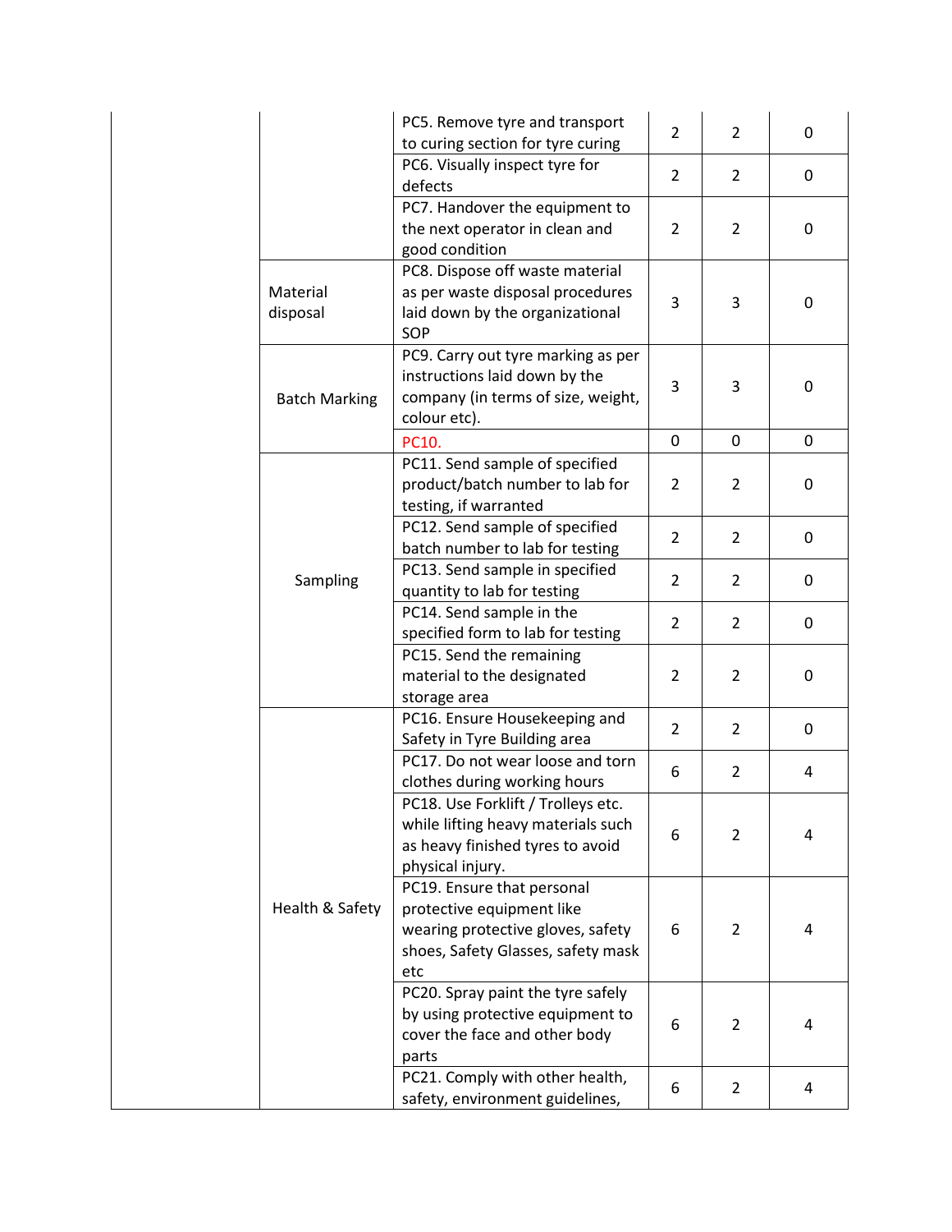| | | | | | |
|---|---|---|---|---|---|
| | | PC5. Remove tyre and transport to curing section for tyre curing | 2 | 2 | 0 |
| | | PC6. Visually inspect tyre for defects | 2 | 2 | 0 |
| | | PC7. Handover the equipment to the next operator in clean and good condition | 2 | 2 | 0 |
| | Material disposal | PC8. Dispose off waste material as per waste disposal procedures laid down by the organizational SOP | 3 | 3 | 0 |
| | Batch Marking | PC9. Carry out tyre marking as per instructions laid down by the company (in terms of size, weight, colour etc). | 3 | 3 | 0 |
| | | PC10. | 0 | 0 | 0 |
| | Sampling | PC11. Send sample of specified product/batch number to lab for testing, if warranted | 2 | 2 | 0 |
| | | PC12. Send sample of specified batch number to lab for testing | 2 | 2 | 0 |
| | | PC13. Send sample in specified quantity to lab for testing | 2 | 2 | 0 |
| | | PC14. Send sample in the specified form to lab for testing | 2 | 2 | 0 |
| | | PC15. Send the remaining material to the designated storage area | 2 | 2 | 0 |
| | Health & Safety | PC16. Ensure Housekeeping and Safety in Tyre Building area | 2 | 2 | 0 |
| | | PC17. Do not wear loose and torn clothes during working hours | 6 | 2 | 4 |
| | | PC18. Use Forklift / Trolleys etc. while lifting heavy materials such as heavy finished tyres to avoid physical injury. | 6 | 2 | 4 |
| | | PC19. Ensure that personal protective equipment like wearing protective gloves, safety shoes, Safety Glasses, safety mask etc | 6 | 2 | 4 |
| | | PC20. Spray paint the tyre safely by using protective equipment to cover the face and other body parts | 6 | 2 | 4 |
| | | PC21. Comply with other health, safety, environment guidelines, | 6 | 2 | 4 |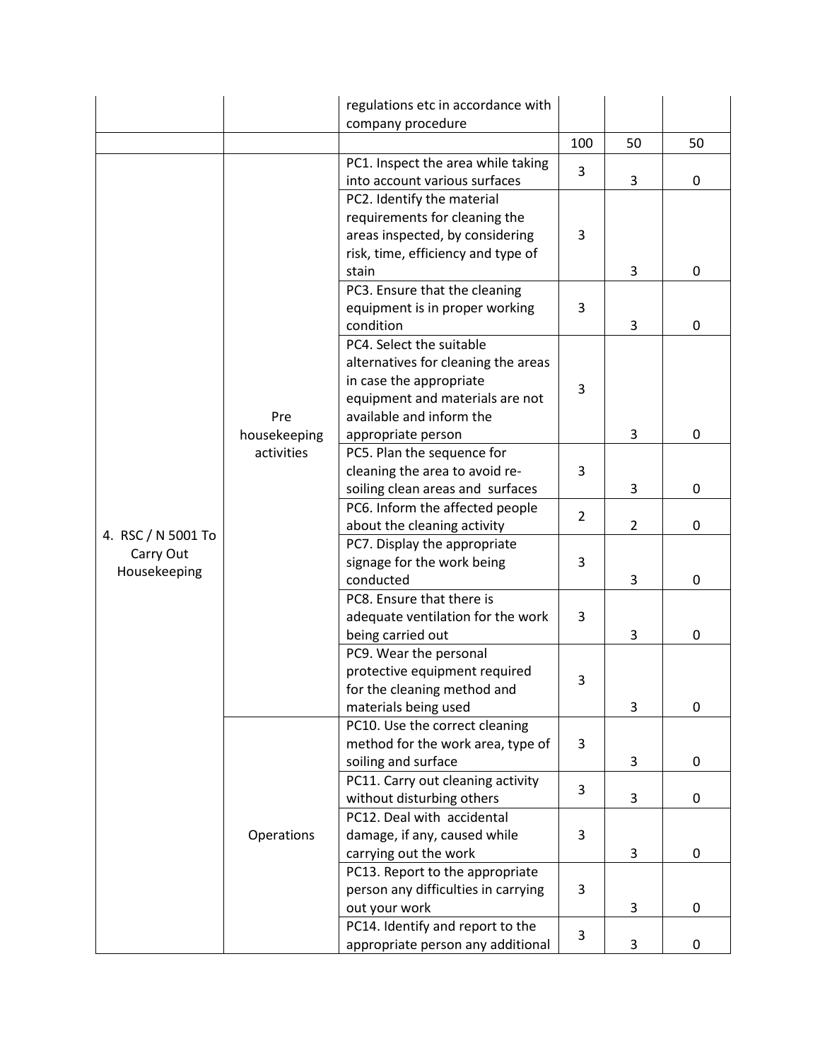|  |  | regulations etc in accordance with company procedure |  |  |  |
|---|---|---|---|---|---|
|  |  |  | 100 | 50 | 50 |
| 4. RSC / N 5001 To Carry Out Housekeeping | Pre housekeeping activities | PC1. Inspect the area while taking into account various surfaces | 3 | 3 | 0 |
|  |  | PC2. Identify the material requirements for cleaning the areas inspected, by considering risk, time, efficiency and type of stain | 3 | 3 | 0 |
|  |  | PC3. Ensure that the cleaning equipment is in proper working condition | 3 | 3 | 0 |
|  |  | PC4. Select the suitable alternatives for cleaning the areas in case the appropriate equipment and materials are not available and inform the appropriate person | 3 | 3 | 0 |
|  |  | PC5. Plan the sequence for cleaning the area to avoid re-soiling clean areas and surfaces | 3 | 3 | 0 |
|  |  | PC6. Inform the affected people about the cleaning activity | 2 | 2 | 0 |
|  |  | PC7. Display the appropriate signage for the work being conducted | 3 | 3 | 0 |
|  |  | PC8. Ensure that there is adequate ventilation for the work being carried out | 3 | 3 | 0 |
|  |  | PC9. Wear the personal protective equipment required for the cleaning method and materials being used | 3 | 3 | 0 |
|  | Operations | PC10. Use the correct cleaning method for the work area, type of soiling and surface | 3 | 3 | 0 |
|  |  | PC11. Carry out cleaning activity without disturbing others | 3 | 3 | 0 |
|  |  | PC12. Deal with accidental damage, if any, caused while carrying out the work | 3 | 3 | 0 |
|  |  | PC13. Report to the appropriate person any difficulties in carrying out your work | 3 | 3 | 0 |
|  |  | PC14. Identify and report to the appropriate person any additional | 3 | 3 | 0 |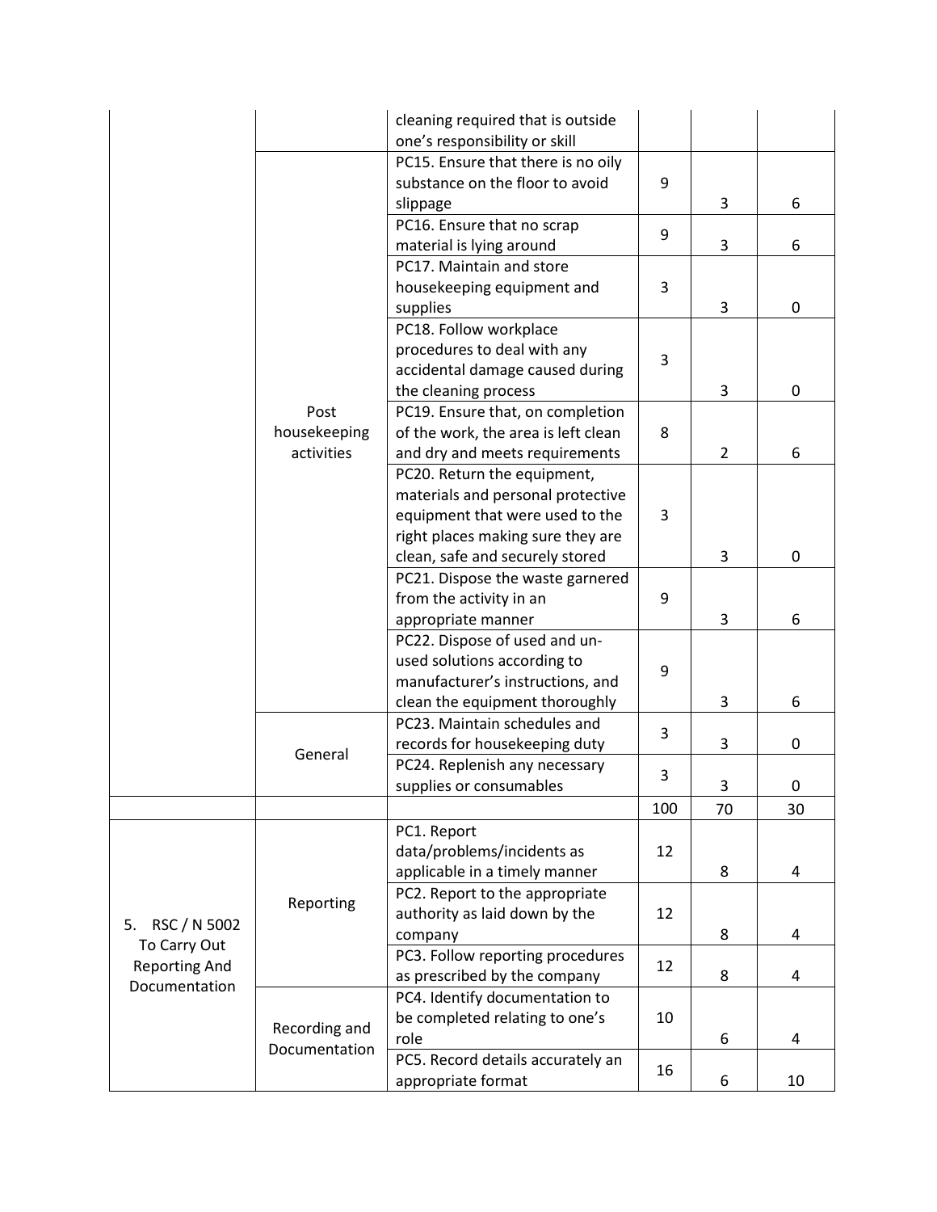| | | | | | |
|---|---|---|---|---|---|
| | | cleaning required that is outside one's responsibility or skill | | | |
| | Post housekeeping activities | PC15. Ensure that there is no oily substance on the floor to avoid slippage | 9 | 3 | 6 |
| | | PC16. Ensure that no scrap material is lying around | 9 | 3 | 6 |
| | | PC17. Maintain and store housekeeping equipment and supplies | 3 | 3 | 0 |
| | | PC18. Follow workplace procedures to deal with any accidental damage caused during the cleaning process | 3 | 3 | 0 |
| | | PC19. Ensure that, on completion of the work, the area is left clean and dry and meets requirements | 8 | 2 | 6 |
| | | PC20. Return the equipment, materials and personal protective equipment that were used to the right places making sure they are clean, safe and securely stored | 3 | 3 | 0 |
| | | PC21. Dispose the waste garnered from the activity in an appropriate manner | 9 | 3 | 6 |
| | | PC22. Dispose of used and un-used solutions according to manufacturer's instructions, and clean the equipment thoroughly | 9 | 3 | 6 |
| | General | PC23. Maintain schedules and records for housekeeping duty | 3 | 3 | 0 |
| | | PC24. Replenish any necessary supplies or consumables | 3 | 3 | 0 |
| | | | 100 | 70 | 30 |
| 5. RSC / N 5002 To Carry Out Reporting And Documentation | Reporting | PC1. Report data/problems/incidents as applicable in a timely manner | 12 | 8 | 4 |
| | | PC2. Report to the appropriate authority as laid down by the company | 12 | 8 | 4 |
| | | PC3. Follow reporting procedures as prescribed by the company | 12 | 8 | 4 |
| | Recording and Documentation | PC4. Identify documentation to be completed relating to one's role | 10 | 6 | 4 |
| | | PC5. Record details accurately an appropriate format | 16 | 6 | 10 |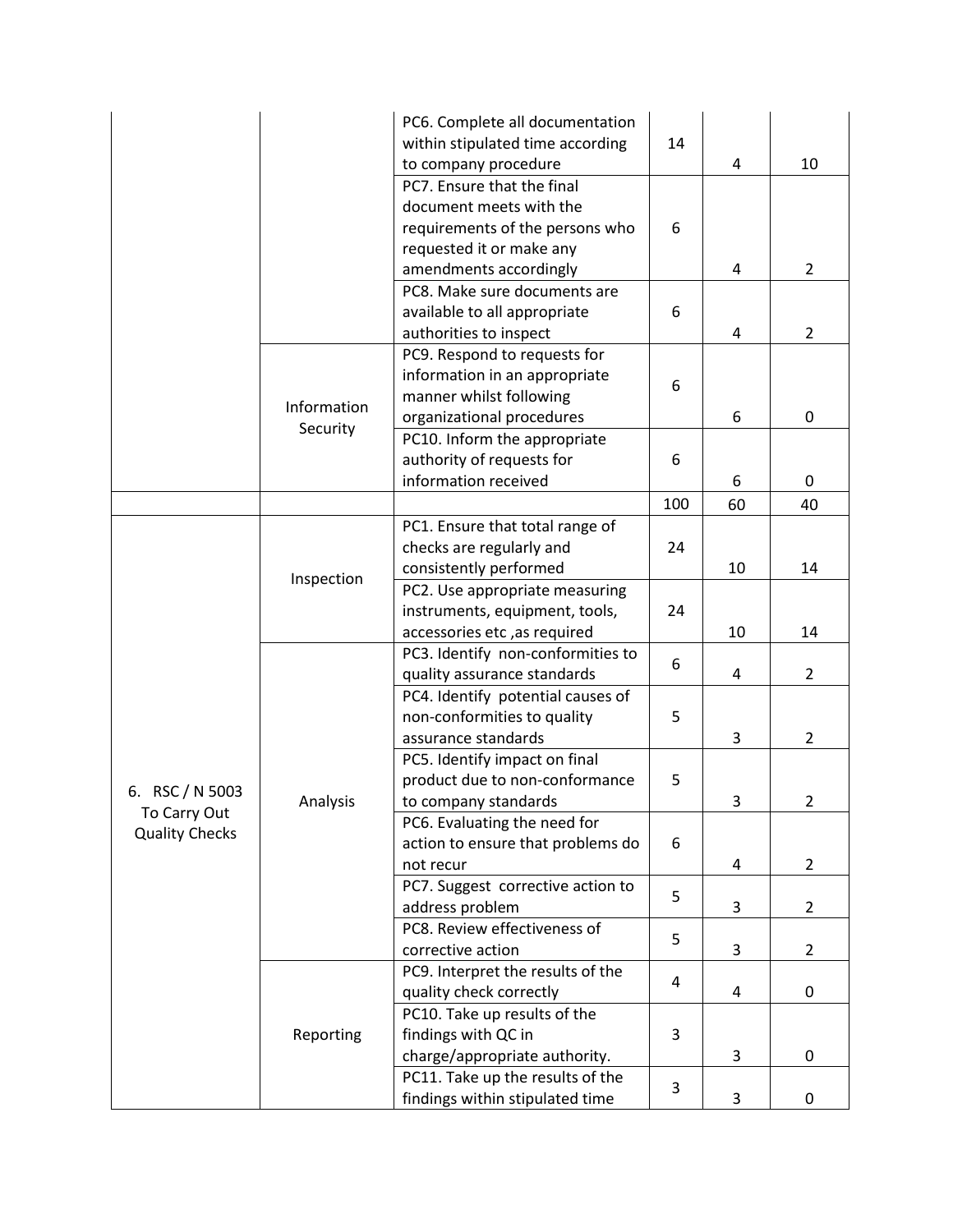| | | | | | |
|---|---|---|---|---|---|
| | | PC6. Complete all documentation within stipulated time according to company procedure | 14 | 4 | 10 |
| | | PC7. Ensure that the final document meets with the requirements of the persons who requested it or make any amendments accordingly | 6 | 4 | 2 |
| | | PC8. Make sure documents are available to all appropriate authorities to inspect | 6 | 4 | 2 |
| | Information Security | PC9. Respond to requests for information in an appropriate manner whilst following organizational procedures | 6 | 6 | 0 |
| | | PC10. Inform the appropriate authority of requests for information received | 6 | 6 | 0 |
| | | | 100 | 60 | 40 |
| 6. RSC / N 5003 To Carry Out Quality Checks | Inspection | PC1. Ensure that total range of checks are regularly and consistently performed | 24 | 10 | 14 |
| | | PC2. Use appropriate measuring instruments, equipment, tools, accessories etc ,as required | 24 | 10 | 14 |
| | Analysis | PC3. Identify non-conformities to quality assurance standards | 6 | 4 | 2 |
| | | PC4. Identify potential causes of non-conformities to quality assurance standards | 5 | 3 | 2 |
| | | PC5. Identify impact on final product due to non-conformance to company standards | 5 | 3 | 2 |
| | | PC6. Evaluating the need for action to ensure that problems do not recur | 6 | 4 | 2 |
| | | PC7. Suggest corrective action to address problem | 5 | 3 | 2 |
| | | PC8. Review effectiveness of corrective action | 5 | 3 | 2 |
| | Reporting | PC9. Interpret the results of the quality check correctly | 4 | 4 | 0 |
| | | PC10. Take up results of the findings with QC in charge/appropriate authority. | 3 | 3 | 0 |
| | | PC11. Take up the results of the findings within stipulated time | 3 | 3 | 0 |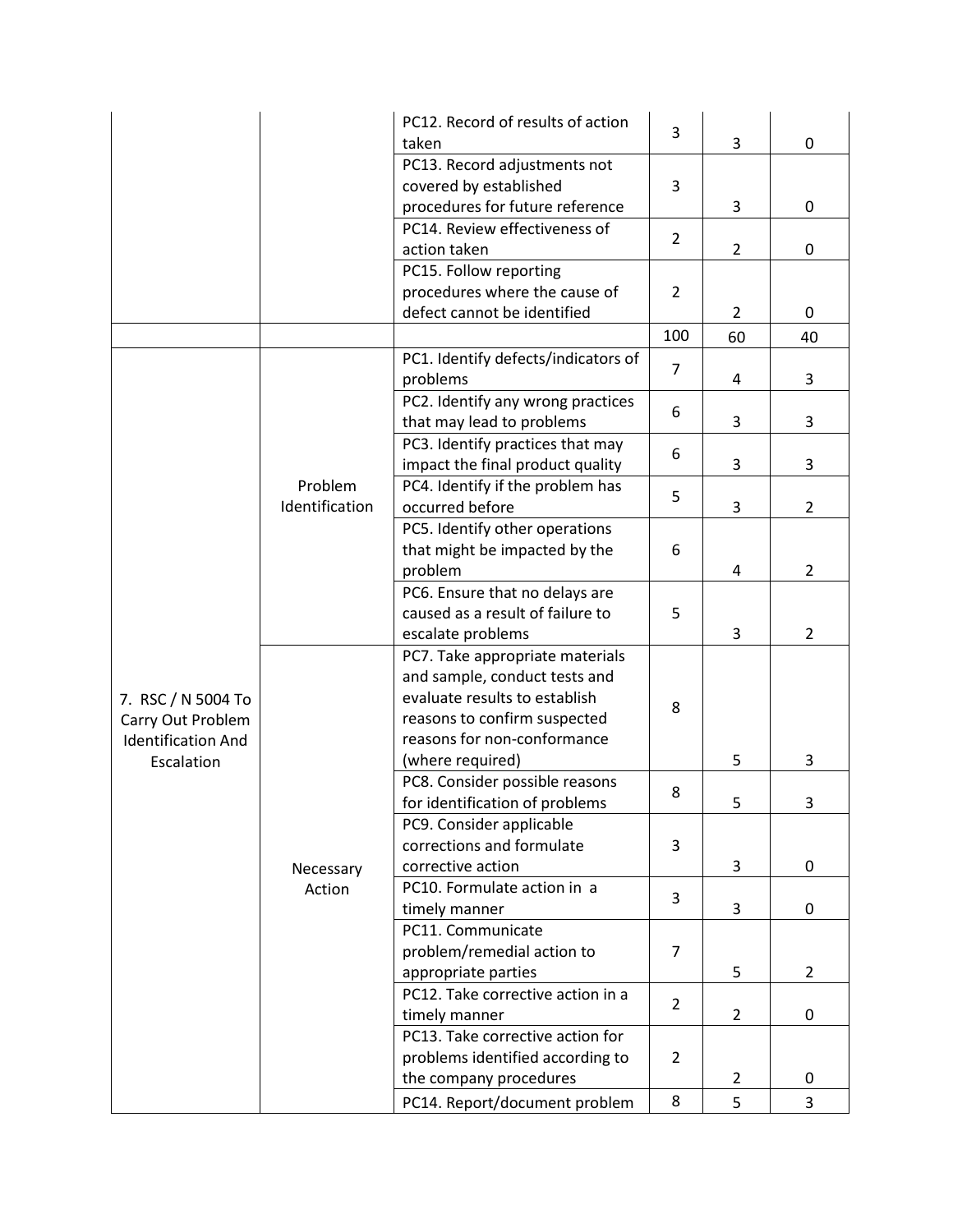| | | | | | |
|---|---|---|---|---|---|
| | | PC12. Record of results of action taken | 3 | 3 | 0 |
| | | PC13. Record adjustments not covered by established procedures for future reference | 3 | 3 | 0 |
| | | PC14. Review effectiveness of action taken | 2 | 2 | 0 |
| | | PC15. Follow reporting procedures where the cause of defect cannot be identified | 2 | 2 | 0 |
| | | | 100 | 60 | 40 |
| 7. RSC / N 5004 To Carry Out Problem Identification And Escalation | Problem Identification | PC1. Identify defects/indicators of problems | 7 | 4 | 3 |
| | | PC2. Identify any wrong practices that may lead to problems | 6 | 3 | 3 |
| | | PC3. Identify practices that may impact the final product quality | 6 | 3 | 3 |
| | | PC4. Identify if the problem has occurred before | 5 | 3 | 2 |
| | | PC5. Identify other operations that might be impacted by the problem | 6 | 4 | 2 |
| | | PC6. Ensure that no delays are caused as a result of failure to escalate problems | 5 | 3 | 2 |
| | Necessary Action | PC7. Take appropriate materials and sample, conduct tests and evaluate results to establish reasons to confirm suspected reasons for non-conformance (where required) | 8 | 5 | 3 |
| | | PC8. Consider possible reasons for identification of problems | 8 | 5 | 3 |
| | | PC9. Consider applicable corrections and formulate corrective action | 3 | 3 | 0 |
| | | PC10. Formulate action in a timely manner | 3 | 3 | 0 |
| | | PC11. Communicate problem/remedial action to appropriate parties | 7 | 5 | 2 |
| | | PC12. Take corrective action in a timely manner | 2 | 2 | 0 |
| | | PC13. Take corrective action for problems identified according to the company procedures | 2 | 2 | 0 |
| | | PC14. Report/document problem | 8 | 5 | 3 |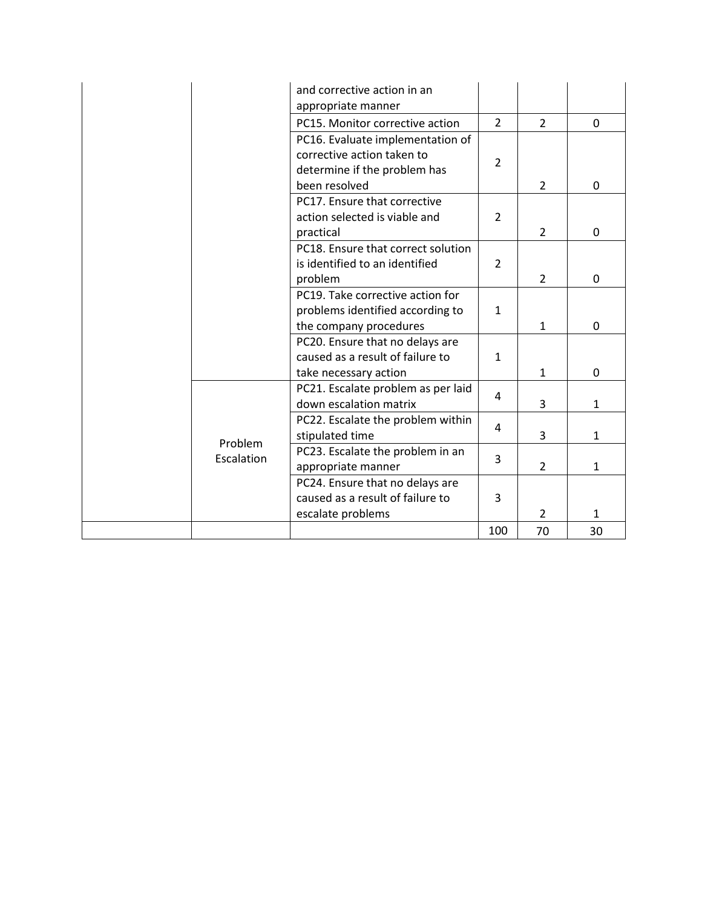| | | | | | |
|---|---|---|---|---|---|
| | | and corrective action in an appropriate manner | | | |
| | | PC15. Monitor corrective action | 2 | 2 | 0 |
| | | PC16. Evaluate implementation of corrective action taken to determine if the problem has been resolved | 2 | 2 | 0 |
| | | PC17. Ensure that corrective action selected is viable and practical | 2 | 2 | 0 |
| | | PC18. Ensure that correct solution is identified to an identified problem | 2 | 2 | 0 |
| | | PC19. Take corrective action for problems identified according to the company procedures | 1 | 1 | 0 |
| | | PC20. Ensure that no delays are caused as a result of failure to take necessary action | 1 | 1 | 0 |
| | Problem Escalation | PC21. Escalate problem as per laid down escalation matrix | 4 | 3 | 1 |
| | | PC22. Escalate the problem within stipulated time | 4 | 3 | 1 |
| | | PC23. Escalate the problem in an appropriate manner | 3 | 2 | 1 |
| | | PC24. Ensure that no delays are caused as a result of failure to escalate problems | 3 | 2 | 1 |
| | | | 100 | 70 | 30 |